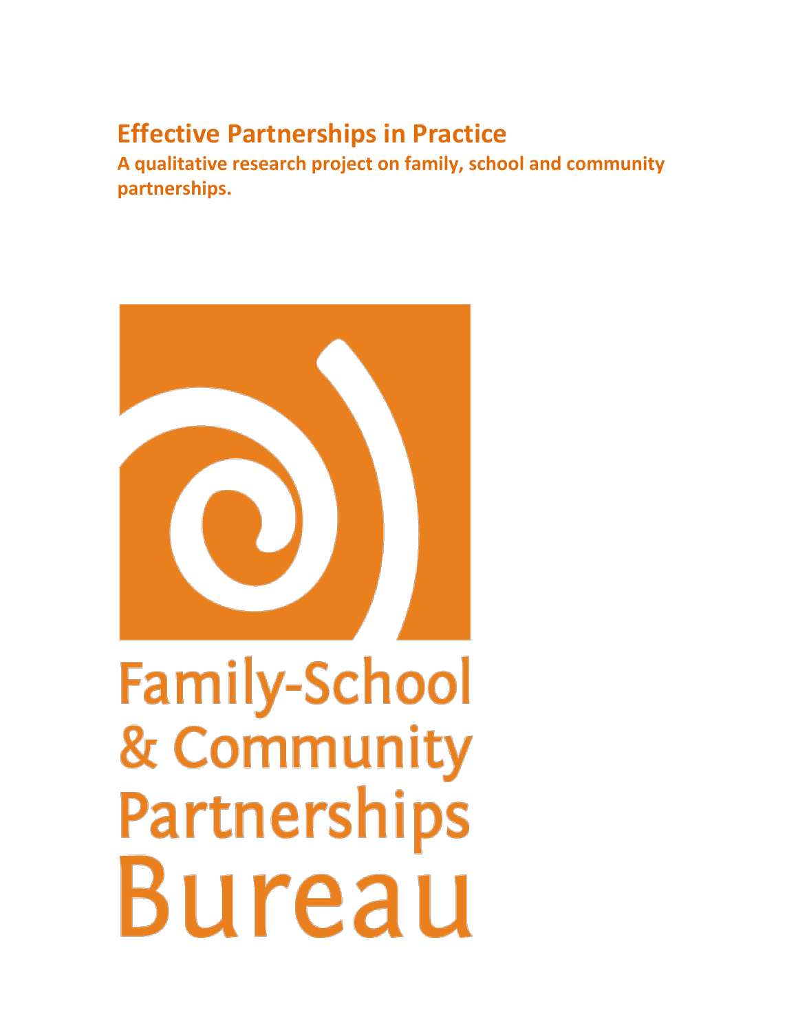# Effective Partnerships in Practice

**A qualitative research project on family, school and community partnerships.**

Family-School & Community Partnerships Bureau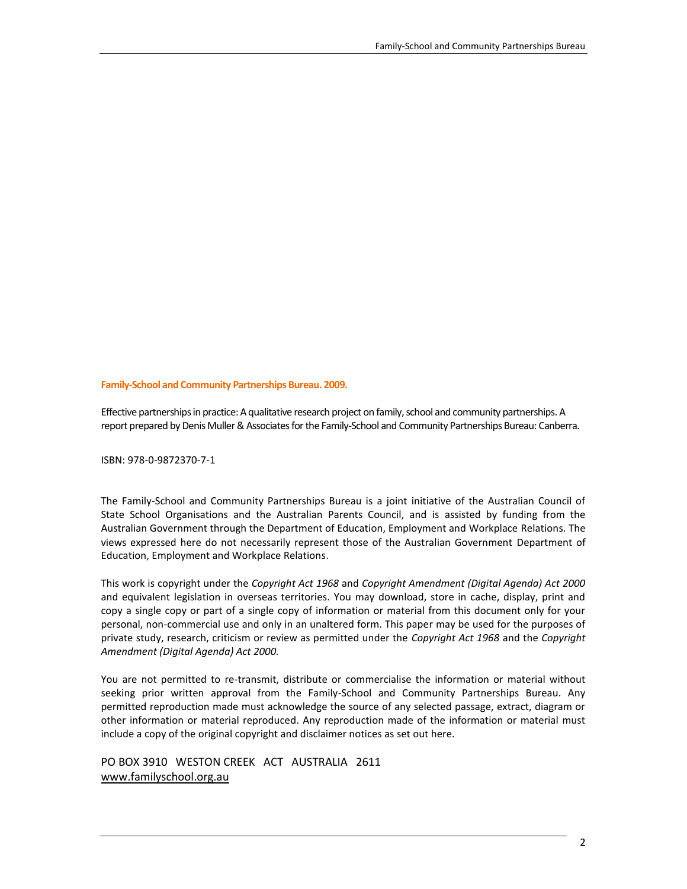**Family-School and Community Partnerships Bureau. 2009.**

Effective partnerships in practice: A qualitative research project on family, school and community partnerships. A report prepared by Denis Muller & Associates for the Family-School and Community Partnerships Bureau: Canberra.

ISBN: 978-0-9872370-7-1

The Family-School and Community Partnerships Bureau is a joint initiative of the Australian Council of State School Organisations and the Australian Parents Council, and is assisted by funding from the Australian Government through the Department of Education, Employment and Workplace Relations. The views expressed here do not necessarily represent those of the Australian Government Department of Education, Employment and Workplace Relations.

This work is copyright under the *Copyright Act 1968* and *Copyright Amendment (Digital Agenda) Act 2000* and equivalent legislation in overseas territories. You may download, store in cache, display, print and copy a single copy or part of a single copy of information or material from this document only for your personal, non-commercial use and only in an unaltered form. This paper may be used for the purposes of private study, research, criticism or review as permitted under the *Copyright Act 1968* and the *Copyright Amendment (Digital Agenda) Act 2000.*

You are not permitted to re-transmit, distribute or commercialise the information or material without seeking prior written approval from the Family-School and Community Partnerships Bureau. Any permitted reproduction made must acknowledge the source of any selected passage, extract, diagram or other information or material reproduced. Any reproduction made of the information or material must include a copy of the original copyright and disclaimer notices as set out here.

PO BOX 3910 WESTON CREEK ACT AUSTRALIA 2611
www.familyschool.org.au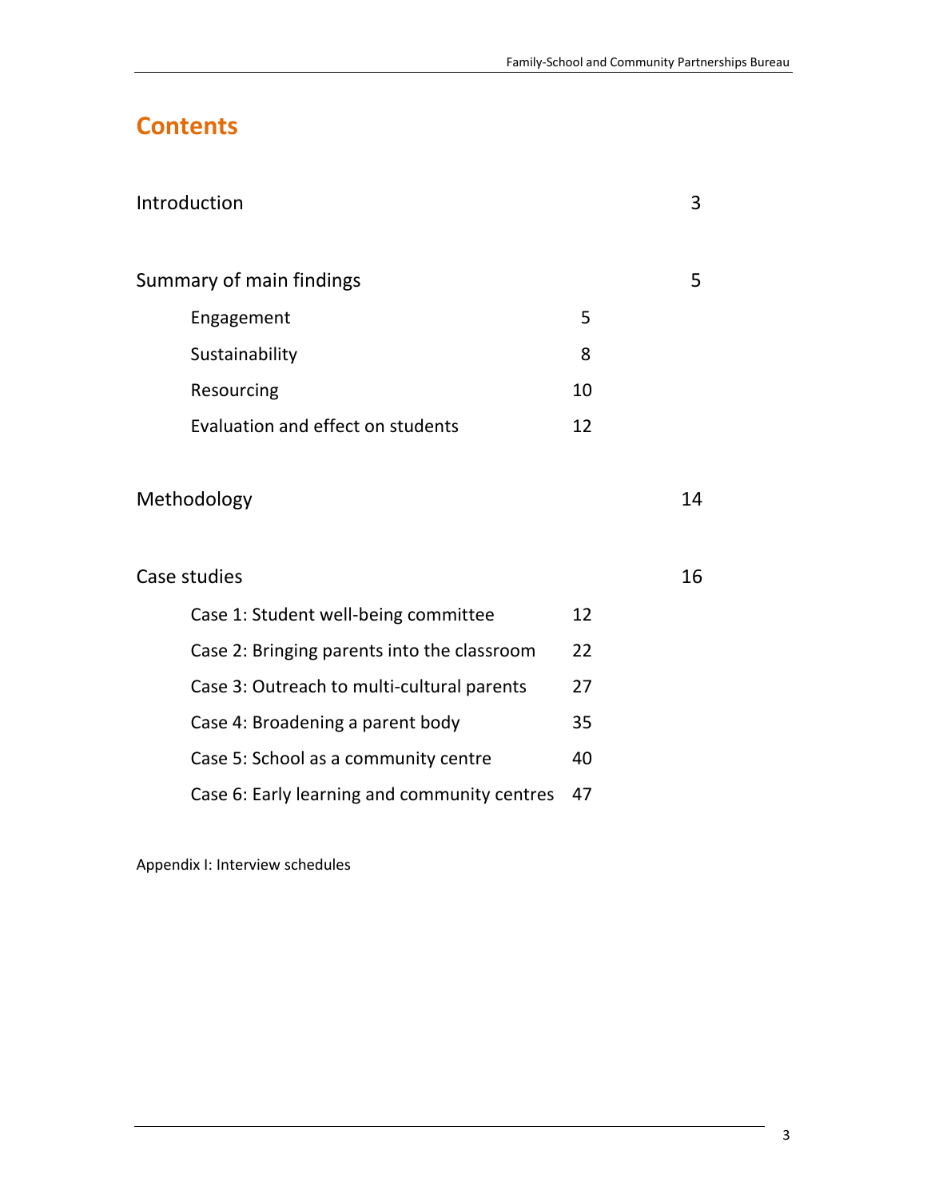# Contents

| | | |
|---|---|---|
| Introduction | | 3 |
| | | |
| Summary of main findings | | 5 |
| Engagement | 5 | |
| Sustainability | 8 | |
| Resourcing | 10 | |
| Evaluation and effect on students | 12 | |
| | | |
| Methodology | | 14 |
| | | |
| Case studies | | 16 |
| Case 1: Student well-being committee | 12 | |
| Case 2: Bringing parents into the classroom | 22 | |
| Case 3: Outreach to multi-cultural parents | 27 | |
| Case 4: Broadening a parent body | 35 | |
| Case 5: School as a community centre | 40 | |
| Case 6: Early learning and community centres | 47 | |

Appendix I: Interview schedules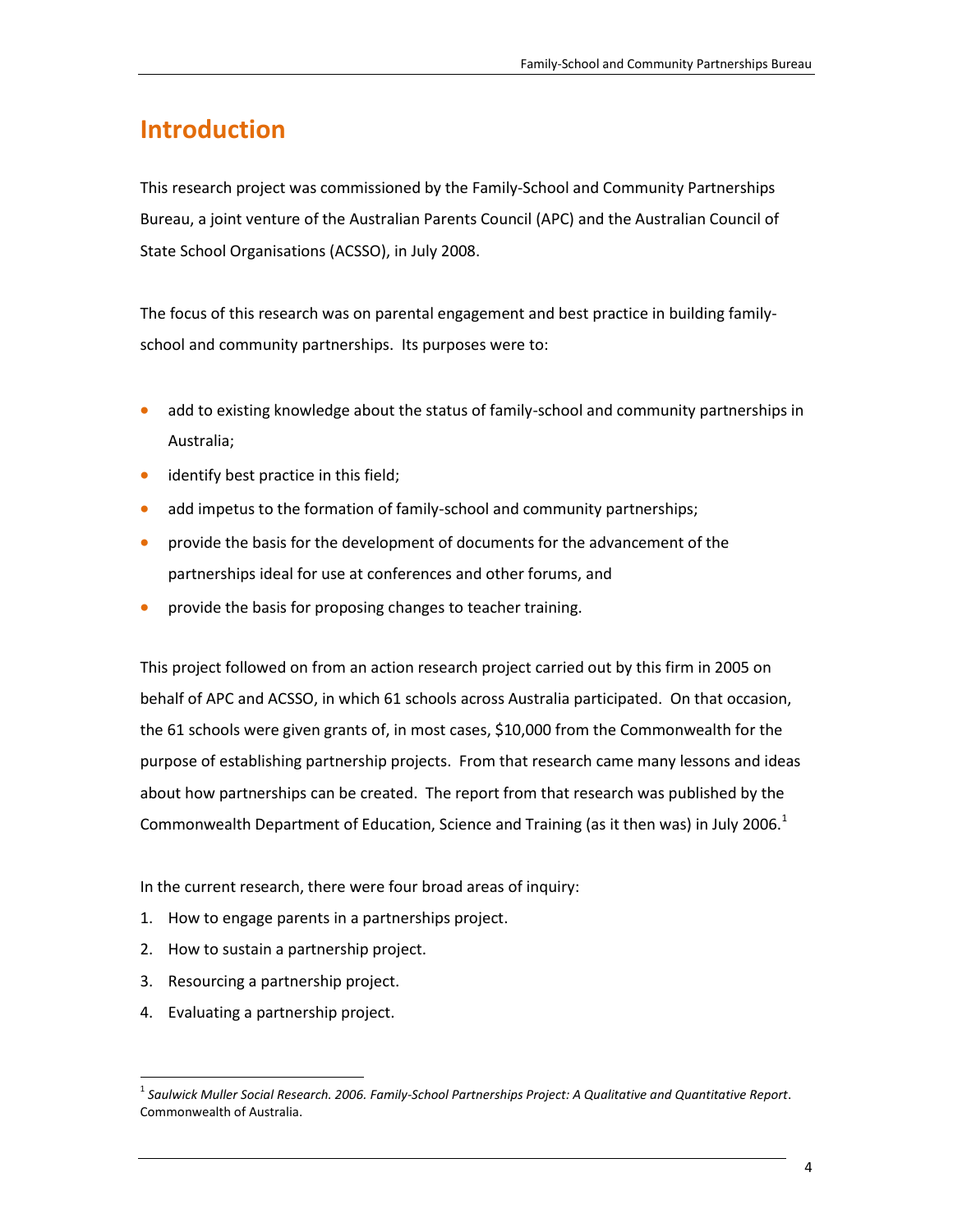# Introduction

This research project was commissioned by the Family-School and Community Partnerships Bureau, a joint venture of the Australian Parents Council (APC) and the Australian Council of State School Organisations (ACSSO), in July 2008.

The focus of this research was on parental engagement and best practice in building family-school and community partnerships. Its purposes were to:

- add to existing knowledge about the status of family-school and community partnerships in Australia;
- identify best practice in this field;
- add impetus to the formation of family-school and community partnerships;
- provide the basis for the development of documents for the advancement of the partnerships ideal for use at conferences and other forums, and
- provide the basis for proposing changes to teacher training.

This project followed on from an action research project carried out by this firm in 2005 on behalf of APC and ACSSO, in which 61 schools across Australia participated. On that occasion, the 61 schools were given grants of, in most cases, $10,000 from the Commonwealth for the purpose of establishing partnership projects. From that research came many lessons and ideas about how partnerships can be created. The report from that research was published by the Commonwealth Department of Education, Science and Training (as it then was) in July 2006.[1]

In the current research, there were four broad areas of inquiry:

1. How to engage parents in a partnerships project.
2. How to sustain a partnership project.
3. Resourcing a partnership project.
4. Evaluating a partnership project.

---

[1] *Saulwick Muller Social Research. 2006. Family-School Partnerships Project: A Qualitative and Quantitative Report*. Commonwealth of Australia.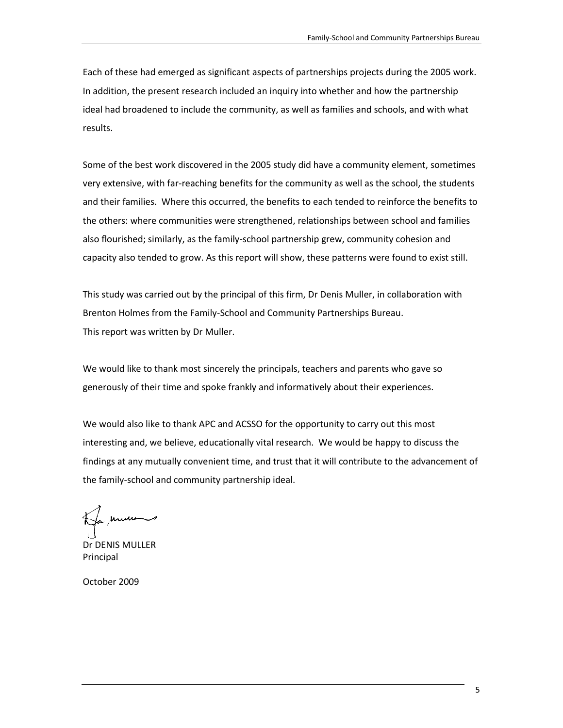Each of these had emerged as significant aspects of partnerships projects during the 2005 work. In addition, the present research included an inquiry into whether and how the partnership ideal had broadened to include the community, as well as families and schools, and with what results.

Some of the best work discovered in the 2005 study did have a community element, sometimes very extensive, with far-reaching benefits for the community as well as the school, the students and their families. Where this occurred, the benefits to each tended to reinforce the benefits to the others: where communities were strengthened, relationships between school and families also flourished; similarly, as the family-school partnership grew, community cohesion and capacity also tended to grow. As this report will show, these patterns were found to exist still.

This study was carried out by the principal of this firm, Dr Denis Muller, in collaboration with Brenton Holmes from the Family-School and Community Partnerships Bureau.
This report was written by Dr Muller.

We would like to thank most sincerely the principals, teachers and parents who gave so generously of their time and spoke frankly and informatively about their experiences.

We would also like to thank APC and ACSSO for the opportunity to carry out this most interesting and, we believe, educationally vital research. We would be happy to discuss the findings at any mutually convenient time, and trust that it will contribute to the advancement of the family-school and community partnership ideal.

Dr DENIS MULLER
Principal

October 2009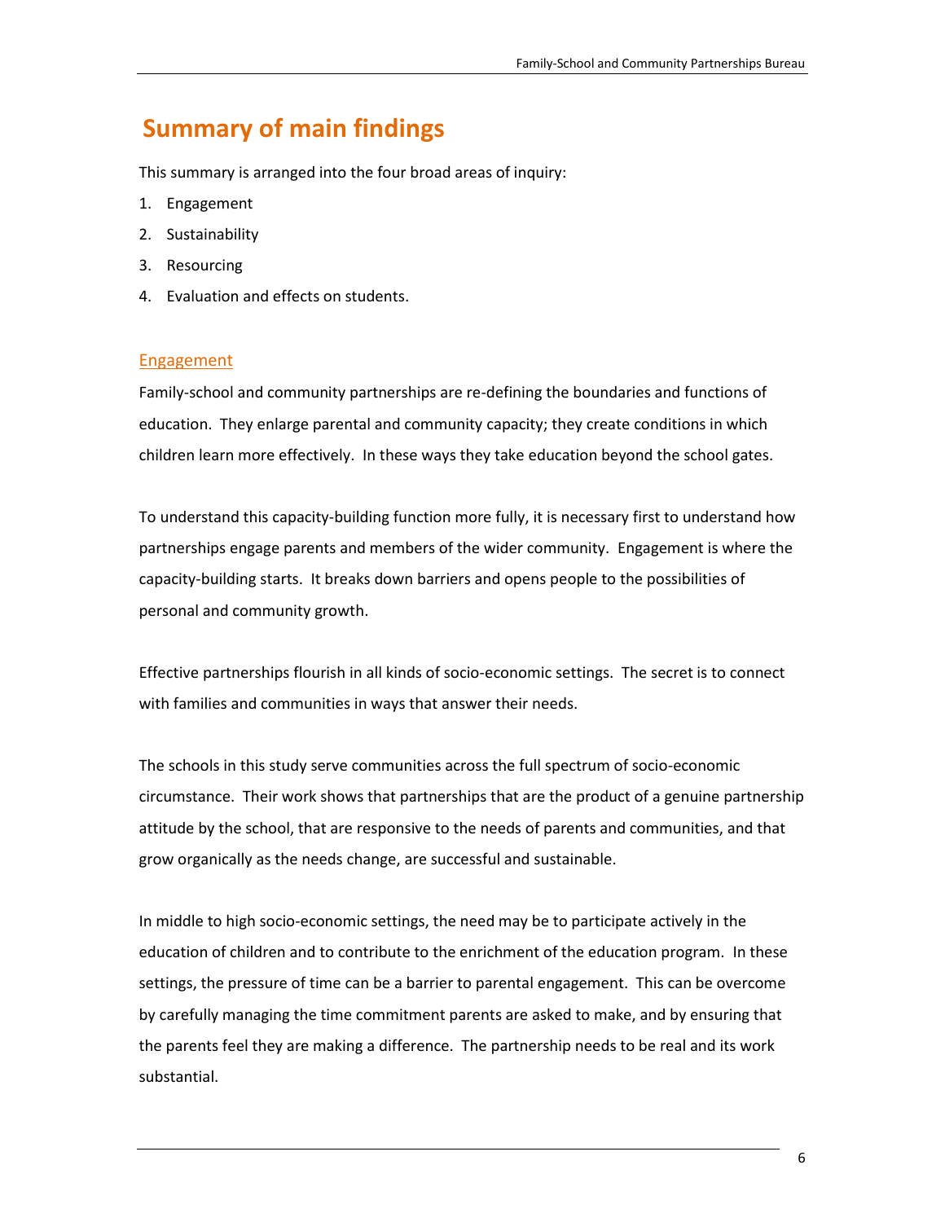# Summary of main findings

This summary is arranged into the four broad areas of inquiry:

1. Engagement
2. Sustainability
3. Resourcing
4. Evaluation and effects on students.

## Engagement

Family-school and community partnerships are re-defining the boundaries and functions of education. They enlarge parental and community capacity; they create conditions in which children learn more effectively. In these ways they take education beyond the school gates.

To understand this capacity-building function more fully, it is necessary first to understand how partnerships engage parents and members of the wider community. Engagement is where the capacity-building starts. It breaks down barriers and opens people to the possibilities of personal and community growth.

Effective partnerships flourish in all kinds of socio-economic settings. The secret is to connect with families and communities in ways that answer their needs.

The schools in this study serve communities across the full spectrum of socio-economic circumstance. Their work shows that partnerships that are the product of a genuine partnership attitude by the school, that are responsive to the needs of parents and communities, and that grow organically as the needs change, are successful and sustainable.

In middle to high socio-economic settings, the need may be to participate actively in the education of children and to contribute to the enrichment of the education program. In these settings, the pressure of time can be a barrier to parental engagement. This can be overcome by carefully managing the time commitment parents are asked to make, and by ensuring that the parents feel they are making a difference. The partnership needs to be real and its work substantial.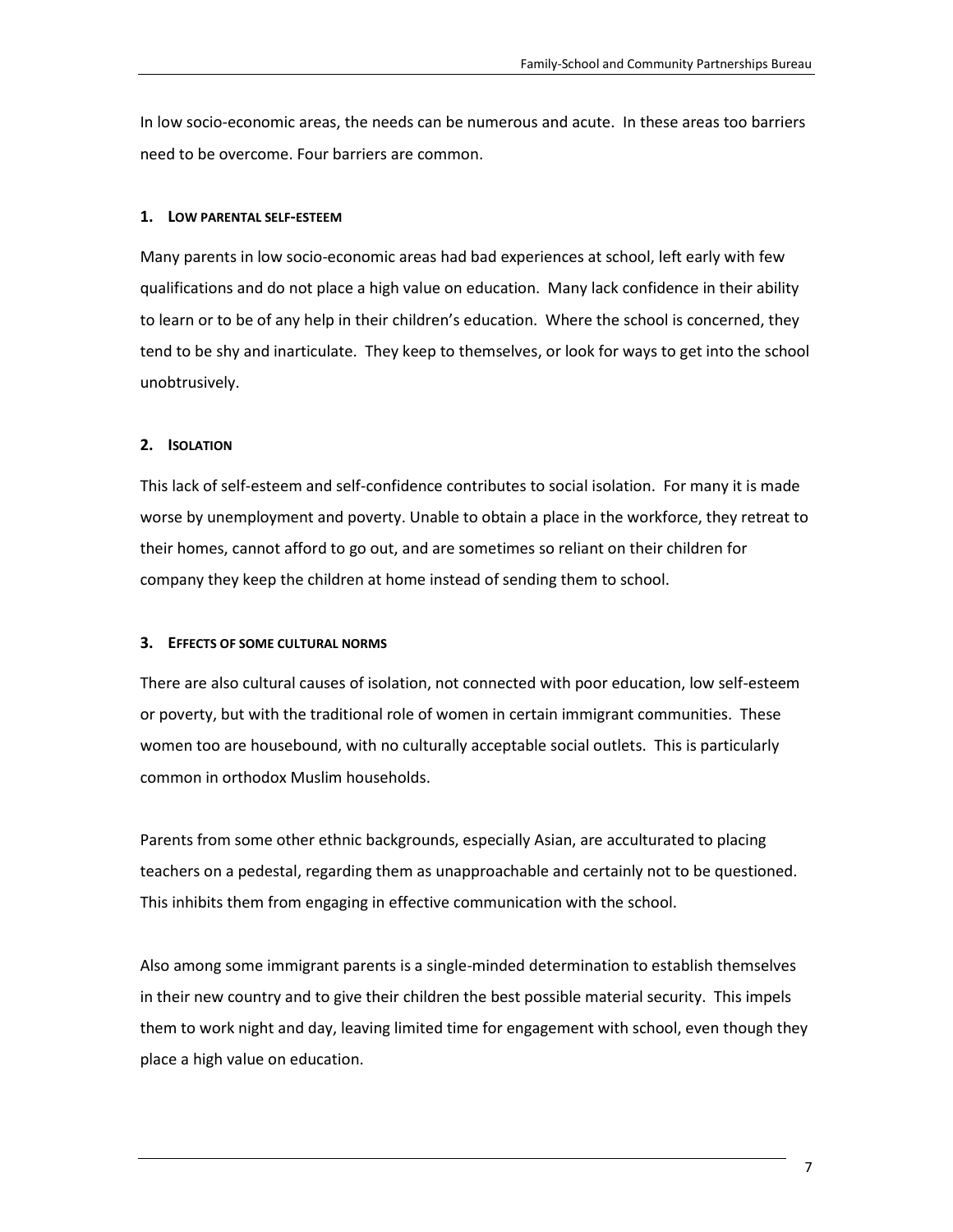In low socio-economic areas, the needs can be numerous and acute. In these areas too barriers need to be overcome. Four barriers are common.

### 1. Low parental self-esteem

Many parents in low socio-economic areas had bad experiences at school, left early with few qualifications and do not place a high value on education. Many lack confidence in their ability to learn or to be of any help in their children's education. Where the school is concerned, they tend to be shy and inarticulate. They keep to themselves, or look for ways to get into the school unobtrusively.

### 2. Isolation

This lack of self-esteem and self-confidence contributes to social isolation. For many it is made worse by unemployment and poverty. Unable to obtain a place in the workforce, they retreat to their homes, cannot afford to go out, and are sometimes so reliant on their children for company they keep the children at home instead of sending them to school.

### 3. Effects of some cultural norms

There are also cultural causes of isolation, not connected with poor education, low self-esteem or poverty, but with the traditional role of women in certain immigrant communities. These women too are housebound, with no culturally acceptable social outlets. This is particularly common in orthodox Muslim households.

Parents from some other ethnic backgrounds, especially Asian, are acculturated to placing teachers on a pedestal, regarding them as unapproachable and certainly not to be questioned. This inhibits them from engaging in effective communication with the school.

Also among some immigrant parents is a single-minded determination to establish themselves in their new country and to give their children the best possible material security. This impels them to work night and day, leaving limited time for engagement with school, even though they place a high value on education.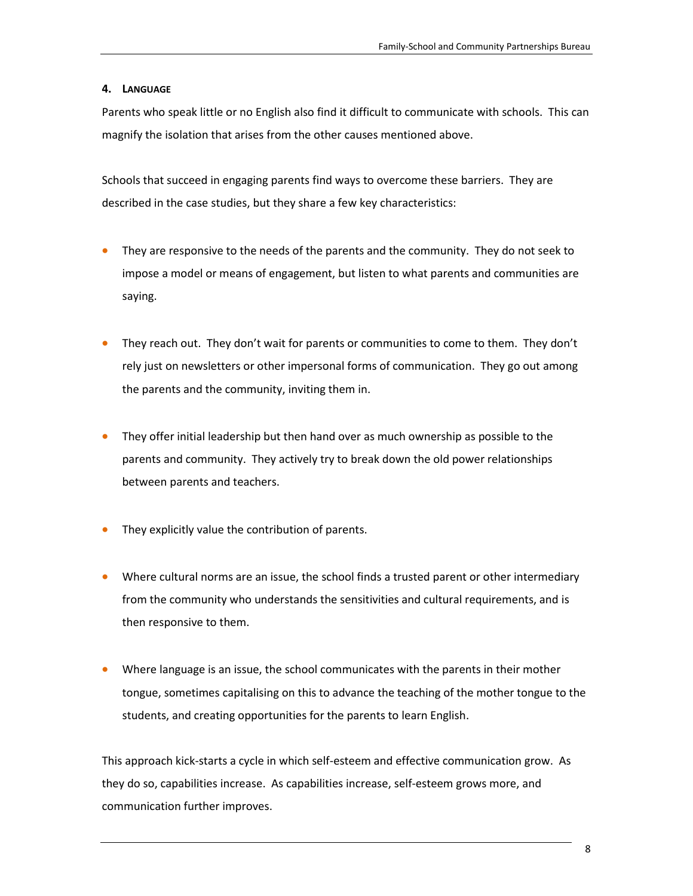#### 4. Language

Parents who speak little or no English also find it difficult to communicate with schools. This can magnify the isolation that arises from the other causes mentioned above.

Schools that succeed in engaging parents find ways to overcome these barriers. They are described in the case studies, but they share a few key characteristics:

- They are responsive to the needs of the parents and the community. They do not seek to impose a model or means of engagement, but listen to what parents and communities are saying.
- They reach out. They don't wait for parents or communities to come to them. They don't rely just on newsletters or other impersonal forms of communication. They go out among the parents and the community, inviting them in.
- They offer initial leadership but then hand over as much ownership as possible to the parents and community. They actively try to break down the old power relationships between parents and teachers.
- They explicitly value the contribution of parents.
- Where cultural norms are an issue, the school finds a trusted parent or other intermediary from the community who understands the sensitivities and cultural requirements, and is then responsive to them.
- Where language is an issue, the school communicates with the parents in their mother tongue, sometimes capitalising on this to advance the teaching of the mother tongue to the students, and creating opportunities for the parents to learn English.

This approach kick-starts a cycle in which self-esteem and effective communication grow. As they do so, capabilities increase. As capabilities increase, self-esteem grows more, and communication further improves.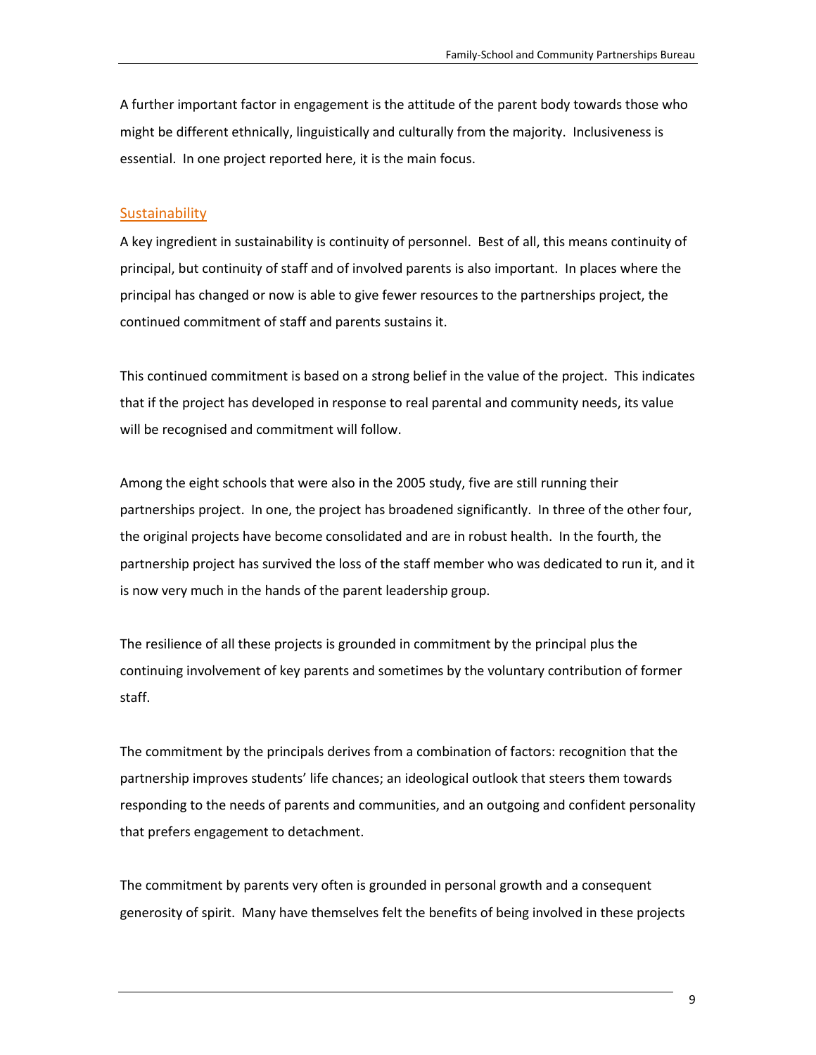A further important factor in engagement is the attitude of the parent body towards those who might be different ethnically, linguistically and culturally from the majority. Inclusiveness is essential. In one project reported here, it is the main focus.

## Sustainability

A key ingredient in sustainability is continuity of personnel. Best of all, this means continuity of principal, but continuity of staff and of involved parents is also important. In places where the principal has changed or now is able to give fewer resources to the partnerships project, the continued commitment of staff and parents sustains it.

This continued commitment is based on a strong belief in the value of the project. This indicates that if the project has developed in response to real parental and community needs, its value will be recognised and commitment will follow.

Among the eight schools that were also in the 2005 study, five are still running their partnerships project. In one, the project has broadened significantly. In three of the other four, the original projects have become consolidated and are in robust health. In the fourth, the partnership project has survived the loss of the staff member who was dedicated to run it, and it is now very much in the hands of the parent leadership group.

The resilience of all these projects is grounded in commitment by the principal plus the continuing involvement of key parents and sometimes by the voluntary contribution of former staff.

The commitment by the principals derives from a combination of factors: recognition that the partnership improves students' life chances; an ideological outlook that steers them towards responding to the needs of parents and communities, and an outgoing and confident personality that prefers engagement to detachment.

The commitment by parents very often is grounded in personal growth and a consequent generosity of spirit. Many have themselves felt the benefits of being involved in these projects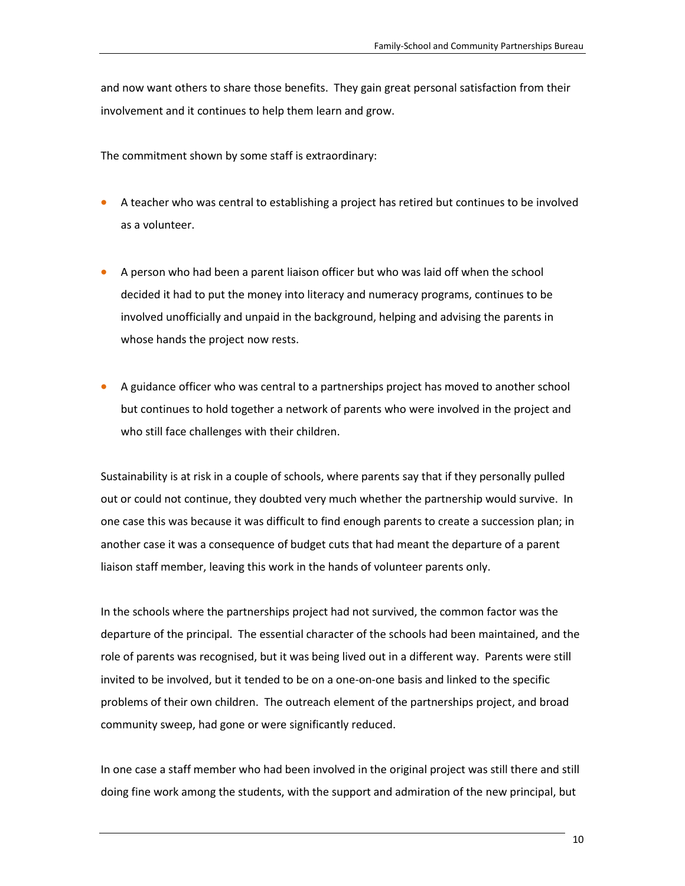and now want others to share those benefits. They gain great personal satisfaction from their involvement and it continues to help them learn and grow.

The commitment shown by some staff is extraordinary:

- A teacher who was central to establishing a project has retired but continues to be involved as a volunteer.

- A person who had been a parent liaison officer but who was laid off when the school decided it had to put the money into literacy and numeracy programs, continues to be involved unofficially and unpaid in the background, helping and advising the parents in whose hands the project now rests.

- A guidance officer who was central to a partnerships project has moved to another school but continues to hold together a network of parents who were involved in the project and who still face challenges with their children.

Sustainability is at risk in a couple of schools, where parents say that if they personally pulled out or could not continue, they doubted very much whether the partnership would survive. In one case this was because it was difficult to find enough parents to create a succession plan; in another case it was a consequence of budget cuts that had meant the departure of a parent liaison staff member, leaving this work in the hands of volunteer parents only.

In the schools where the partnerships project had not survived, the common factor was the departure of the principal. The essential character of the schools had been maintained, and the role of parents was recognised, but it was being lived out in a different way. Parents were still invited to be involved, but it tended to be on a one-on-one basis and linked to the specific problems of their own children. The outreach element of the partnerships project, and broad community sweep, had gone or were significantly reduced.

In one case a staff member who had been involved in the original project was still there and still doing fine work among the students, with the support and admiration of the new principal, but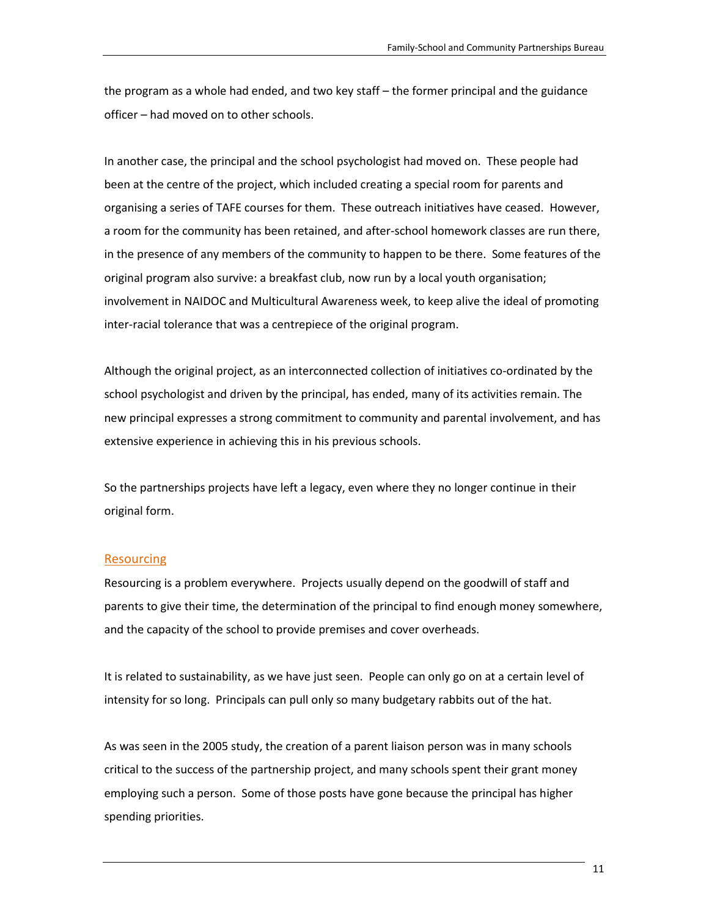the program as a whole had ended, and two key staff – the former principal and the guidance officer – had moved on to other schools.

In another case, the principal and the school psychologist had moved on. These people had been at the centre of the project, which included creating a special room for parents and organising a series of TAFE courses for them. These outreach initiatives have ceased. However, a room for the community has been retained, and after-school homework classes are run there, in the presence of any members of the community to happen to be there. Some features of the original program also survive: a breakfast club, now run by a local youth organisation; involvement in NAIDOC and Multicultural Awareness week, to keep alive the ideal of promoting inter-racial tolerance that was a centrepiece of the original program.

Although the original project, as an interconnected collection of initiatives co-ordinated by the school psychologist and driven by the principal, has ended, many of its activities remain. The new principal expresses a strong commitment to community and parental involvement, and has extensive experience in achieving this in his previous schools.

So the partnerships projects have left a legacy, even where they no longer continue in their original form.

## Resourcing

Resourcing is a problem everywhere. Projects usually depend on the goodwill of staff and parents to give their time, the determination of the principal to find enough money somewhere, and the capacity of the school to provide premises and cover overheads.

It is related to sustainability, as we have just seen. People can only go on at a certain level of intensity for so long. Principals can pull only so many budgetary rabbits out of the hat.

As was seen in the 2005 study, the creation of a parent liaison person was in many schools critical to the success of the partnership project, and many schools spent their grant money employing such a person. Some of those posts have gone because the principal has higher spending priorities.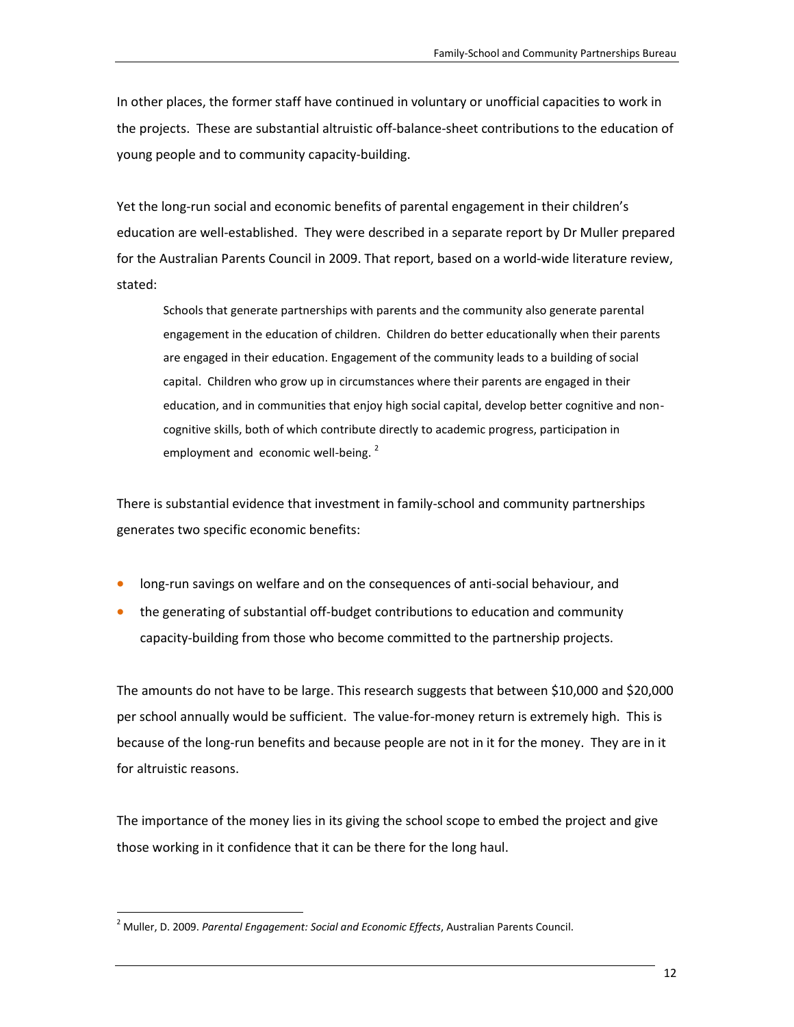In other places, the former staff have continued in voluntary or unofficial capacities to work in the projects. These are substantial altruistic off-balance-sheet contributions to the education of young people and to community capacity-building.

Yet the long-run social and economic benefits of parental engagement in their children's education are well-established. They were described in a separate report by Dr Muller prepared for the Australian Parents Council in 2009. That report, based on a world-wide literature review, stated:

> Schools that generate partnerships with parents and the community also generate parental engagement in the education of children. Children do better educationally when their parents are engaged in their education. Engagement of the community leads to a building of social capital. Children who grow up in circumstances where their parents are engaged in their education, and in communities that enjoy high social capital, develop better cognitive and non-cognitive skills, both of which contribute directly to academic progress, participation in employment and economic well-being. [2]

There is substantial evidence that investment in family-school and community partnerships generates two specific economic benefits:

- long-run savings on welfare and on the consequences of anti-social behaviour, and
- the generating of substantial off-budget contributions to education and community capacity-building from those who become committed to the partnership projects.

The amounts do not have to be large. This research suggests that between $10,000 and $20,000 per school annually would be sufficient. The value-for-money return is extremely high. This is because of the long-run benefits and because people are not in it for the money. They are in it for altruistic reasons.

The importance of the money lies in its giving the school scope to embed the project and give those working in it confidence that it can be there for the long haul.

---

[2] Muller, D. 2009. *Parental Engagement: Social and Economic Effects*, Australian Parents Council.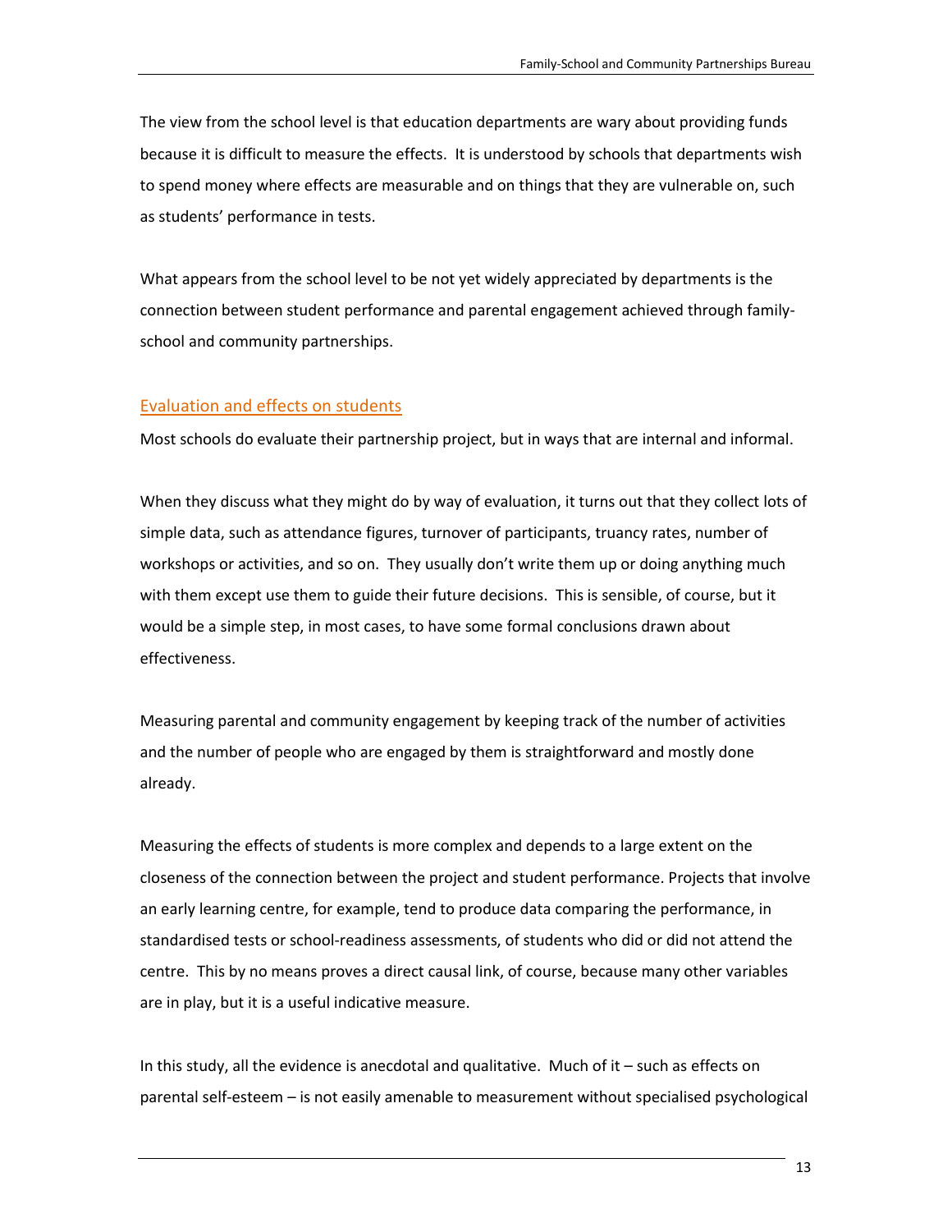The view from the school level is that education departments are wary about providing funds because it is difficult to measure the effects. It is understood by schools that departments wish to spend money where effects are measurable and on things that they are vulnerable on, such as students' performance in tests.

What appears from the school level to be not yet widely appreciated by departments is the connection between student performance and parental engagement achieved through family-school and community partnerships.

## Evaluation and effects on students

Most schools do evaluate their partnership project, but in ways that are internal and informal.

When they discuss what they might do by way of evaluation, it turns out that they collect lots of simple data, such as attendance figures, turnover of participants, truancy rates, number of workshops or activities, and so on. They usually don't write them up or doing anything much with them except use them to guide their future decisions. This is sensible, of course, but it would be a simple step, in most cases, to have some formal conclusions drawn about effectiveness.

Measuring parental and community engagement by keeping track of the number of activities and the number of people who are engaged by them is straightforward and mostly done already.

Measuring the effects of students is more complex and depends to a large extent on the closeness of the connection between the project and student performance. Projects that involve an early learning centre, for example, tend to produce data comparing the performance, in standardised tests or school-readiness assessments, of students who did or did not attend the centre. This by no means proves a direct causal link, of course, because many other variables are in play, but it is a useful indicative measure.

In this study, all the evidence is anecdotal and qualitative. Much of it – such as effects on parental self-esteem – is not easily amenable to measurement without specialised psychological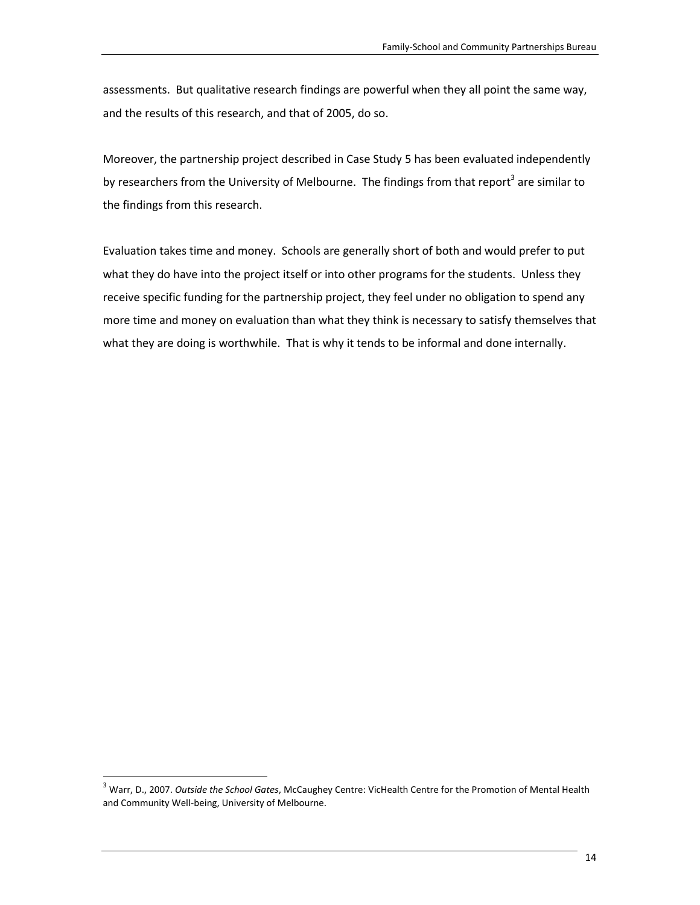assessments. But qualitative research findings are powerful when they all point the same way, and the results of this research, and that of 2005, do so.

Moreover, the partnership project described in Case Study 5 has been evaluated independently by researchers from the University of Melbourne. The findings from that report[3] are similar to the findings from this research.

Evaluation takes time and money. Schools are generally short of both and would prefer to put what they do have into the project itself or into other programs for the students. Unless they receive specific funding for the partnership project, they feel under no obligation to spend any more time and money on evaluation than what they think is necessary to satisfy themselves that what they are doing is worthwhile. That is why it tends to be informal and done internally.

[3] Warr, D., 2007. *Outside the School Gates*, McCaughey Centre: VicHealth Centre for the Promotion of Mental Health and Community Well-being, University of Melbourne.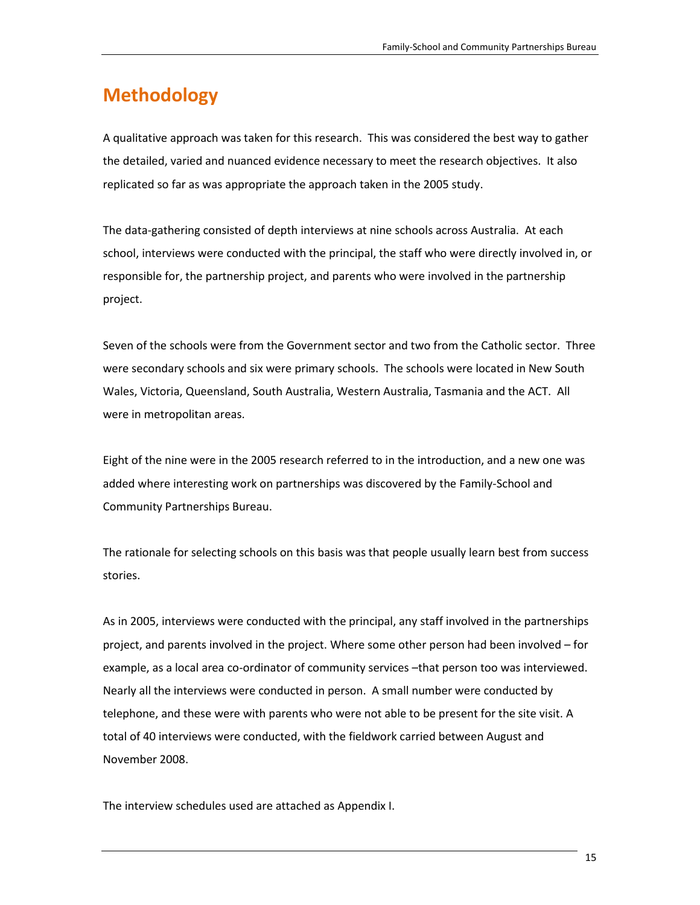# Methodology

A qualitative approach was taken for this research. This was considered the best way to gather the detailed, varied and nuanced evidence necessary to meet the research objectives. It also replicated so far as was appropriate the approach taken in the 2005 study.

The data-gathering consisted of depth interviews at nine schools across Australia. At each school, interviews were conducted with the principal, the staff who were directly involved in, or responsible for, the partnership project, and parents who were involved in the partnership project.

Seven of the schools were from the Government sector and two from the Catholic sector. Three were secondary schools and six were primary schools. The schools were located in New South Wales, Victoria, Queensland, South Australia, Western Australia, Tasmania and the ACT. All were in metropolitan areas.

Eight of the nine were in the 2005 research referred to in the introduction, and a new one was added where interesting work on partnerships was discovered by the Family-School and Community Partnerships Bureau.

The rationale for selecting schools on this basis was that people usually learn best from success stories.

As in 2005, interviews were conducted with the principal, any staff involved in the partnerships project, and parents involved in the project. Where some other person had been involved – for example, as a local area co-ordinator of community services –that person too was interviewed. Nearly all the interviews were conducted in person. A small number were conducted by telephone, and these were with parents who were not able to be present for the site visit. A total of 40 interviews were conducted, with the fieldwork carried between August and November 2008.

The interview schedules used are attached as Appendix I.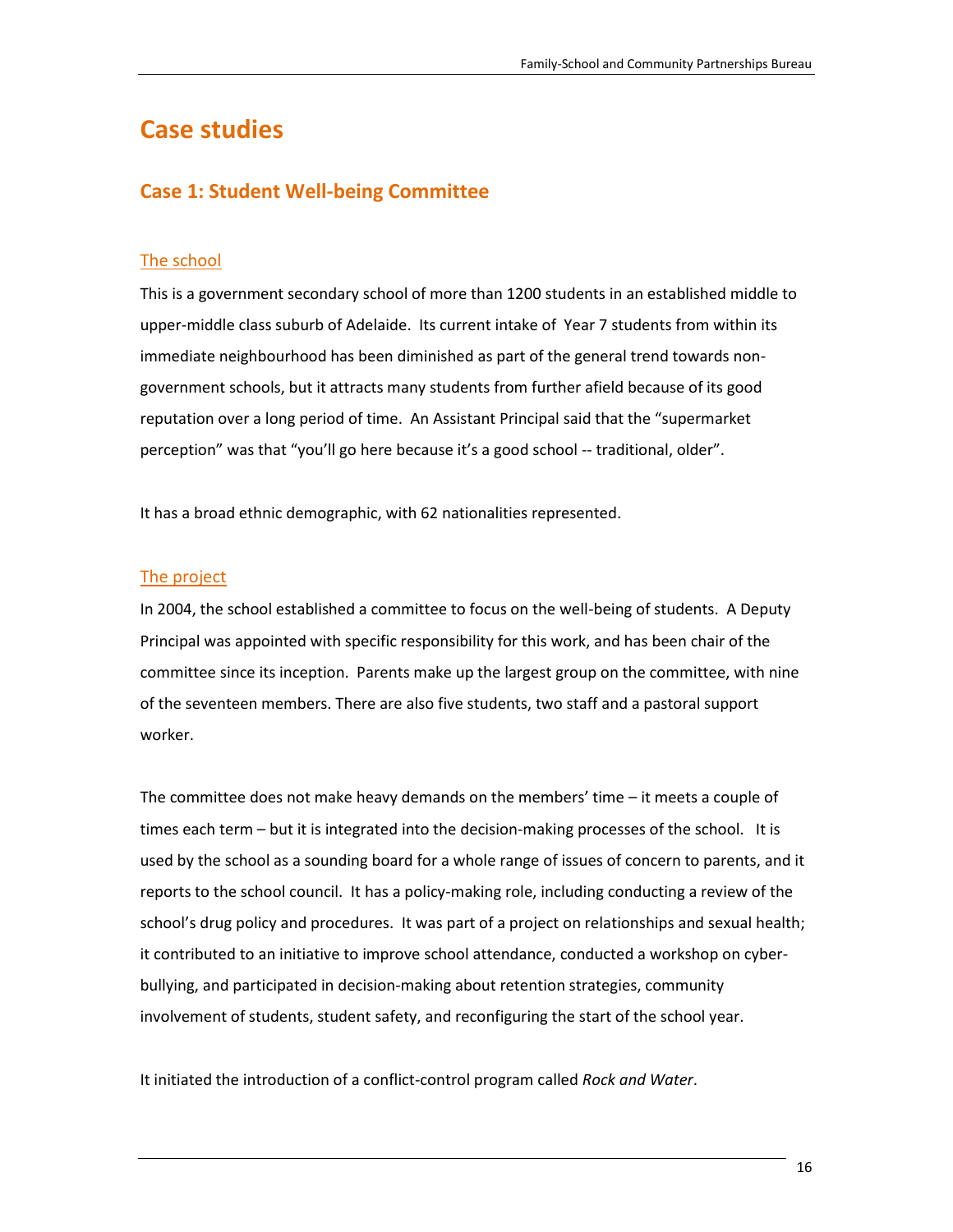# Case studies

## Case 1: Student Well-being Committee

### The school

This is a government secondary school of more than 1200 students in an established middle to upper-middle class suburb of Adelaide. Its current intake of Year 7 students from within its immediate neighbourhood has been diminished as part of the general trend towards non-government schools, but it attracts many students from further afield because of its good reputation over a long period of time. An Assistant Principal said that the "supermarket perception" was that "you'll go here because it's a good school -- traditional, older".

It has a broad ethnic demographic, with 62 nationalities represented.

### The project

In 2004, the school established a committee to focus on the well-being of students. A Deputy Principal was appointed with specific responsibility for this work, and has been chair of the committee since its inception. Parents make up the largest group on the committee, with nine of the seventeen members. There are also five students, two staff and a pastoral support worker.

The committee does not make heavy demands on the members' time – it meets a couple of times each term – but it is integrated into the decision-making processes of the school. It is used by the school as a sounding board for a whole range of issues of concern to parents, and it reports to the school council. It has a policy-making role, including conducting a review of the school's drug policy and procedures. It was part of a project on relationships and sexual health; it contributed to an initiative to improve school attendance, conducted a workshop on cyber-bullying, and participated in decision-making about retention strategies, community involvement of students, student safety, and reconfiguring the start of the school year.

It initiated the introduction of a conflict-control program called *Rock and Water*.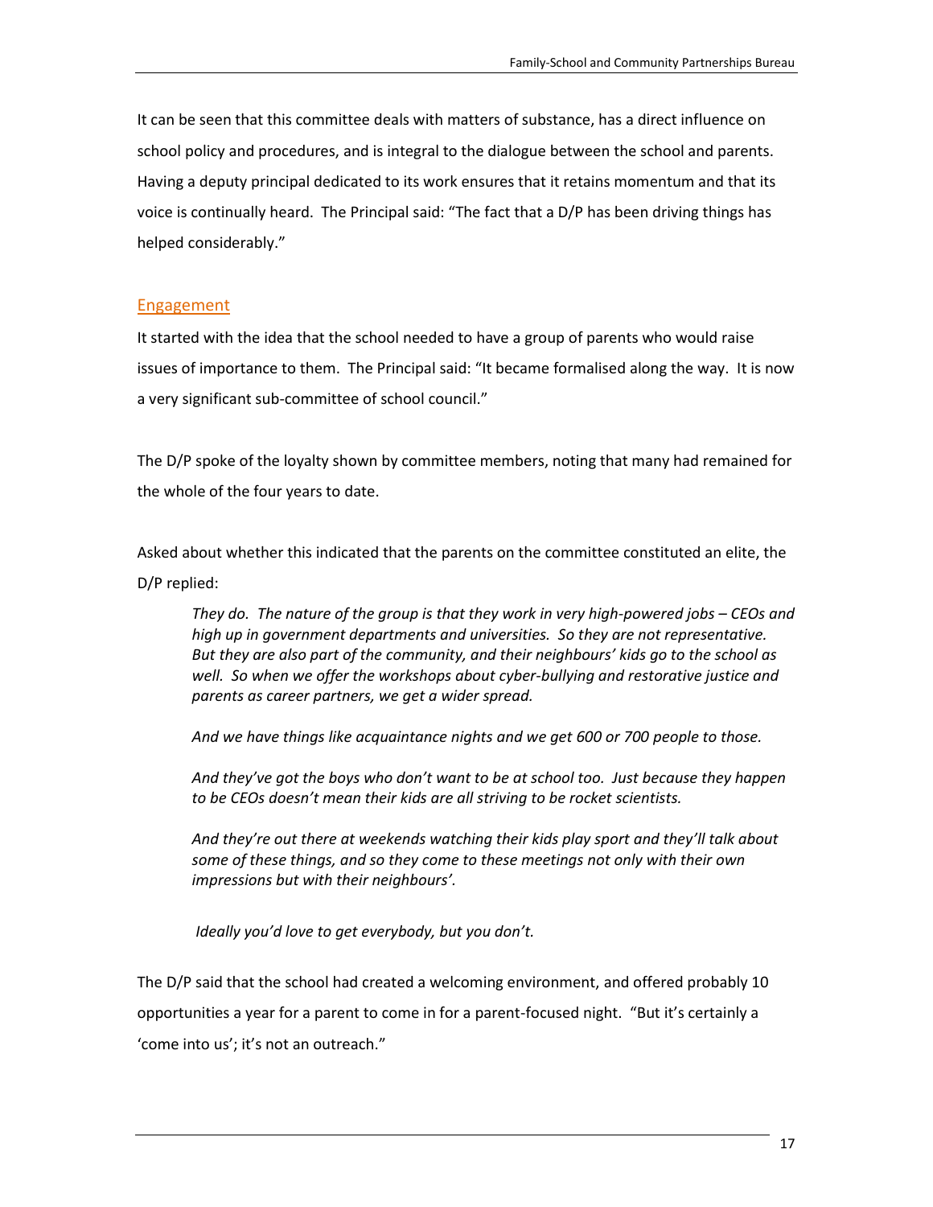It can be seen that this committee deals with matters of substance, has a direct influence on school policy and procedures, and is integral to the dialogue between the school and parents. Having a deputy principal dedicated to its work ensures that it retains momentum and that its voice is continually heard. The Principal said: "The fact that a D/P has been driving things has helped considerably."

## Engagement

It started with the idea that the school needed to have a group of parents who would raise issues of importance to them. The Principal said: "It became formalised along the way. It is now a very significant sub-committee of school council."

The D/P spoke of the loyalty shown by committee members, noting that many had remained for the whole of the four years to date.

Asked about whether this indicated that the parents on the committee constituted an elite, the D/P replied:

> *They do. The nature of the group is that they work in very high-powered jobs – CEOs and high up in government departments and universities. So they are not representative. But they are also part of the community, and their neighbours' kids go to the school as well. So when we offer the workshops about cyber-bullying and restorative justice and parents as career partners, we get a wider spread.*
>
> *And we have things like acquaintance nights and we get 600 or 700 people to those.*
>
> *And they've got the boys who don't want to be at school too. Just because they happen to be CEOs doesn't mean their kids are all striving to be rocket scientists.*
>
> *And they're out there at weekends watching their kids play sport and they'll talk about some of these things, and so they come to these meetings not only with their own impressions but with their neighbours'.*
>
> *Ideally you'd love to get everybody, but you don't.*

The D/P said that the school had created a welcoming environment, and offered probably 10 opportunities a year for a parent to come in for a parent-focused night. "But it's certainly a 'come into us'; it's not an outreach."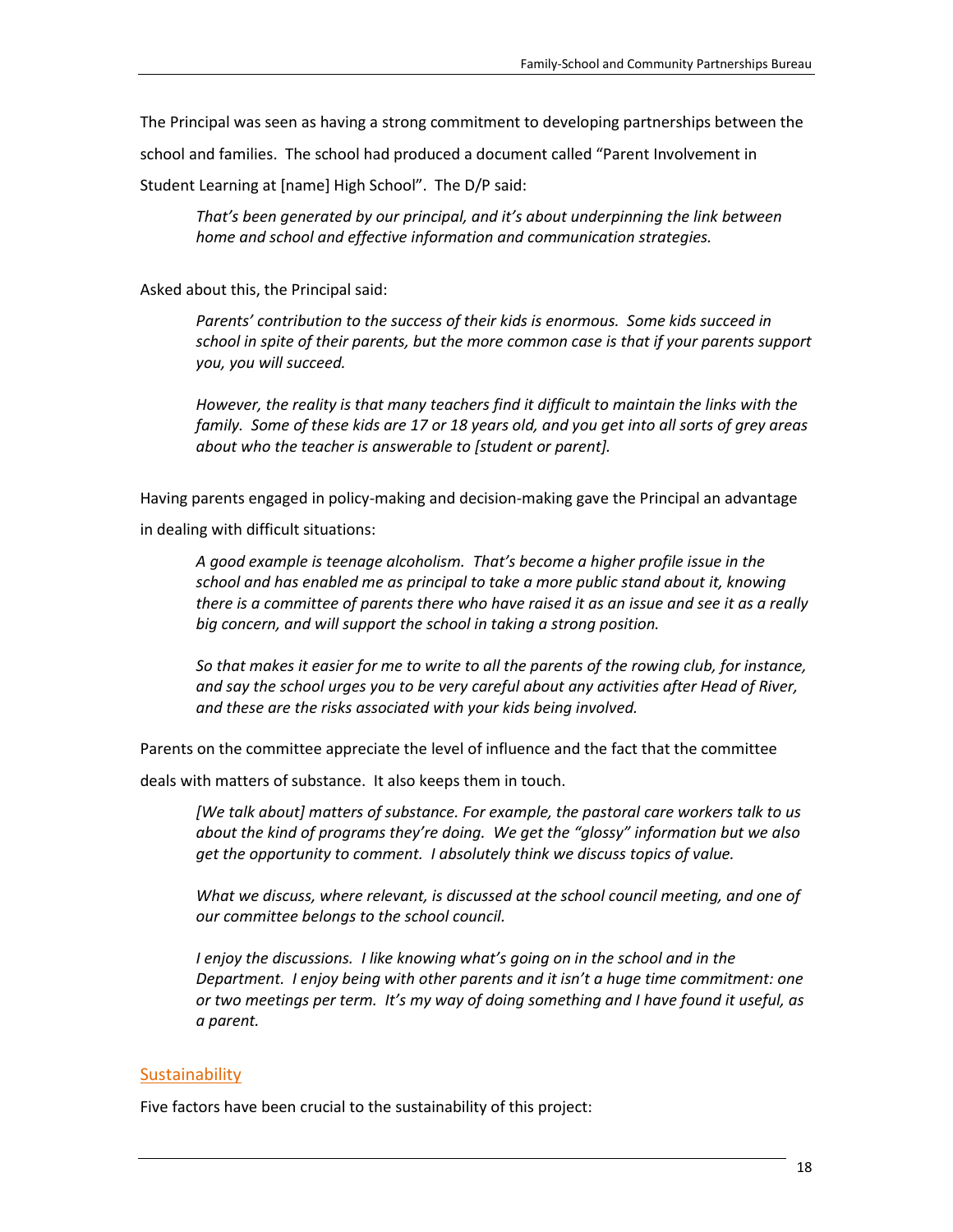The Principal was seen as having a strong commitment to developing partnerships between the school and families. The school had produced a document called "Parent Involvement in Student Learning at [name] High School". The D/P said:

> *That's been generated by our principal, and it's about underpinning the link between home and school and effective information and communication strategies.*

Asked about this, the Principal said:

> *Parents' contribution to the success of their kids is enormous. Some kids succeed in school in spite of their parents, but the more common case is that if your parents support you, you will succeed.*
>
> *However, the reality is that many teachers find it difficult to maintain the links with the family. Some of these kids are 17 or 18 years old, and you get into all sorts of grey areas about who the teacher is answerable to [student or parent].*

Having parents engaged in policy-making and decision-making gave the Principal an advantage in dealing with difficult situations:

> *A good example is teenage alcoholism. That's become a higher profile issue in the school and has enabled me as principal to take a more public stand about it, knowing there is a committee of parents there who have raised it as an issue and see it as a really big concern, and will support the school in taking a strong position.*
>
> *So that makes it easier for me to write to all the parents of the rowing club, for instance, and say the school urges you to be very careful about any activities after Head of River, and these are the risks associated with your kids being involved.*

Parents on the committee appreciate the level of influence and the fact that the committee deals with matters of substance. It also keeps them in touch.

> *[We talk about] matters of substance. For example, the pastoral care workers talk to us about the kind of programs they're doing. We get the "glossy" information but we also get the opportunity to comment. I absolutely think we discuss topics of value.*
>
> *What we discuss, where relevant, is discussed at the school council meeting, and one of our committee belongs to the school council.*
>
> *I enjoy the discussions. I like knowing what's going on in the school and in the Department. I enjoy being with other parents and it isn't a huge time commitment: one or two meetings per term. It's my way of doing something and I have found it useful, as a parent.*

## Sustainability

Five factors have been crucial to the sustainability of this project: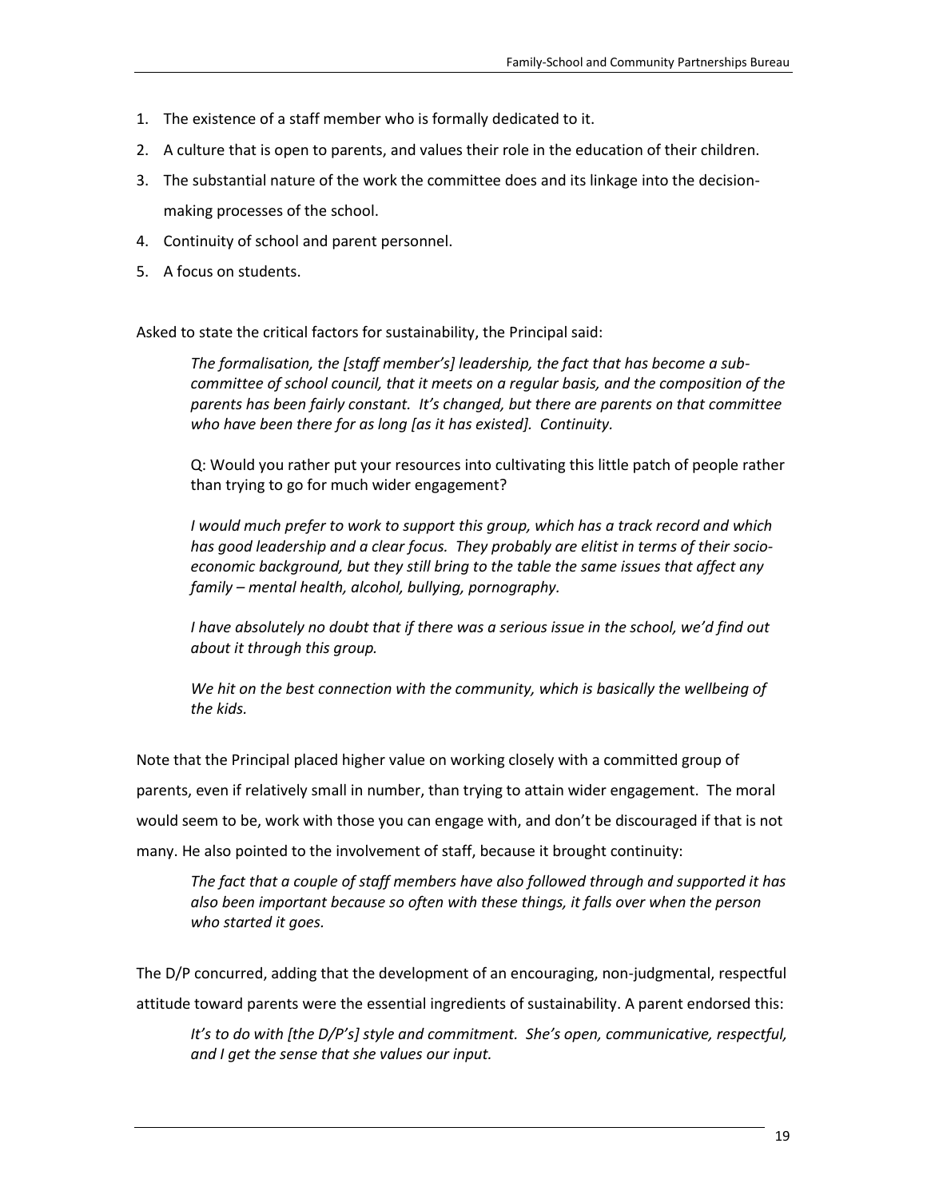1. The existence of a staff member who is formally dedicated to it.
2. A culture that is open to parents, and values their role in the education of their children.
3. The substantial nature of the work the committee does and its linkage into the decision-making processes of the school.
4. Continuity of school and parent personnel.
5. A focus on students.

Asked to state the critical factors for sustainability, the Principal said:

> *The formalisation, the [staff member's] leadership, the fact that has become a sub-committee of school council, that it meets on a regular basis, and the composition of the parents has been fairly constant. It's changed, but there are parents on that committee who have been there for as long [as it has existed]. Continuity.*
>
> Q: Would you rather put your resources into cultivating this little patch of people rather than trying to go for much wider engagement?
>
> *I would much prefer to work to support this group, which has a track record and which has good leadership and a clear focus. They probably are elitist in terms of their socio-economic background, but they still bring to the table the same issues that affect any family – mental health, alcohol, bullying, pornography.*
>
> *I have absolutely no doubt that if there was a serious issue in the school, we'd find out about it through this group.*
>
> *We hit on the best connection with the community, which is basically the wellbeing of the kids.*

Note that the Principal placed higher value on working closely with a committed group of parents, even if relatively small in number, than trying to attain wider engagement. The moral would seem to be, work with those you can engage with, and don't be discouraged if that is not many. He also pointed to the involvement of staff, because it brought continuity:

> *The fact that a couple of staff members have also followed through and supported it has also been important because so often with these things, it falls over when the person who started it goes.*

The D/P concurred, adding that the development of an encouraging, non-judgmental, respectful attitude toward parents were the essential ingredients of sustainability. A parent endorsed this:

> *It's to do with [the D/P's] style and commitment. She's open, communicative, respectful, and I get the sense that she values our input.*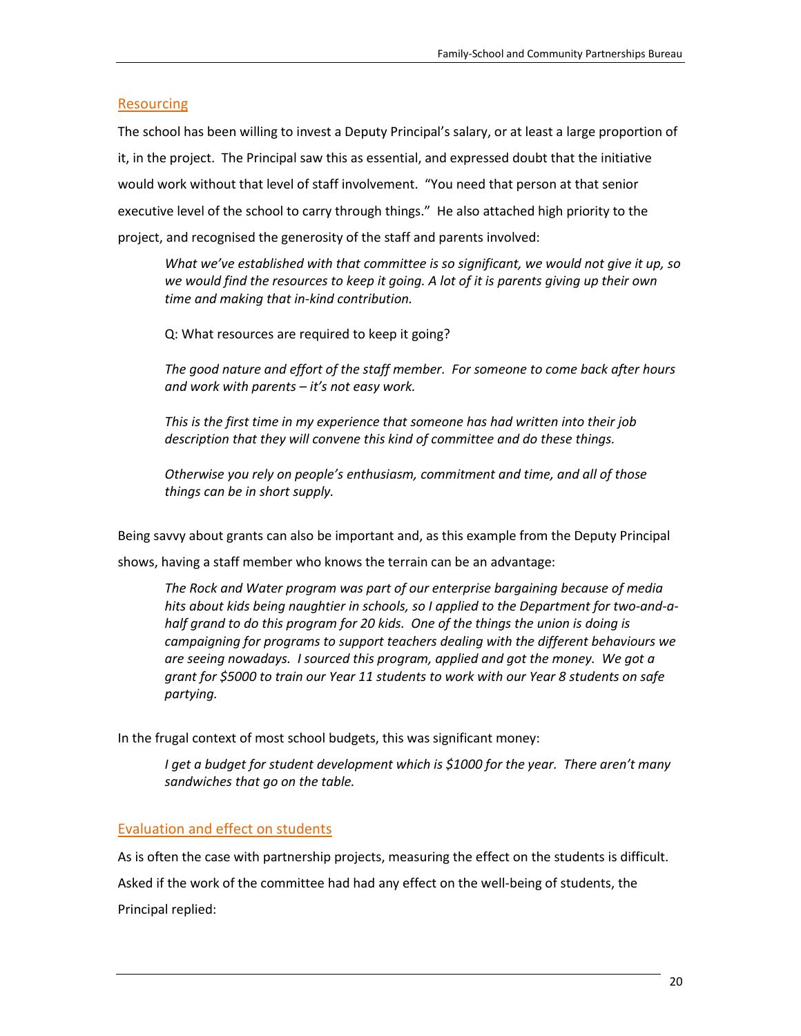## Resourcing

The school has been willing to invest a Deputy Principal's salary, or at least a large proportion of it, in the project. The Principal saw this as essential, and expressed doubt that the initiative would work without that level of staff involvement. "You need that person at that senior executive level of the school to carry through things." He also attached high priority to the project, and recognised the generosity of the staff and parents involved:

> *What we've established with that committee is so significant, we would not give it up, so we would find the resources to keep it going. A lot of it is parents giving up their own time and making that in-kind contribution.*
>
> Q: What resources are required to keep it going?
>
> *The good nature and effort of the staff member. For someone to come back after hours and work with parents – it's not easy work.*
>
> *This is the first time in my experience that someone has had written into their job description that they will convene this kind of committee and do these things.*
>
> *Otherwise you rely on people's enthusiasm, commitment and time, and all of those things can be in short supply.*

Being savvy about grants can also be important and, as this example from the Deputy Principal shows, having a staff member who knows the terrain can be an advantage:

> *The Rock and Water program was part of our enterprise bargaining because of media hits about kids being naughtier in schools, so I applied to the Department for two-and-a-half grand to do this program for 20 kids. One of the things the union is doing is campaigning for programs to support teachers dealing with the different behaviours we are seeing nowadays. I sourced this program, applied and got the money. We got a grant for $5000 to train our Year 11 students to work with our Year 8 students on safe partying.*

In the frugal context of most school budgets, this was significant money:

> *I get a budget for student development which is $1000 for the year. There aren't many sandwiches that go on the table.*

## Evaluation and effect on students

As is often the case with partnership projects, measuring the effect on the students is difficult. Asked if the work of the committee had had any effect on the well-being of students, the Principal replied: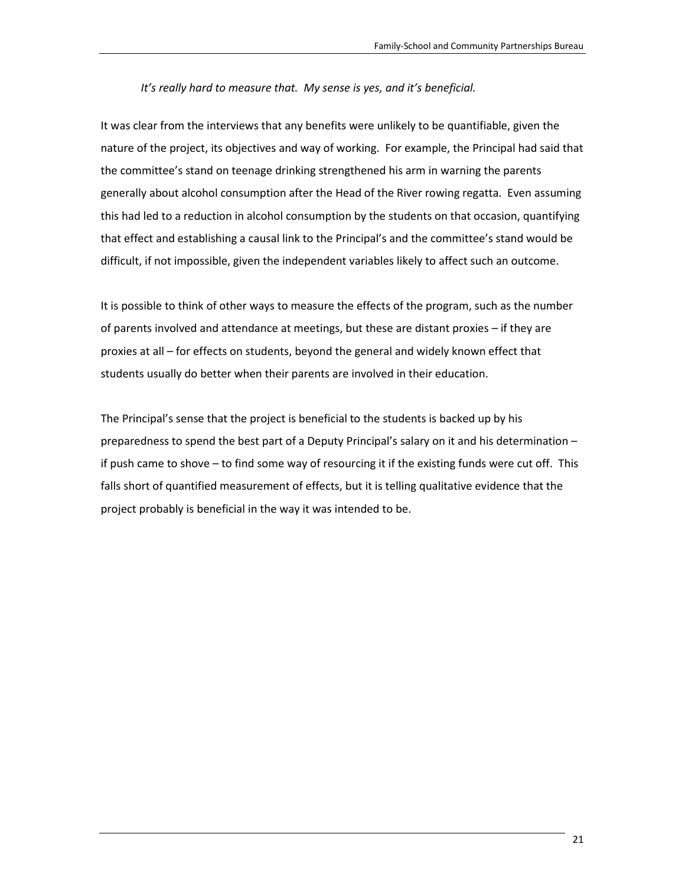*It's really hard to measure that. My sense is yes, and it's beneficial.*

It was clear from the interviews that any benefits were unlikely to be quantifiable, given the nature of the project, its objectives and way of working. For example, the Principal had said that the committee's stand on teenage drinking strengthened his arm in warning the parents generally about alcohol consumption after the Head of the River rowing regatta. Even assuming this had led to a reduction in alcohol consumption by the students on that occasion, quantifying that effect and establishing a causal link to the Principal's and the committee's stand would be difficult, if not impossible, given the independent variables likely to affect such an outcome.

It is possible to think of other ways to measure the effects of the program, such as the number of parents involved and attendance at meetings, but these are distant proxies – if they are proxies at all – for effects on students, beyond the general and widely known effect that students usually do better when their parents are involved in their education.

The Principal's sense that the project is beneficial to the students is backed up by his preparedness to spend the best part of a Deputy Principal's salary on it and his determination – if push came to shove – to find some way of resourcing it if the existing funds were cut off. This falls short of quantified measurement of effects, but it is telling qualitative evidence that the project probably is beneficial in the way it was intended to be.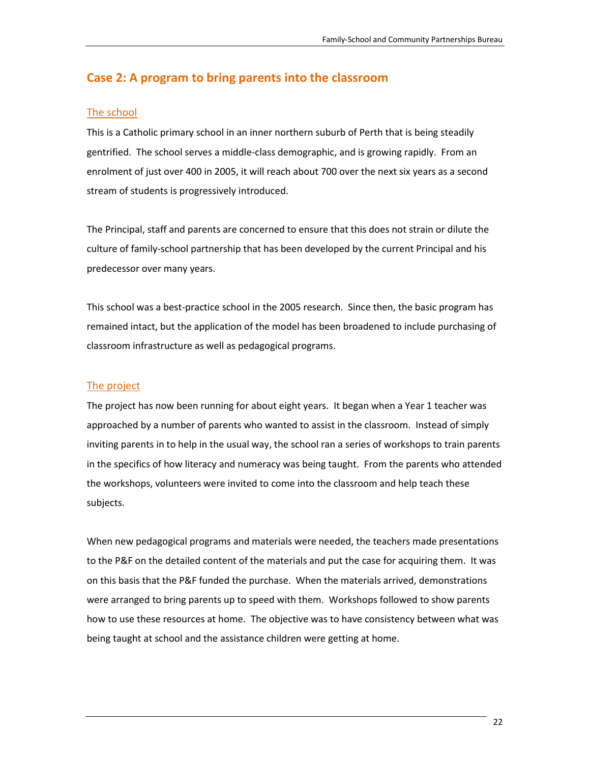## Case 2: A program to bring parents into the classroom

### The school

This is a Catholic primary school in an inner northern suburb of Perth that is being steadily gentrified. The school serves a middle-class demographic, and is growing rapidly. From an enrolment of just over 400 in 2005, it will reach about 700 over the next six years as a second stream of students is progressively introduced.

The Principal, staff and parents are concerned to ensure that this does not strain or dilute the culture of family-school partnership that has been developed by the current Principal and his predecessor over many years.

This school was a best-practice school in the 2005 research. Since then, the basic program has remained intact, but the application of the model has been broadened to include purchasing of classroom infrastructure as well as pedagogical programs.

### The project

The project has now been running for about eight years. It began when a Year 1 teacher was approached by a number of parents who wanted to assist in the classroom. Instead of simply inviting parents in to help in the usual way, the school ran a series of workshops to train parents in the specifics of how literacy and numeracy was being taught. From the parents who attended the workshops, volunteers were invited to come into the classroom and help teach these subjects.

When new pedagogical programs and materials were needed, the teachers made presentations to the P&F on the detailed content of the materials and put the case for acquiring them. It was on this basis that the P&F funded the purchase. When the materials arrived, demonstrations were arranged to bring parents up to speed with them. Workshops followed to show parents how to use these resources at home. The objective was to have consistency between what was being taught at school and the assistance children were getting at home.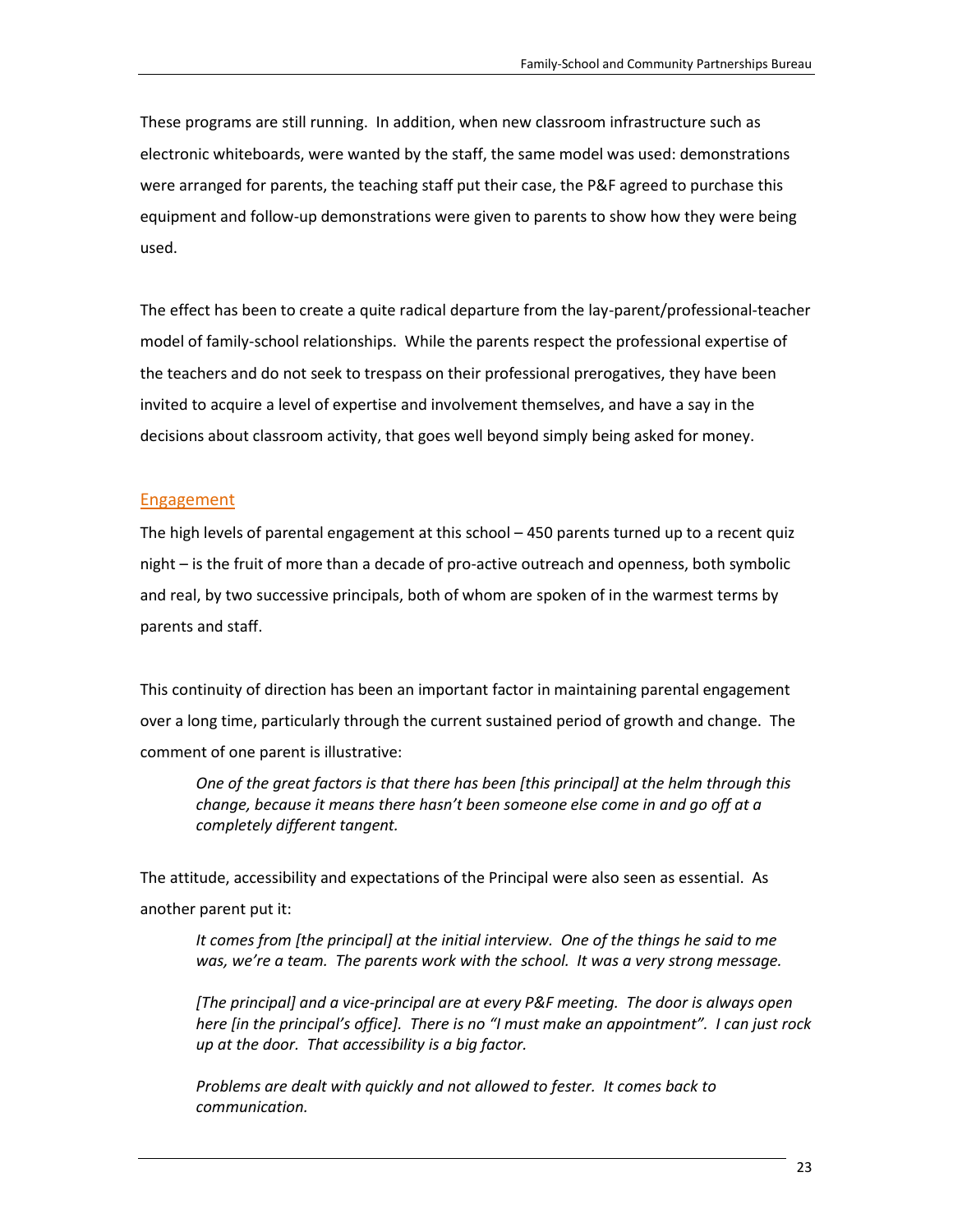These programs are still running. In addition, when new classroom infrastructure such as electronic whiteboards, were wanted by the staff, the same model was used: demonstrations were arranged for parents, the teaching staff put their case, the P&F agreed to purchase this equipment and follow-up demonstrations were given to parents to show how they were being used.

The effect has been to create a quite radical departure from the lay-parent/professional-teacher model of family-school relationships. While the parents respect the professional expertise of the teachers and do not seek to trespass on their professional prerogatives, they have been invited to acquire a level of expertise and involvement themselves, and have a say in the decisions about classroom activity, that goes well beyond simply being asked for money.

## Engagement

The high levels of parental engagement at this school – 450 parents turned up to a recent quiz night – is the fruit of more than a decade of pro-active outreach and openness, both symbolic and real, by two successive principals, both of whom are spoken of in the warmest terms by parents and staff.

This continuity of direction has been an important factor in maintaining parental engagement over a long time, particularly through the current sustained period of growth and change. The comment of one parent is illustrative:

> *One of the great factors is that there has been [this principal] at the helm through this change, because it means there hasn't been someone else come in and go off at a completely different tangent.*

The attitude, accessibility and expectations of the Principal were also seen as essential. As another parent put it:

> *It comes from [the principal] at the initial interview. One of the things he said to me was, we're a team. The parents work with the school. It was a very strong message.*
>
> *[The principal] and a vice-principal are at every P&F meeting. The door is always open here [in the principal's office]. There is no "I must make an appointment". I can just rock up at the door. That accessibility is a big factor.*
>
> *Problems are dealt with quickly and not allowed to fester. It comes back to communication.*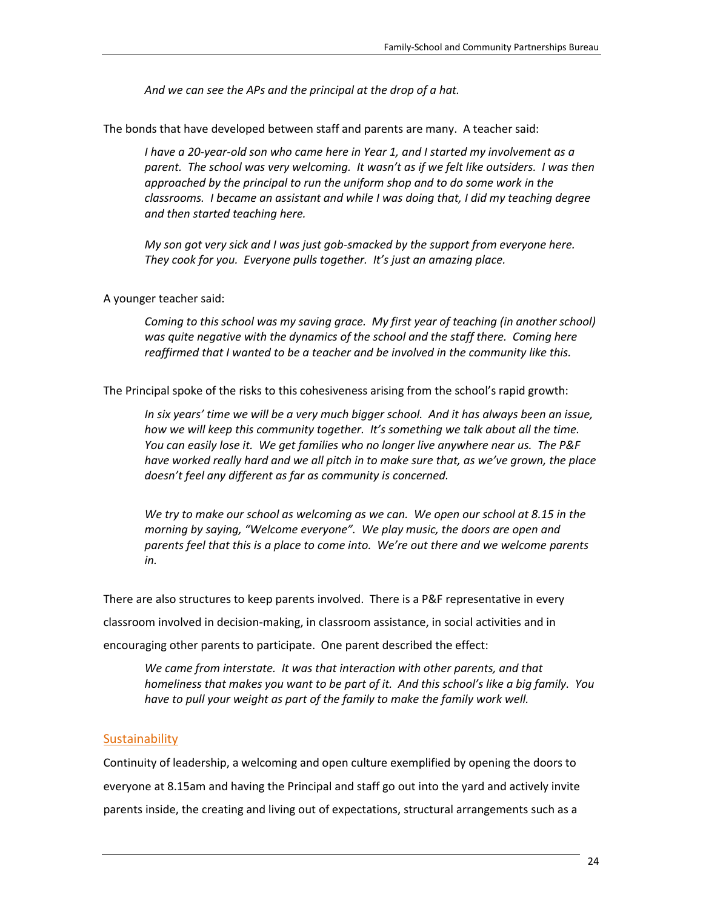*And we can see the APs and the principal at the drop of a hat.*

The bonds that have developed between staff and parents are many. A teacher said:

> *I have a 20-year-old son who came here in Year 1, and I started my involvement as a parent. The school was very welcoming. It wasn't as if we felt like outsiders. I was then approached by the principal to run the uniform shop and to do some work in the classrooms. I became an assistant and while I was doing that, I did my teaching degree and then started teaching here.*
>
> *My son got very sick and I was just gob-smacked by the support from everyone here. They cook for you. Everyone pulls together. It's just an amazing place.*

A younger teacher said:

> *Coming to this school was my saving grace. My first year of teaching (in another school) was quite negative with the dynamics of the school and the staff there. Coming here reaffirmed that I wanted to be a teacher and be involved in the community like this.*

The Principal spoke of the risks to this cohesiveness arising from the school's rapid growth:

> *In six years' time we will be a very much bigger school. And it has always been an issue, how we will keep this community together. It's something we talk about all the time. You can easily lose it. We get families who no longer live anywhere near us. The P&F have worked really hard and we all pitch in to make sure that, as we've grown, the place doesn't feel any different as far as community is concerned.*
>
> *We try to make our school as welcoming as we can. We open our school at 8.15 in the morning by saying, "Welcome everyone". We play music, the doors are open and parents feel that this is a place to come into. We're out there and we welcome parents in.*

There are also structures to keep parents involved. There is a P&F representative in every classroom involved in decision-making, in classroom assistance, in social activities and in encouraging other parents to participate. One parent described the effect:

> *We came from interstate. It was that interaction with other parents, and that homeliness that makes you want to be part of it. And this school's like a big family. You have to pull your weight as part of the family to make the family work well.*

## Sustainability

Continuity of leadership, a welcoming and open culture exemplified by opening the doors to everyone at 8.15am and having the Principal and staff go out into the yard and actively invite parents inside, the creating and living out of expectations, structural arrangements such as a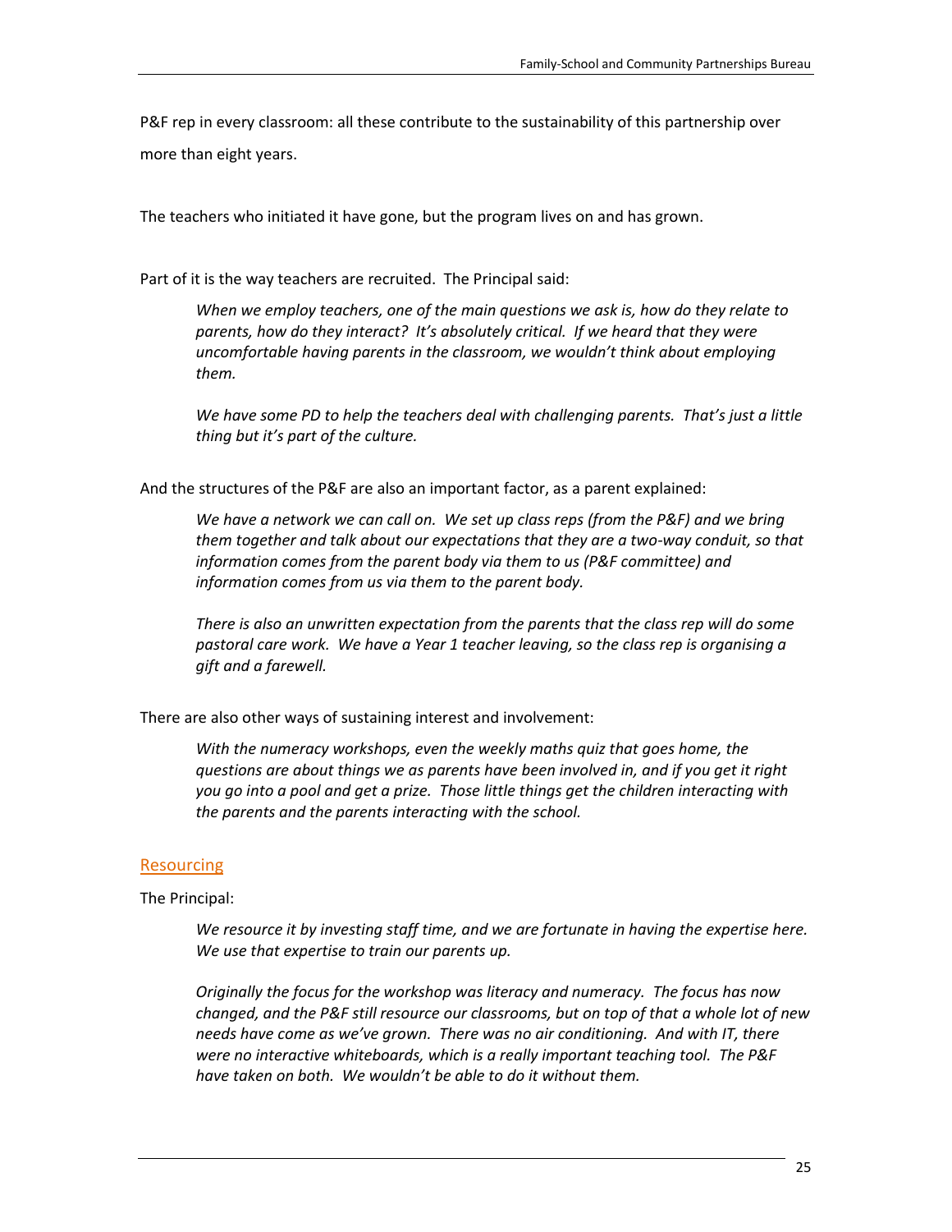P&F rep in every classroom: all these contribute to the sustainability of this partnership over more than eight years.

The teachers who initiated it have gone, but the program lives on and has grown.

Part of it is the way teachers are recruited. The Principal said:

> *When we employ teachers, one of the main questions we ask is, how do they relate to parents, how do they interact? It's absolutely critical. If we heard that they were uncomfortable having parents in the classroom, we wouldn't think about employing them.*
>
> *We have some PD to help the teachers deal with challenging parents. That's just a little thing but it's part of the culture.*

And the structures of the P&F are also an important factor, as a parent explained:

> *We have a network we can call on. We set up class reps (from the P&F) and we bring them together and talk about our expectations that they are a two-way conduit, so that information comes from the parent body via them to us (P&F committee) and information comes from us via them to the parent body.*
>
> *There is also an unwritten expectation from the parents that the class rep will do some pastoral care work. We have a Year 1 teacher leaving, so the class rep is organising a gift and a farewell.*

There are also other ways of sustaining interest and involvement:

> *With the numeracy workshops, even the weekly maths quiz that goes home, the questions are about things we as parents have been involved in, and if you get it right you go into a pool and get a prize. Those little things get the children interacting with the parents and the parents interacting with the school.*

## Resourcing

The Principal:

> *We resource it by investing staff time, and we are fortunate in having the expertise here. We use that expertise to train our parents up.*
>
> *Originally the focus for the workshop was literacy and numeracy. The focus has now changed, and the P&F still resource our classrooms, but on top of that a whole lot of new needs have come as we've grown. There was no air conditioning. And with IT, there were no interactive whiteboards, which is a really important teaching tool. The P&F have taken on both. We wouldn't be able to do it without them.*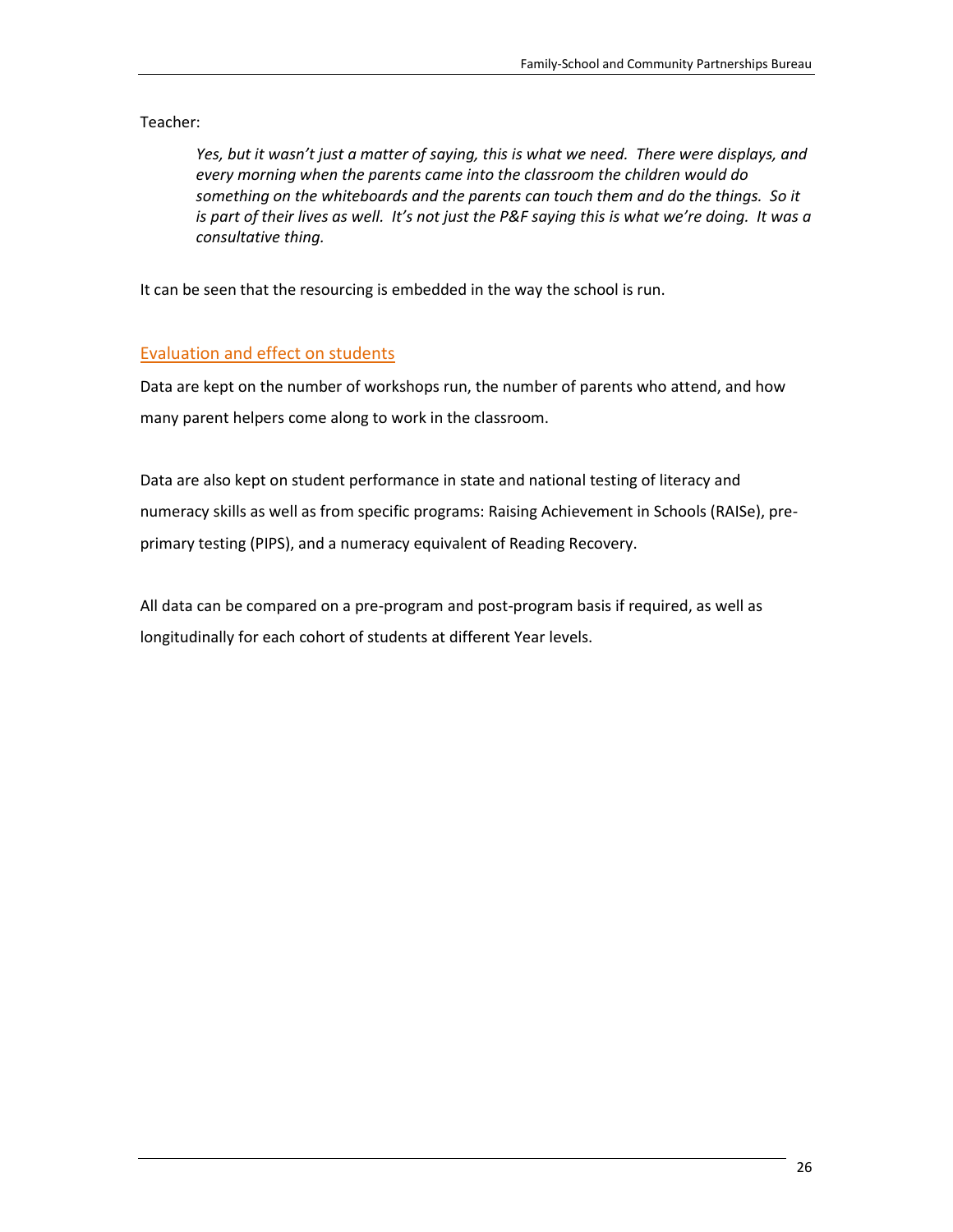Teacher:

> *Yes, but it wasn't just a matter of saying, this is what we need. There were displays, and every morning when the parents came into the classroom the children would do something on the whiteboards and the parents can touch them and do the things. So it is part of their lives as well. It's not just the P&F saying this is what we're doing. It was a consultative thing.*

It can be seen that the resourcing is embedded in the way the school is run.

## Evaluation and effect on students

Data are kept on the number of workshops run, the number of parents who attend, and how many parent helpers come along to work in the classroom.

Data are also kept on student performance in state and national testing of literacy and numeracy skills as well as from specific programs: Raising Achievement in Schools (RAISe), pre-primary testing (PIPS), and a numeracy equivalent of Reading Recovery.

All data can be compared on a pre-program and post-program basis if required, as well as longitudinally for each cohort of students at different Year levels.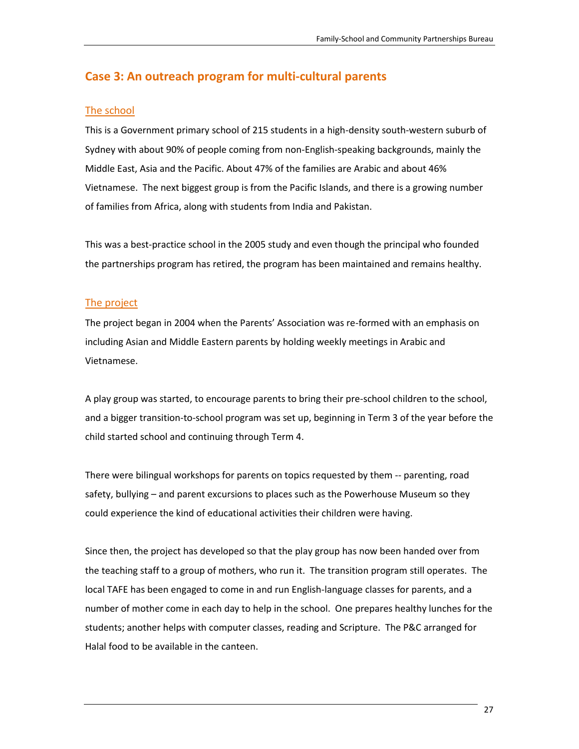## Case 3: An outreach program for multi-cultural parents

### The school

This is a Government primary school of 215 students in a high-density south-western suburb of Sydney with about 90% of people coming from non-English-speaking backgrounds, mainly the Middle East, Asia and the Pacific. About 47% of the families are Arabic and about 46% Vietnamese. The next biggest group is from the Pacific Islands, and there is a growing number of families from Africa, along with students from India and Pakistan.

This was a best-practice school in the 2005 study and even though the principal who founded the partnerships program has retired, the program has been maintained and remains healthy.

### The project

The project began in 2004 when the Parents' Association was re-formed with an emphasis on including Asian and Middle Eastern parents by holding weekly meetings in Arabic and Vietnamese.

A play group was started, to encourage parents to bring their pre-school children to the school, and a bigger transition-to-school program was set up, beginning in Term 3 of the year before the child started school and continuing through Term 4.

There were bilingual workshops for parents on topics requested by them -- parenting, road safety, bullying – and parent excursions to places such as the Powerhouse Museum so they could experience the kind of educational activities their children were having.

Since then, the project has developed so that the play group has now been handed over from the teaching staff to a group of mothers, who run it. The transition program still operates. The local TAFE has been engaged to come in and run English-language classes for parents, and a number of mother come in each day to help in the school. One prepares healthy lunches for the students; another helps with computer classes, reading and Scripture. The P&C arranged for Halal food to be available in the canteen.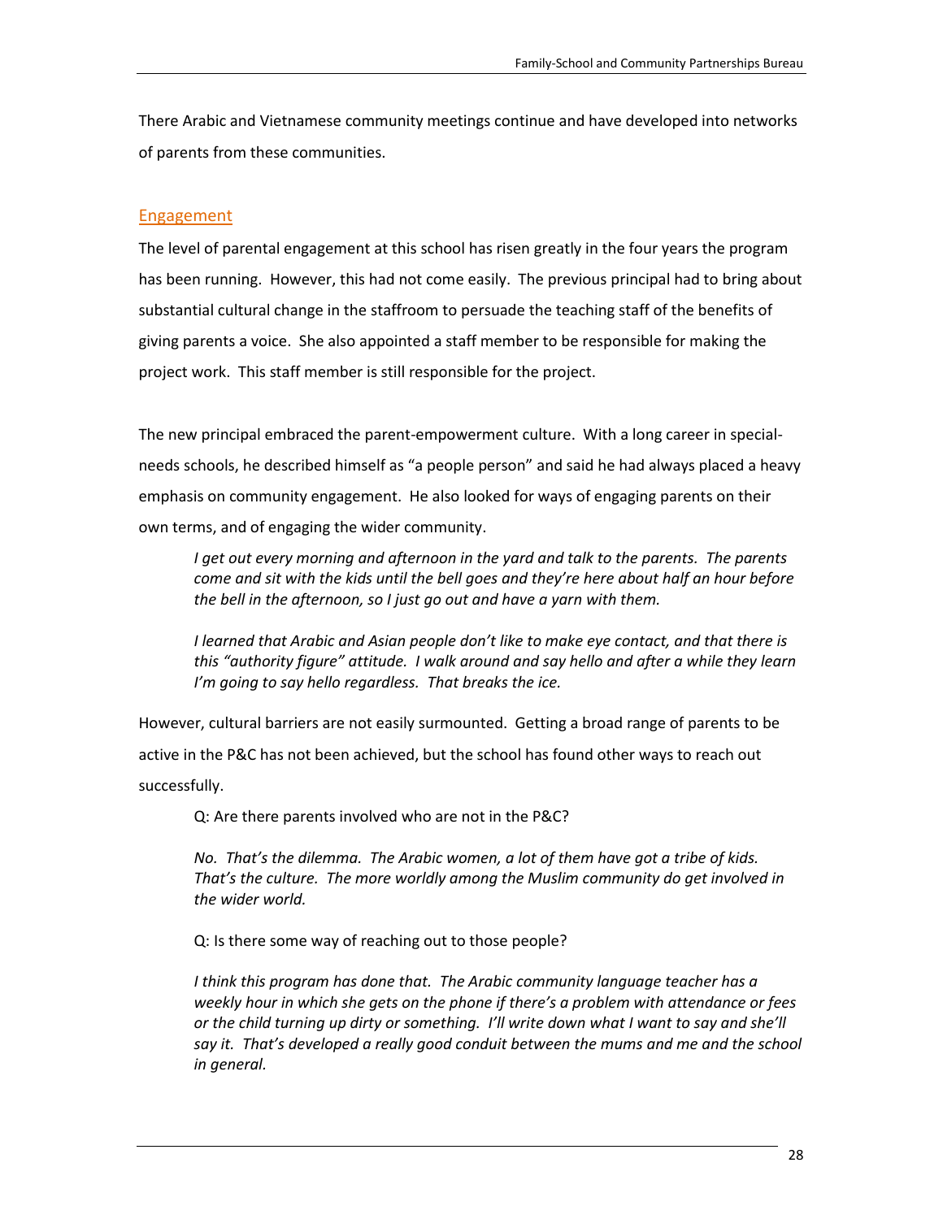There Arabic and Vietnamese community meetings continue and have developed into networks of parents from these communities.

## Engagement

The level of parental engagement at this school has risen greatly in the four years the program has been running. However, this had not come easily. The previous principal had to bring about substantial cultural change in the staffroom to persuade the teaching staff of the benefits of giving parents a voice. She also appointed a staff member to be responsible for making the project work. This staff member is still responsible for the project.

The new principal embraced the parent-empowerment culture. With a long career in special-needs schools, he described himself as "a people person" and said he had always placed a heavy emphasis on community engagement. He also looked for ways of engaging parents on their own terms, and of engaging the wider community.

> *I get out every morning and afternoon in the yard and talk to the parents. The parents come and sit with the kids until the bell goes and they're here about half an hour before the bell in the afternoon, so I just go out and have a yarn with them.*
>
> *I learned that Arabic and Asian people don't like to make eye contact, and that there is this "authority figure" attitude. I walk around and say hello and after a while they learn I'm going to say hello regardless. That breaks the ice.*

However, cultural barriers are not easily surmounted. Getting a broad range of parents to be active in the P&C has not been achieved, but the school has found other ways to reach out successfully.

> Q: Are there parents involved who are not in the P&C?
>
> *No. That's the dilemma. The Arabic women, a lot of them have got a tribe of kids. That's the culture. The more worldly among the Muslim community do get involved in the wider world.*
>
> Q: Is there some way of reaching out to those people?
>
> *I think this program has done that. The Arabic community language teacher has a weekly hour in which she gets on the phone if there's a problem with attendance or fees or the child turning up dirty or something. I'll write down what I want to say and she'll say it. That's developed a really good conduit between the mums and me and the school in general.*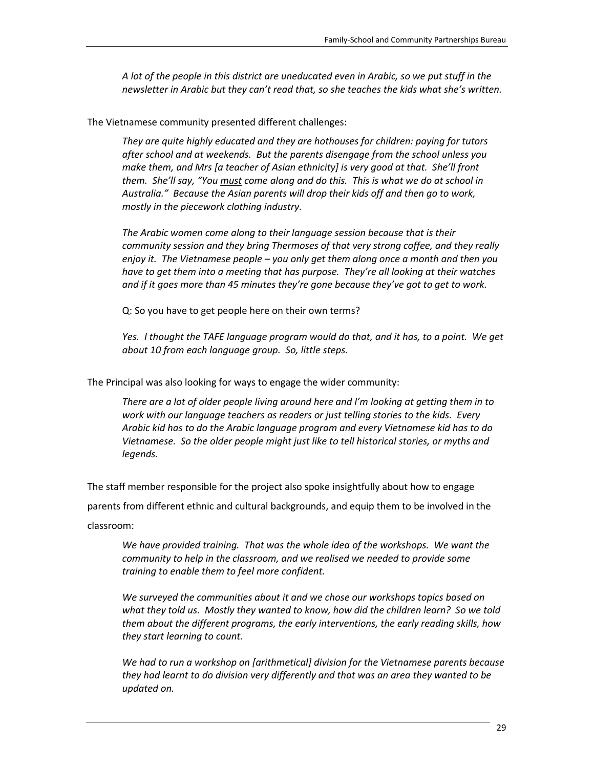*A lot of the people in this district are uneducated even in Arabic, so we put stuff in the newsletter in Arabic but they can't read that, so she teaches the kids what she's written.*

The Vietnamese community presented different challenges:

> *They are quite highly educated and they are hothouses for children: paying for tutors after school and at weekends. But the parents disengage from the school unless you make them, and Mrs [a teacher of Asian ethnicity] is very good at that. She'll front them. She'll say, "You <u>must</u> come along and do this. This is what we do at school in Australia." Because the Asian parents will drop their kids off and then go to work, mostly in the piecework clothing industry.*
>
> *The Arabic women come along to their language session because that is their community session and they bring Thermoses of that very strong coffee, and they really enjoy it. The Vietnamese people – you only get them along once a month and then you have to get them into a meeting that has purpose. They're all looking at their watches and if it goes more than 45 minutes they're gone because they've got to get to work.*
>
> Q: So you have to get people here on their own terms?
>
> *Yes. I thought the TAFE language program would do that, and it has, to a point. We get about 10 from each language group. So, little steps.*

The Principal was also looking for ways to engage the wider community:

> *There are a lot of older people living around here and I'm looking at getting them in to work with our language teachers as readers or just telling stories to the kids. Every Arabic kid has to do the Arabic language program and every Vietnamese kid has to do Vietnamese. So the older people might just like to tell historical stories, or myths and legends.*

The staff member responsible for the project also spoke insightfully about how to engage parents from different ethnic and cultural backgrounds, and equip them to be involved in the classroom:

> *We have provided training. That was the whole idea of the workshops. We want the community to help in the classroom, and we realised we needed to provide some training to enable them to feel more confident.*
>
> *We surveyed the communities about it and we chose our workshops topics based on what they told us. Mostly they wanted to know, how did the children learn? So we told them about the different programs, the early interventions, the early reading skills, how they start learning to count.*
>
> *We had to run a workshop on [arithmetical] division for the Vietnamese parents because they had learnt to do division very differently and that was an area they wanted to be updated on.*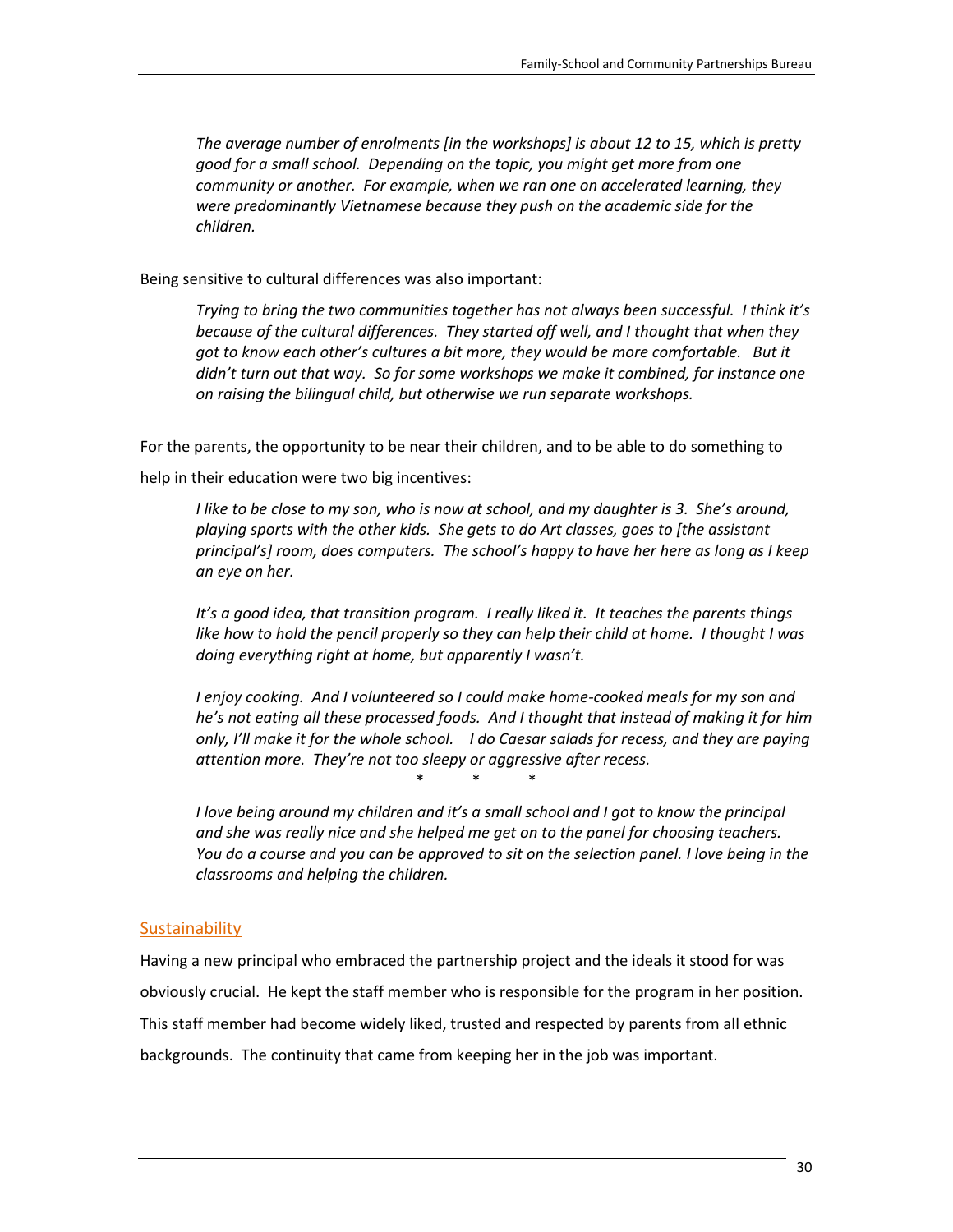*The average number of enrolments [in the workshops] is about 12 to 15, which is pretty good for a small school. Depending on the topic, you might get more from one community or another. For example, when we ran one on accelerated learning, they were predominantly Vietnamese because they push on the academic side for the children.*

Being sensitive to cultural differences was also important:

*Trying to bring the two communities together has not always been successful. I think it's because of the cultural differences. They started off well, and I thought that when they got to know each other's cultures a bit more, they would be more comfortable. But it didn't turn out that way. So for some workshops we make it combined, for instance one on raising the bilingual child, but otherwise we run separate workshops.*

For the parents, the opportunity to be near their children, and to be able to do something to help in their education were two big incentives:

*I like to be close to my son, who is now at school, and my daughter is 3. She's around, playing sports with the other kids. She gets to do Art classes, goes to [the assistant principal's] room, does computers. The school's happy to have her here as long as I keep an eye on her.*

*It's a good idea, that transition program. I really liked it. It teaches the parents things like how to hold the pencil properly so they can help their child at home. I thought I was doing everything right at home, but apparently I wasn't.*

*I enjoy cooking. And I volunteered so I could make home-cooked meals for my son and he's not eating all these processed foods. And I thought that instead of making it for him only, I'll make it for the whole school. I do Caesar salads for recess, and they are paying attention more. They're not too sleepy or aggressive after recess.*

\* \* \*

*I love being around my children and it's a small school and I got to know the principal and she was really nice and she helped me get on to the panel for choosing teachers. You do a course and you can be approved to sit on the selection panel. I love being in the classrooms and helping the children.*

## Sustainability

Having a new principal who embraced the partnership project and the ideals it stood for was obviously crucial. He kept the staff member who is responsible for the program in her position. This staff member had become widely liked, trusted and respected by parents from all ethnic backgrounds. The continuity that came from keeping her in the job was important.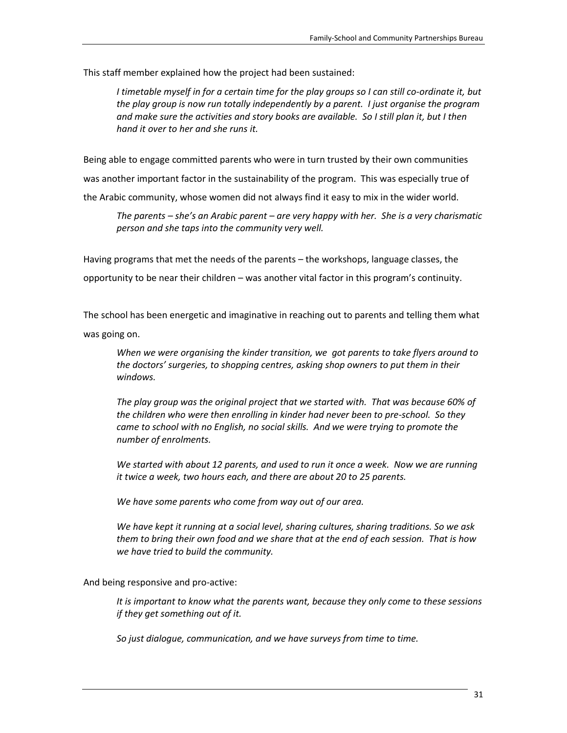This staff member explained how the project had been sustained:

> *I timetable myself in for a certain time for the play groups so I can still co-ordinate it, but the play group is now run totally independently by a parent. I just organise the program and make sure the activities and story books are available. So I still plan it, but I then hand it over to her and she runs it.*

Being able to engage committed parents who were in turn trusted by their own communities was another important factor in the sustainability of the program. This was especially true of the Arabic community, whose women did not always find it easy to mix in the wider world.

> *The parents – she's an Arabic parent – are very happy with her. She is a very charismatic person and she taps into the community very well.*

Having programs that met the needs of the parents – the workshops, language classes, the opportunity to be near their children – was another vital factor in this program's continuity.

The school has been energetic and imaginative in reaching out to parents and telling them what was going on.

> *When we were organising the kinder transition, we got parents to take flyers around to the doctors' surgeries, to shopping centres, asking shop owners to put them in their windows.*
>
> *The play group was the original project that we started with. That was because 60% of the children who were then enrolling in kinder had never been to pre-school. So they came to school with no English, no social skills. And we were trying to promote the number of enrolments.*
>
> *We started with about 12 parents, and used to run it once a week. Now we are running it twice a week, two hours each, and there are about 20 to 25 parents.*
>
> *We have some parents who come from way out of our area.*
>
> *We have kept it running at a social level, sharing cultures, sharing traditions. So we ask them to bring their own food and we share that at the end of each session. That is how we have tried to build the community.*

And being responsive and pro-active:

> *It is important to know what the parents want, because they only come to these sessions if they get something out of it.*
>
> *So just dialogue, communication, and we have surveys from time to time.*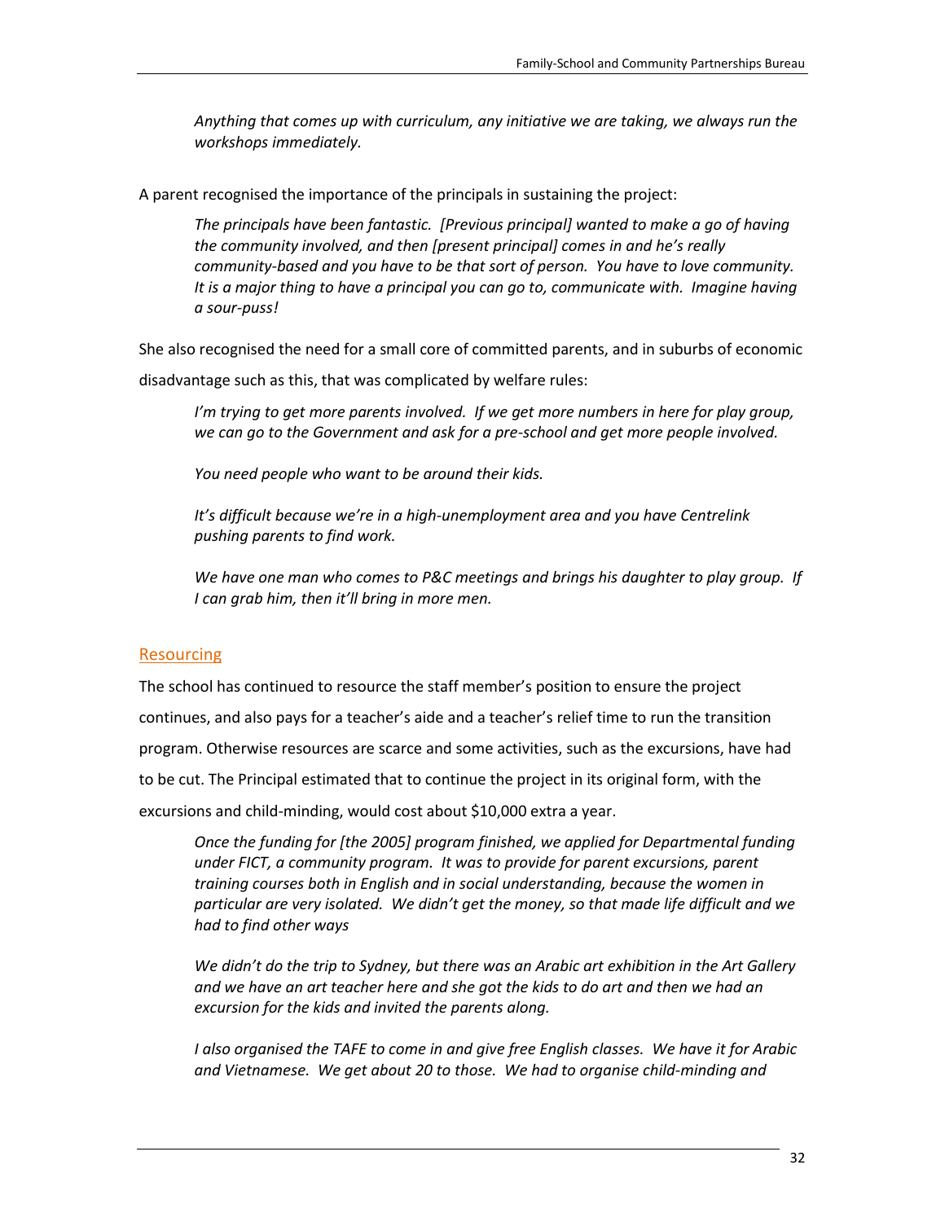*Anything that comes up with curriculum, any initiative we are taking, we always run the workshops immediately.*

A parent recognised the importance of the principals in sustaining the project:

> *The principals have been fantastic. [Previous principal] wanted to make a go of having the community involved, and then [present principal] comes in and he's really community-based and you have to be that sort of person. You have to love community. It is a major thing to have a principal you can go to, communicate with. Imagine having a sour-puss!*

She also recognised the need for a small core of committed parents, and in suburbs of economic disadvantage such as this, that was complicated by welfare rules:

> *I'm trying to get more parents involved. If we get more numbers in here for play group, we can go to the Government and ask for a pre-school and get more people involved.*
>
> *You need people who want to be around their kids.*
>
> *It's difficult because we're in a high-unemployment area and you have Centrelink pushing parents to find work.*
>
> *We have one man who comes to P&C meetings and brings his daughter to play group. If I can grab him, then it'll bring in more men.*

## Resourcing

The school has continued to resource the staff member's position to ensure the project continues, and also pays for a teacher's aide and a teacher's relief time to run the transition program. Otherwise resources are scarce and some activities, such as the excursions, have had to be cut. The Principal estimated that to continue the project in its original form, with the excursions and child-minding, would cost about $10,000 extra a year.

> *Once the funding for [the 2005] program finished, we applied for Departmental funding under FICT, a community program. It was to provide for parent excursions, parent training courses both in English and in social understanding, because the women in particular are very isolated. We didn't get the money, so that made life difficult and we had to find other ways*
>
> *We didn't do the trip to Sydney, but there was an Arabic art exhibition in the Art Gallery and we have an art teacher here and she got the kids to do art and then we had an excursion for the kids and invited the parents along.*
>
> *I also organised the TAFE to come in and give free English classes. We have it for Arabic and Vietnamese. We get about 20 to those. We had to organise child-minding and*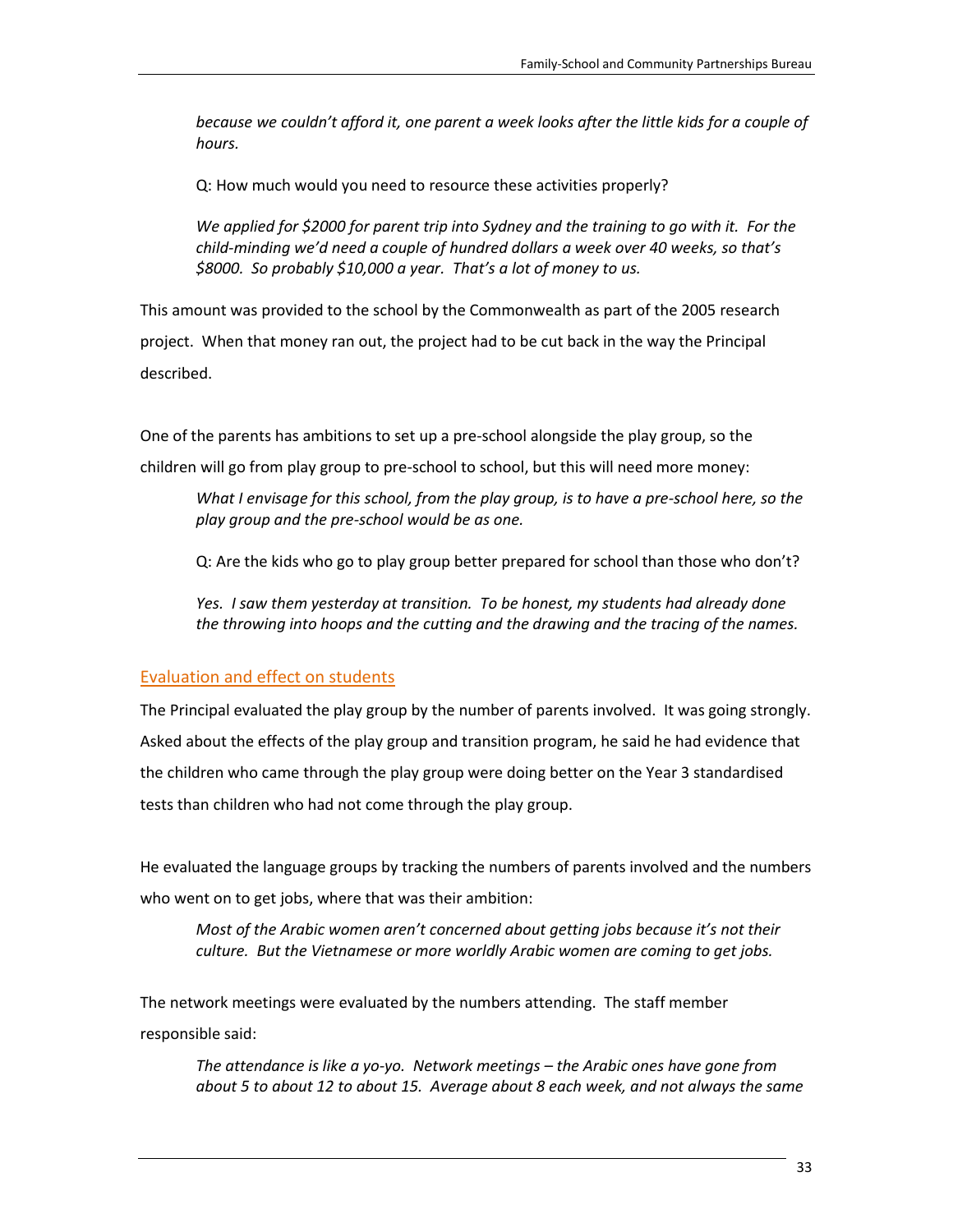> *because we couldn't afford it, one parent a week looks after the little kids for a couple of hours.*
>
> Q: How much would you need to resource these activities properly?
>
> *We applied for $2000 for parent trip into Sydney and the training to go with it. For the child-minding we'd need a couple of hundred dollars a week over 40 weeks, so that's $8000. So probably $10,000 a year. That's a lot of money to us.*

This amount was provided to the school by the Commonwealth as part of the 2005 research project. When that money ran out, the project had to be cut back in the way the Principal described.

One of the parents has ambitions to set up a pre-school alongside the play group, so the children will go from play group to pre-school to school, but this will need more money:

> *What I envisage for this school, from the play group, is to have a pre-school here, so the play group and the pre-school would be as one.*
>
> Q: Are the kids who go to play group better prepared for school than those who don't?
>
> *Yes. I saw them yesterday at transition. To be honest, my students had already done the throwing into hoops and the cutting and the drawing and the tracing of the names.*

## Evaluation and effect on students

The Principal evaluated the play group by the number of parents involved. It was going strongly. Asked about the effects of the play group and transition program, he said he had evidence that the children who came through the play group were doing better on the Year 3 standardised tests than children who had not come through the play group.

He evaluated the language groups by tracking the numbers of parents involved and the numbers who went on to get jobs, where that was their ambition:

> *Most of the Arabic women aren't concerned about getting jobs because it's not their culture. But the Vietnamese or more worldly Arabic women are coming to get jobs.*

The network meetings were evaluated by the numbers attending. The staff member responsible said:

> *The attendance is like a yo-yo. Network meetings – the Arabic ones have gone from about 5 to about 12 to about 15. Average about 8 each week, and not always the same*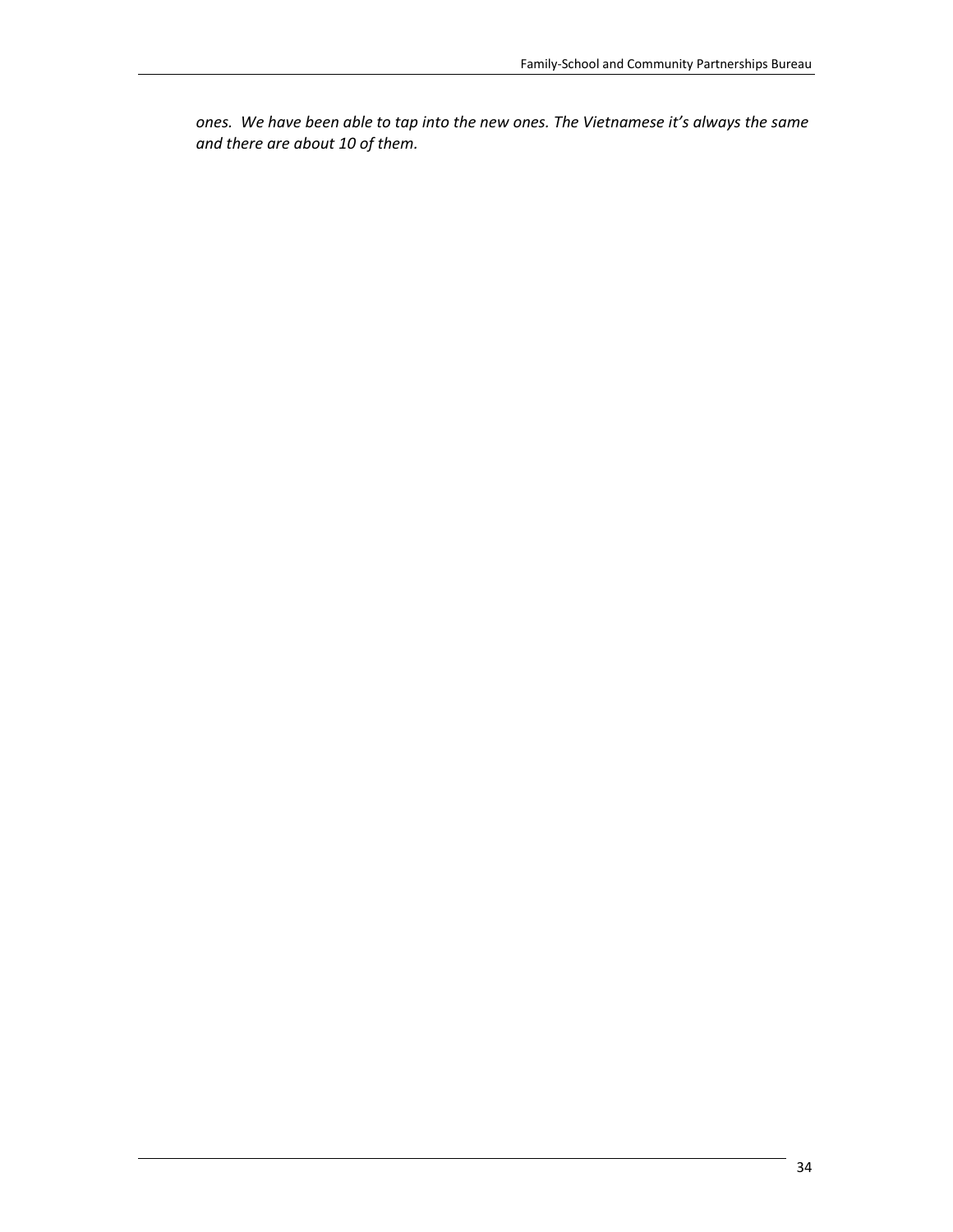*ones. We have been able to tap into the new ones. The Vietnamese it's always the same and there are about 10 of them.*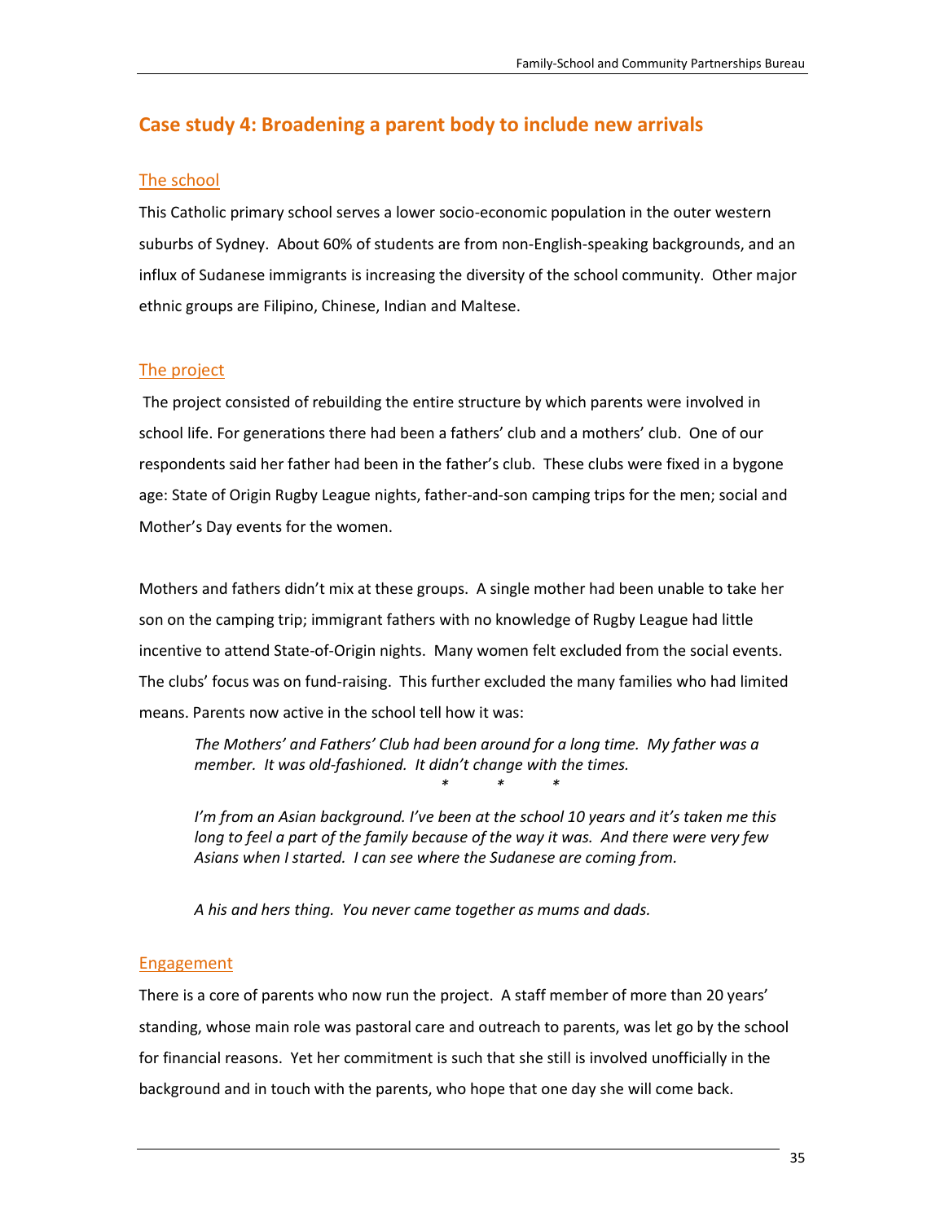## Case study 4: Broadening a parent body to include new arrivals

### The school

This Catholic primary school serves a lower socio-economic population in the outer western suburbs of Sydney. About 60% of students are from non-English-speaking backgrounds, and an influx of Sudanese immigrants is increasing the diversity of the school community. Other major ethnic groups are Filipino, Chinese, Indian and Maltese.

### The project

The project consisted of rebuilding the entire structure by which parents were involved in school life. For generations there had been a fathers' club and a mothers' club. One of our respondents said her father had been in the father's club. These clubs were fixed in a bygone age: State of Origin Rugby League nights, father-and-son camping trips for the men; social and Mother's Day events for the women.

Mothers and fathers didn't mix at these groups. A single mother had been unable to take her son on the camping trip; immigrant fathers with no knowledge of Rugby League had little incentive to attend State-of-Origin nights. Many women felt excluded from the social events. The clubs' focus was on fund-raising. This further excluded the many families who had limited means. Parents now active in the school tell how it was:

> *The Mothers' and Fathers' Club had been around for a long time. My father was a member. It was old-fashioned. It didn't change with the times.*
>
> \* \* \*
>
> *I'm from an Asian background. I've been at the school 10 years and it's taken me this long to feel a part of the family because of the way it was. And there were very few Asians when I started. I can see where the Sudanese are coming from.*
>
> *A his and hers thing. You never came together as mums and dads.*

### Engagement

There is a core of parents who now run the project. A staff member of more than 20 years' standing, whose main role was pastoral care and outreach to parents, was let go by the school for financial reasons. Yet her commitment is such that she still is involved unofficially in the background and in touch with the parents, who hope that one day she will come back.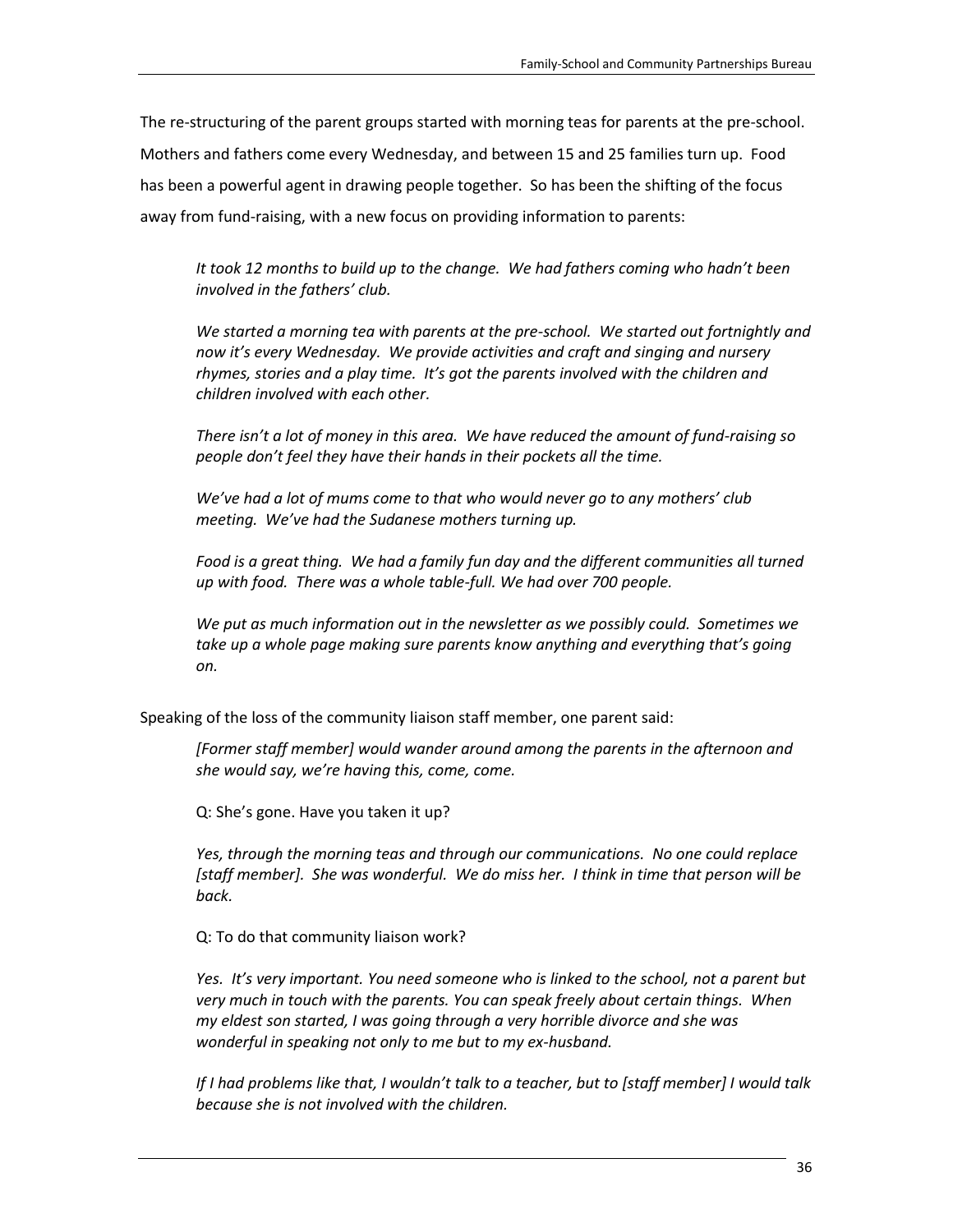The re-structuring of the parent groups started with morning teas for parents at the pre-school. Mothers and fathers come every Wednesday, and between 15 and 25 families turn up. Food has been a powerful agent in drawing people together. So has been the shifting of the focus away from fund-raising, with a new focus on providing information to parents:

> *It took 12 months to build up to the change. We had fathers coming who hadn't been involved in the fathers' club.*
>
> *We started a morning tea with parents at the pre-school. We started out fortnightly and now it's every Wednesday. We provide activities and craft and singing and nursery rhymes, stories and a play time. It's got the parents involved with the children and children involved with each other.*
>
> *There isn't a lot of money in this area. We have reduced the amount of fund-raising so people don't feel they have their hands in their pockets all the time.*
>
> *We've had a lot of mums come to that who would never go to any mothers' club meeting. We've had the Sudanese mothers turning up.*
>
> *Food is a great thing. We had a family fun day and the different communities all turned up with food. There was a whole table-full. We had over 700 people.*
>
> *We put as much information out in the newsletter as we possibly could. Sometimes we take up a whole page making sure parents know anything and everything that's going on.*

Speaking of the loss of the community liaison staff member, one parent said:

> *[Former staff member] would wander around among the parents in the afternoon and she would say, we're having this, come, come.*
>
> Q: She's gone. Have you taken it up?
>
> *Yes, through the morning teas and through our communications. No one could replace [staff member]. She was wonderful. We do miss her. I think in time that person will be back.*
>
> Q: To do that community liaison work?
>
> *Yes. It's very important. You need someone who is linked to the school, not a parent but very much in touch with the parents. You can speak freely about certain things. When my eldest son started, I was going through a very horrible divorce and she was wonderful in speaking not only to me but to my ex-husband.*
>
> *If I had problems like that, I wouldn't talk to a teacher, but to [staff member] I would talk because she is not involved with the children.*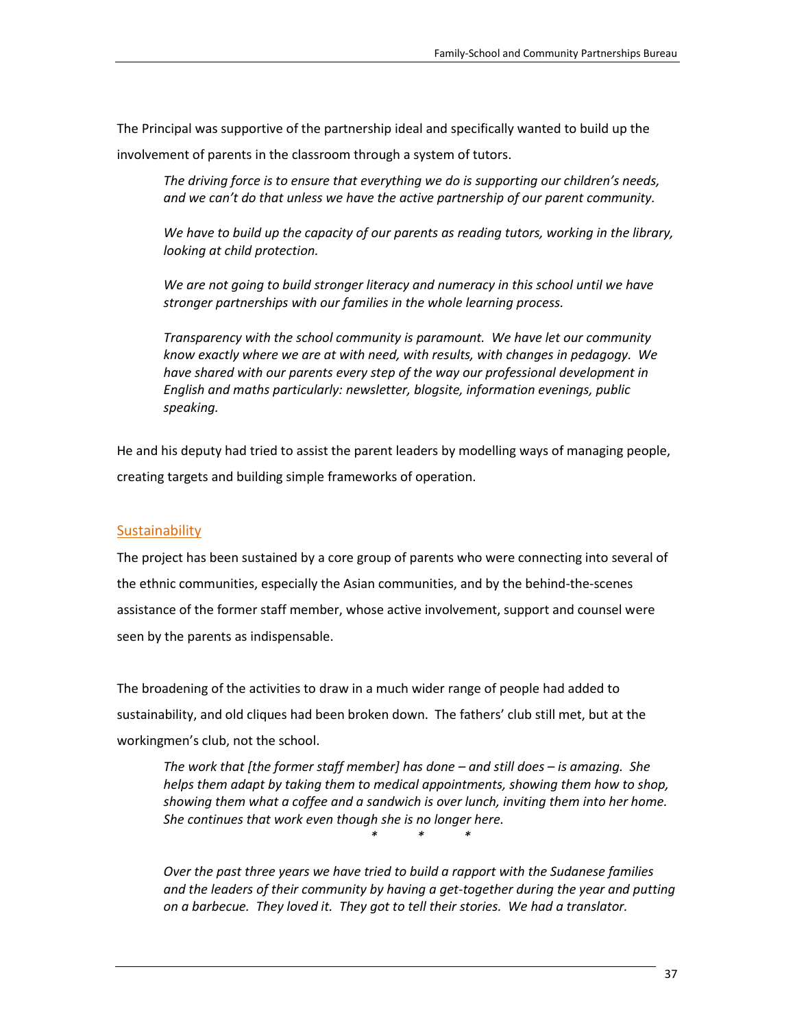The Principal was supportive of the partnership ideal and specifically wanted to build up the involvement of parents in the classroom through a system of tutors.

> *The driving force is to ensure that everything we do is supporting our children's needs, and we can't do that unless we have the active partnership of our parent community.*
>
> *We have to build up the capacity of our parents as reading tutors, working in the library, looking at child protection.*
>
> *We are not going to build stronger literacy and numeracy in this school until we have stronger partnerships with our families in the whole learning process.*
>
> *Transparency with the school community is paramount. We have let our community know exactly where we are at with need, with results, with changes in pedagogy. We have shared with our parents every step of the way our professional development in English and maths particularly: newsletter, blogsite, information evenings, public speaking.*

He and his deputy had tried to assist the parent leaders by modelling ways of managing people, creating targets and building simple frameworks of operation.

## Sustainability

The project has been sustained by a core group of parents who were connecting into several of the ethnic communities, especially the Asian communities, and by the behind-the-scenes assistance of the former staff member, whose active involvement, support and counsel were seen by the parents as indispensable.

The broadening of the activities to draw in a much wider range of people had added to sustainability, and old cliques had been broken down. The fathers' club still met, but at the workingmen's club, not the school.

> *The work that [the former staff member] has done – and still does – is amazing. She helps them adapt by taking them to medical appointments, showing them how to shop, showing them what a coffee and a sandwich is over lunch, inviting them into her home. She continues that work even though she is no longer here.*
>
> \*   \*   \*
>
> *Over the past three years we have tried to build a rapport with the Sudanese families and the leaders of their community by having a get-together during the year and putting on a barbecue. They loved it. They got to tell their stories. We had a translator.*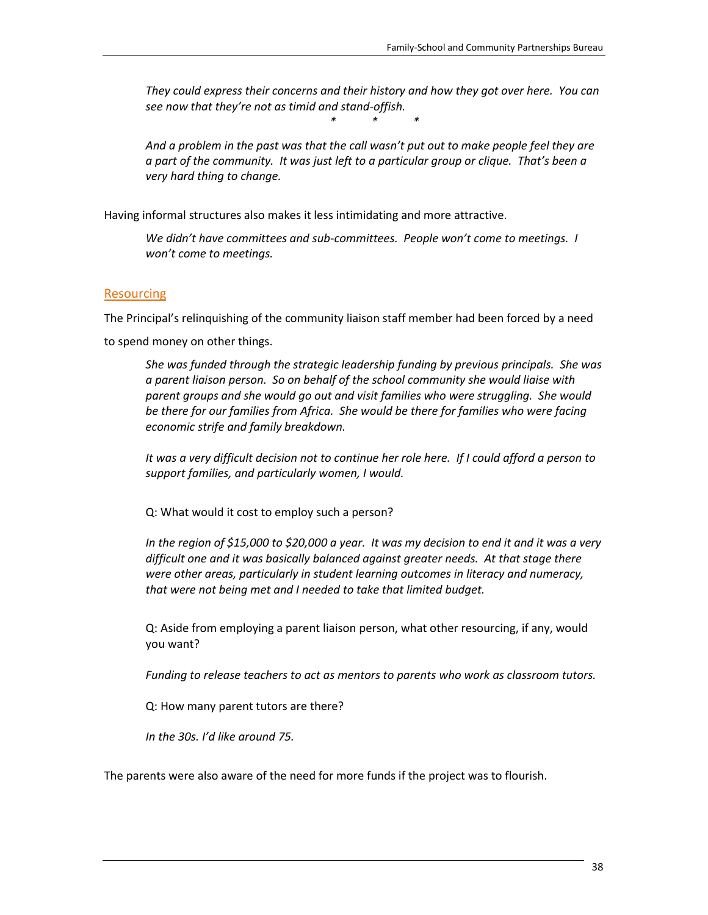*They could express their concerns and their history and how they got over here. You can see now that they're not as timid and stand-offish.*

\* \* \*

*And a problem in the past was that the call wasn't put out to make people feel they are a part of the community. It was just left to a particular group or clique. That's been a very hard thing to change.*

Having informal structures also makes it less intimidating and more attractive.

*We didn't have committees and sub-committees. People won't come to meetings. I won't come to meetings.*

## Resourcing

The Principal's relinquishing of the community liaison staff member had been forced by a need to spend money on other things.

*She was funded through the strategic leadership funding by previous principals. She was a parent liaison person. So on behalf of the school community she would liaise with parent groups and she would go out and visit families who were struggling. She would be there for our families from Africa. She would be there for families who were facing economic strife and family breakdown.*

*It was a very difficult decision not to continue her role here. If I could afford a person to support families, and particularly women, I would.*

Q: What would it cost to employ such a person?

*In the region of $15,000 to $20,000 a year. It was my decision to end it and it was a very difficult one and it was basically balanced against greater needs. At that stage there were other areas, particularly in student learning outcomes in literacy and numeracy, that were not being met and I needed to take that limited budget.*

Q: Aside from employing a parent liaison person, what other resourcing, if any, would you want?

*Funding to release teachers to act as mentors to parents who work as classroom tutors.*

Q: How many parent tutors are there?

*In the 30s. I'd like around 75.*

The parents were also aware of the need for more funds if the project was to flourish.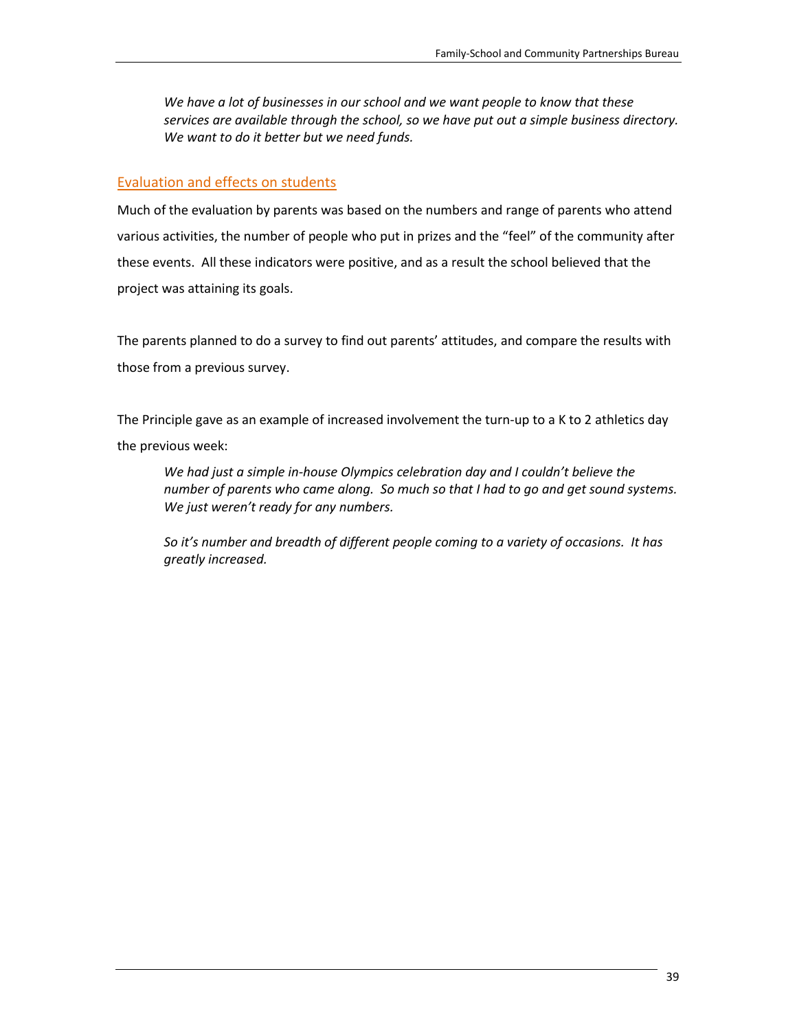*We have a lot of businesses in our school and we want people to know that these services are available through the school, so we have put out a simple business directory. We want to do it better but we need funds.*

## Evaluation and effects on students

Much of the evaluation by parents was based on the numbers and range of parents who attend various activities, the number of people who put in prizes and the "feel" of the community after these events. All these indicators were positive, and as a result the school believed that the project was attaining its goals.

The parents planned to do a survey to find out parents' attitudes, and compare the results with those from a previous survey.

The Principle gave as an example of increased involvement the turn-up to a K to 2 athletics day the previous week:

> *We had just a simple in-house Olympics celebration day and I couldn't believe the number of parents who came along. So much so that I had to go and get sound systems. We just weren't ready for any numbers.*
>
> *So it's number and breadth of different people coming to a variety of occasions. It has greatly increased.*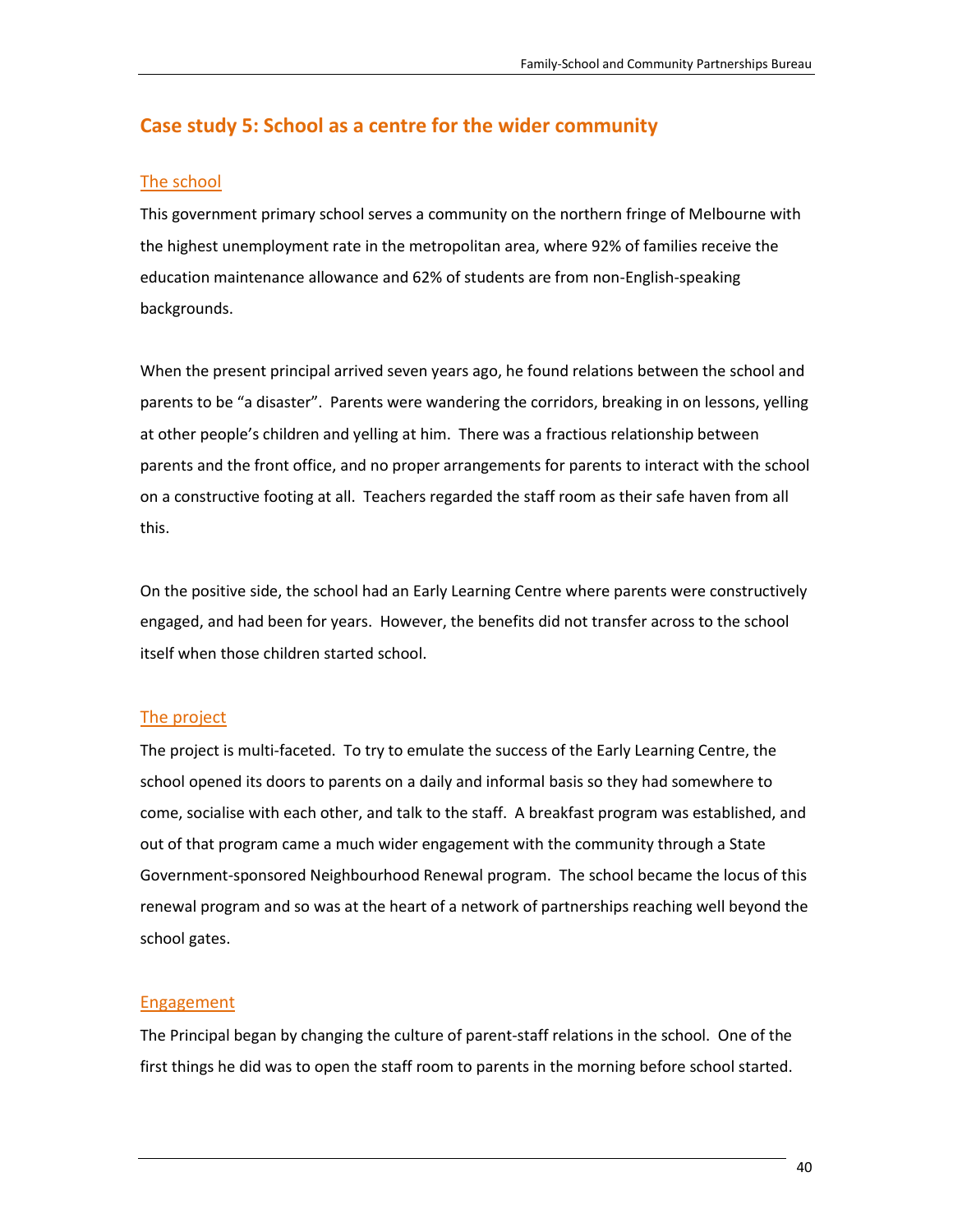## Case study 5: School as a centre for the wider community

### The school

This government primary school serves a community on the northern fringe of Melbourne with the highest unemployment rate in the metropolitan area, where 92% of families receive the education maintenance allowance and 62% of students are from non-English-speaking backgrounds.

When the present principal arrived seven years ago, he found relations between the school and parents to be "a disaster". Parents were wandering the corridors, breaking in on lessons, yelling at other people's children and yelling at him. There was a fractious relationship between parents and the front office, and no proper arrangements for parents to interact with the school on a constructive footing at all. Teachers regarded the staff room as their safe haven from all this.

On the positive side, the school had an Early Learning Centre where parents were constructively engaged, and had been for years. However, the benefits did not transfer across to the school itself when those children started school.

### The project

The project is multi-faceted. To try to emulate the success of the Early Learning Centre, the school opened its doors to parents on a daily and informal basis so they had somewhere to come, socialise with each other, and talk to the staff. A breakfast program was established, and out of that program came a much wider engagement with the community through a State Government-sponsored Neighbourhood Renewal program. The school became the locus of this renewal program and so was at the heart of a network of partnerships reaching well beyond the school gates.

### Engagement

The Principal began by changing the culture of parent-staff relations in the school. One of the first things he did was to open the staff room to parents in the morning before school started.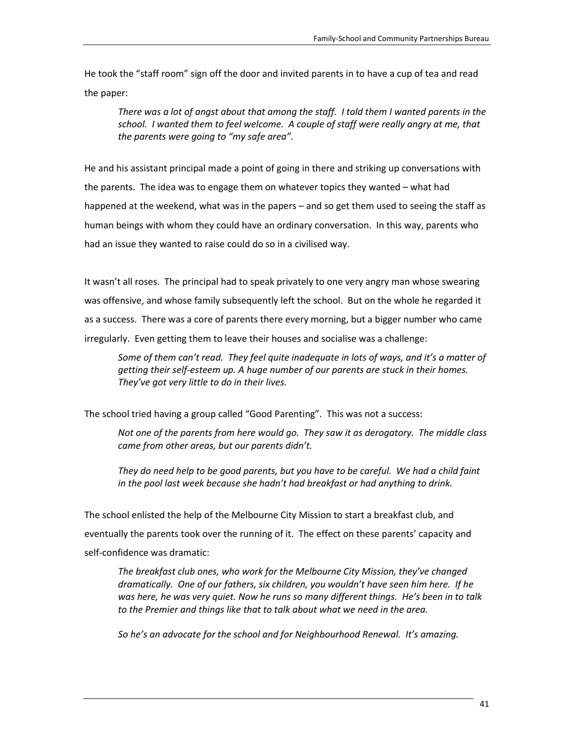He took the "staff room" sign off the door and invited parents in to have a cup of tea and read the paper:

> *There was a lot of angst about that among the staff. I told them I wanted parents in the school. I wanted them to feel welcome. A couple of staff were really angry at me, that the parents were going to "my safe area".*

He and his assistant principal made a point of going in there and striking up conversations with the parents. The idea was to engage them on whatever topics they wanted – what had happened at the weekend, what was in the papers – and so get them used to seeing the staff as human beings with whom they could have an ordinary conversation. In this way, parents who had an issue they wanted to raise could do so in a civilised way.

It wasn't all roses. The principal had to speak privately to one very angry man whose swearing was offensive, and whose family subsequently left the school. But on the whole he regarded it as a success. There was a core of parents there every morning, but a bigger number who came irregularly. Even getting them to leave their houses and socialise was a challenge:

> *Some of them can't read. They feel quite inadequate in lots of ways, and it's a matter of getting their self-esteem up. A huge number of our parents are stuck in their homes. They've got very little to do in their lives.*

The school tried having a group called "Good Parenting". This was not a success:

> *Not one of the parents from here would go. They saw it as derogatory. The middle class came from other areas, but our parents didn't.*
>
> *They do need help to be good parents, but you have to be careful. We had a child faint in the pool last week because she hadn't had breakfast or had anything to drink.*

The school enlisted the help of the Melbourne City Mission to start a breakfast club, and eventually the parents took over the running of it. The effect on these parents' capacity and self-confidence was dramatic:

> *The breakfast club ones, who work for the Melbourne City Mission, they've changed dramatically. One of our fathers, six children, you wouldn't have seen him here. If he was here, he was very quiet. Now he runs so many different things. He's been in to talk to the Premier and things like that to talk about what we need in the area.*
>
> *So he's an advocate for the school and for Neighbourhood Renewal. It's amazing.*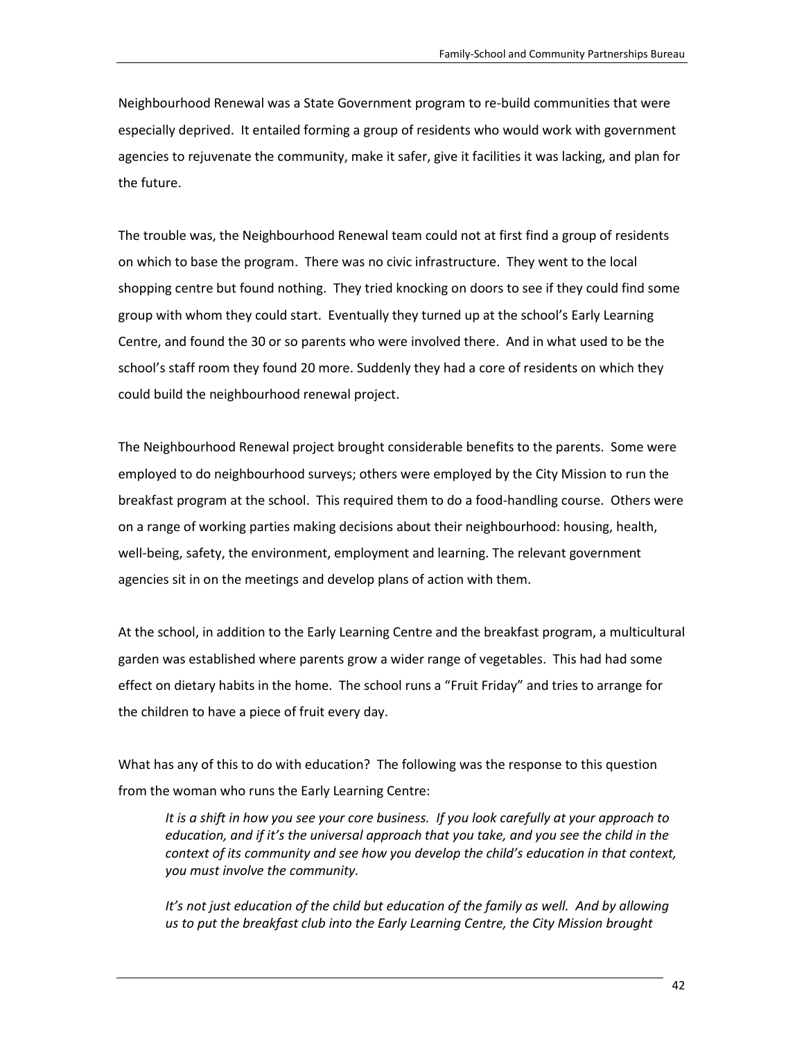Neighbourhood Renewal was a State Government program to re-build communities that were especially deprived. It entailed forming a group of residents who would work with government agencies to rejuvenate the community, make it safer, give it facilities it was lacking, and plan for the future.

The trouble was, the Neighbourhood Renewal team could not at first find a group of residents on which to base the program. There was no civic infrastructure. They went to the local shopping centre but found nothing. They tried knocking on doors to see if they could find some group with whom they could start. Eventually they turned up at the school's Early Learning Centre, and found the 30 or so parents who were involved there. And in what used to be the school's staff room they found 20 more. Suddenly they had a core of residents on which they could build the neighbourhood renewal project.

The Neighbourhood Renewal project brought considerable benefits to the parents. Some were employed to do neighbourhood surveys; others were employed by the City Mission to run the breakfast program at the school. This required them to do a food-handling course. Others were on a range of working parties making decisions about their neighbourhood: housing, health, well-being, safety, the environment, employment and learning. The relevant government agencies sit in on the meetings and develop plans of action with them.

At the school, in addition to the Early Learning Centre and the breakfast program, a multicultural garden was established where parents grow a wider range of vegetables. This had had some effect on dietary habits in the home. The school runs a "Fruit Friday" and tries to arrange for the children to have a piece of fruit every day.

What has any of this to do with education? The following was the response to this question from the woman who runs the Early Learning Centre:

> *It is a shift in how you see your core business. If you look carefully at your approach to education, and if it's the universal approach that you take, and you see the child in the context of its community and see how you develop the child's education in that context, you must involve the community.*
>
> *It's not just education of the child but education of the family as well. And by allowing us to put the breakfast club into the Early Learning Centre, the City Mission brought*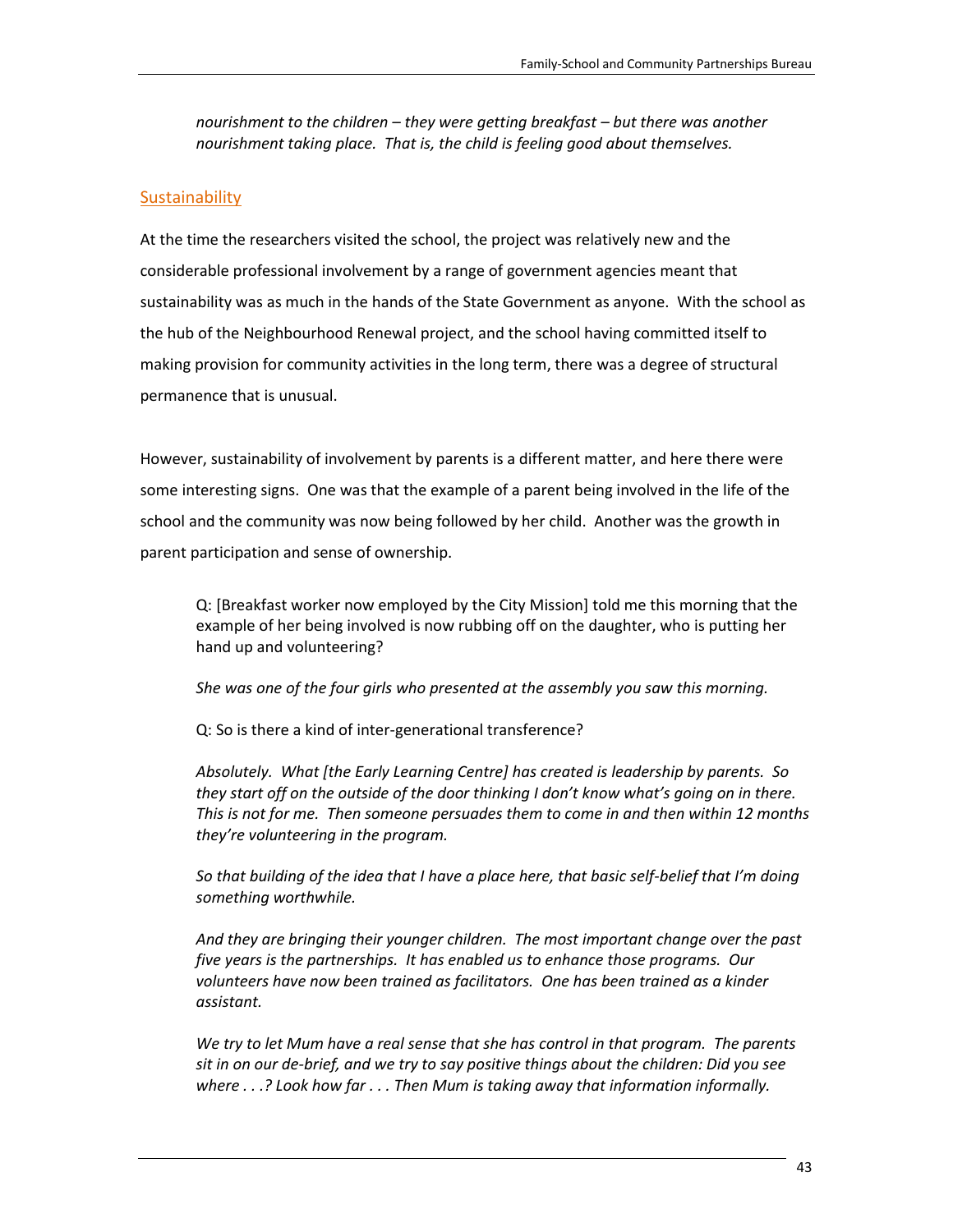*nourishment to the children – they were getting breakfast – but there was another nourishment taking place. That is, the child is feeling good about themselves.*

## Sustainability

At the time the researchers visited the school, the project was relatively new and the considerable professional involvement by a range of government agencies meant that sustainability was as much in the hands of the State Government as anyone. With the school as the hub of the Neighbourhood Renewal project, and the school having committed itself to making provision for community activities in the long term, there was a degree of structural permanence that is unusual.

However, sustainability of involvement by parents is a different matter, and here there were some interesting signs. One was that the example of a parent being involved in the life of the school and the community was now being followed by her child. Another was the growth in parent participation and sense of ownership.

> Q: [Breakfast worker now employed by the City Mission] told me this morning that the example of her being involved is now rubbing off on the daughter, who is putting her hand up and volunteering?
>
> *She was one of the four girls who presented at the assembly you saw this morning.*
>
> Q: So is there a kind of inter-generational transference?
>
> *Absolutely. What [the Early Learning Centre] has created is leadership by parents. So they start off on the outside of the door thinking I don't know what's going on in there. This is not for me. Then someone persuades them to come in and then within 12 months they're volunteering in the program.*
>
> *So that building of the idea that I have a place here, that basic self-belief that I'm doing something worthwhile.*
>
> *And they are bringing their younger children. The most important change over the past five years is the partnerships. It has enabled us to enhance those programs. Our volunteers have now been trained as facilitators. One has been trained as a kinder assistant.*
>
> *We try to let Mum have a real sense that she has control in that program. The parents sit in on our de-brief, and we try to say positive things about the children: Did you see where . . .? Look how far . . . Then Mum is taking away that information informally.*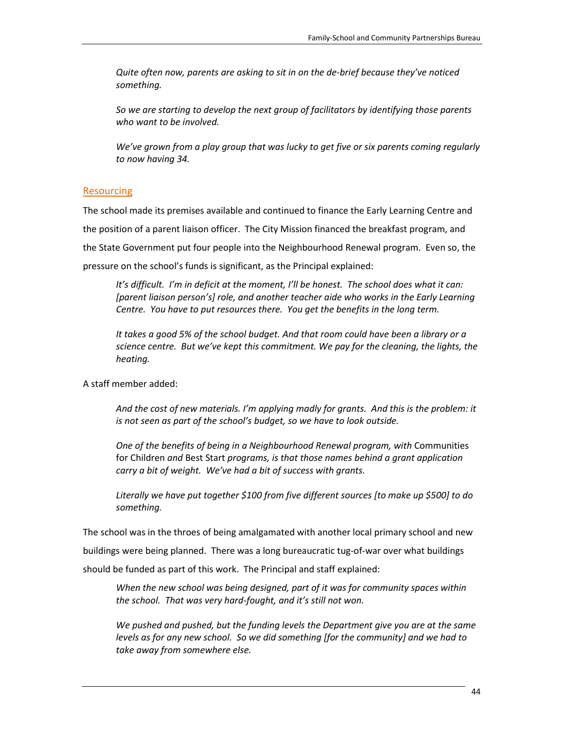> *Quite often now, parents are asking to sit in on the de-brief because they've noticed something.*
>
> *So we are starting to develop the next group of facilitators by identifying those parents who want to be involved.*
>
> *We've grown from a play group that was lucky to get five or six parents coming regularly to now having 34.*

## Resourcing

The school made its premises available and continued to finance the Early Learning Centre and the position of a parent liaison officer. The City Mission financed the breakfast program, and the State Government put four people into the Neighbourhood Renewal program. Even so, the pressure on the school's funds is significant, as the Principal explained:

> *It's difficult. I'm in deficit at the moment, I'll be honest. The school does what it can: [parent liaison person's] role, and another teacher aide who works in the Early Learning Centre. You have to put resources there. You get the benefits in the long term.*
>
> *It takes a good 5% of the school budget. And that room could have been a library or a science centre. But we've kept this commitment. We pay for the cleaning, the lights, the heating.*

A staff member added:

> *And the cost of new materials. I'm applying madly for grants. And this is the problem: it is not seen as part of the school's budget, so we have to look outside.*
>
> *One of the benefits of being in a Neighbourhood Renewal program, with* Communities for Children *and* Best Start *programs, is that those names behind a grant application carry a bit of weight. We've had a bit of success with grants.*
>
> *Literally we have put together $100 from five different sources [to make up $500] to do something.*

The school was in the throes of being amalgamated with another local primary school and new buildings were being planned. There was a long bureaucratic tug-of-war over what buildings should be funded as part of this work. The Principal and staff explained:

> *When the new school was being designed, part of it was for community spaces within the school. That was very hard-fought, and it's still not won.*
>
> *We pushed and pushed, but the funding levels the Department give you are at the same levels as for any new school. So we did something [for the community] and we had to take away from somewhere else.*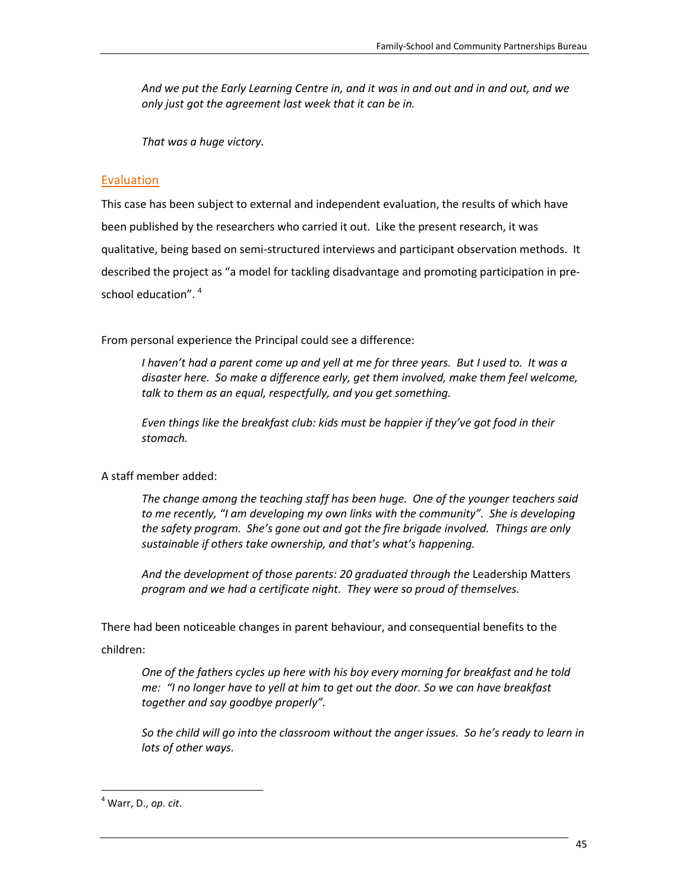*And we put the Early Learning Centre in, and it was in and out and in and out, and we only just got the agreement last week that it can be in.*

*That was a huge victory.*

## Evaluation

This case has been subject to external and independent evaluation, the results of which have been published by the researchers who carried it out. Like the present research, it was qualitative, being based on semi-structured interviews and participant observation methods. It described the project as "a model for tackling disadvantage and promoting participation in pre-school education". [4]

From personal experience the Principal could see a difference:

> *I haven't had a parent come up and yell at me for three years. But I used to. It was a disaster here. So make a difference early, get them involved, make them feel welcome, talk to them as an equal, respectfully, and you get something.*
>
> *Even things like the breakfast club: kids must be happier if they've got food in their stomach.*

A staff member added:

> *The change among the teaching staff has been huge. One of the younger teachers said to me recently, "I am developing my own links with the community". She is developing the safety program. She's gone out and got the fire brigade involved. Things are only sustainable if others take ownership, and that's what's happening.*
>
> *And the development of those parents: 20 graduated through the* Leadership Matters *program and we had a certificate night. They were so proud of themselves.*

There had been noticeable changes in parent behaviour, and consequential benefits to the children:

> *One of the fathers cycles up here with his boy every morning for breakfast and he told me: "I no longer have to yell at him to get out the door. So we can have breakfast together and say goodbye properly".*
>
> *So the child will go into the classroom without the anger issues. So he's ready to learn in lots of other ways.*

---

[4] Warr, D., *op. cit*.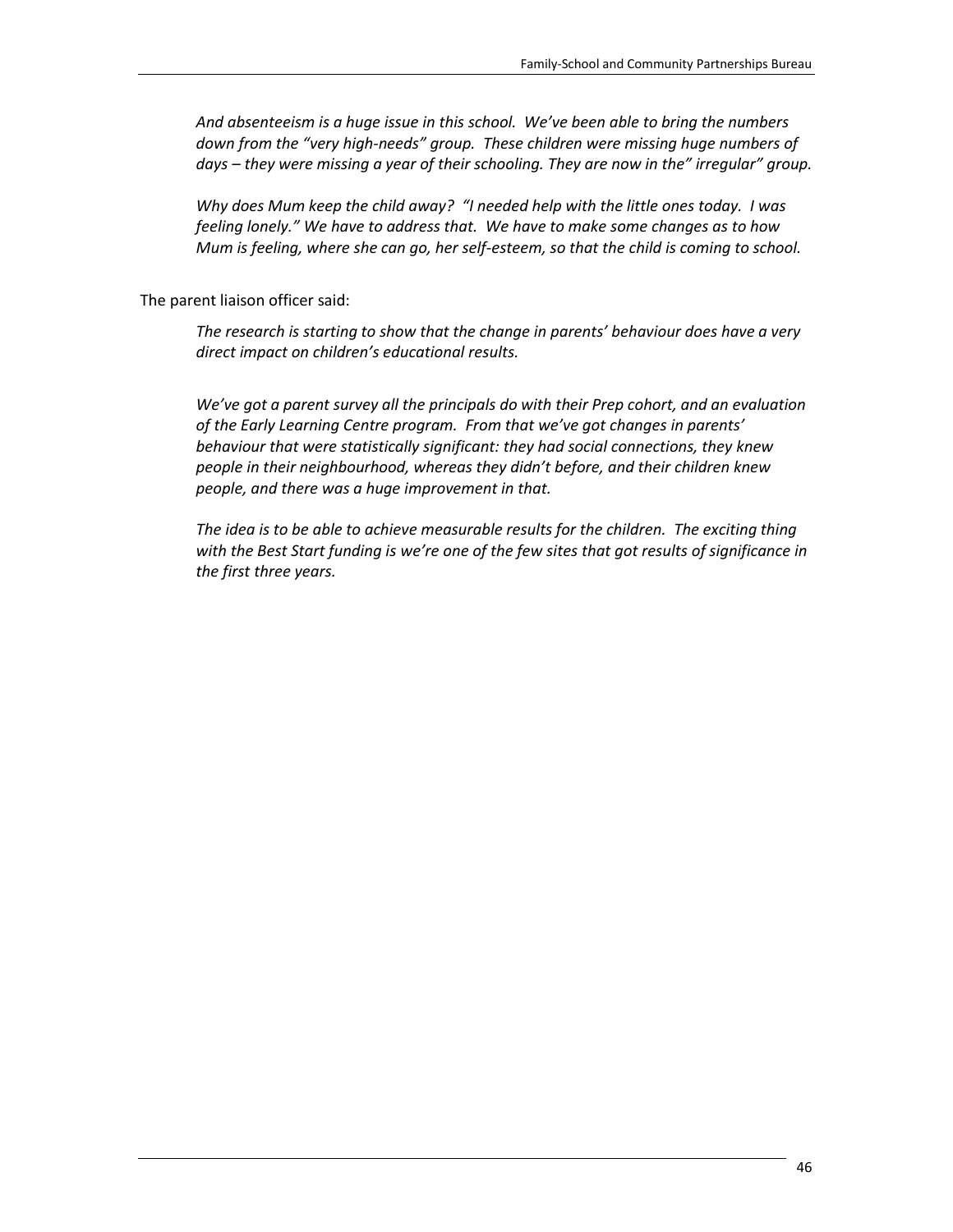*And absenteeism is a huge issue in this school. We've been able to bring the numbers down from the "very high-needs" group. These children were missing huge numbers of days – they were missing a year of their schooling. They are now in the" irregular" group.*

*Why does Mum keep the child away? "I needed help with the little ones today. I was feeling lonely." We have to address that. We have to make some changes as to how Mum is feeling, where she can go, her self-esteem, so that the child is coming to school.*

The parent liaison officer said:

*The research is starting to show that the change in parents' behaviour does have a very direct impact on children's educational results.*

*We've got a parent survey all the principals do with their Prep cohort, and an evaluation of the Early Learning Centre program. From that we've got changes in parents' behaviour that were statistically significant: they had social connections, they knew people in their neighbourhood, whereas they didn't before, and their children knew people, and there was a huge improvement in that.*

*The idea is to be able to achieve measurable results for the children. The exciting thing with the Best Start funding is we're one of the few sites that got results of significance in the first three years.*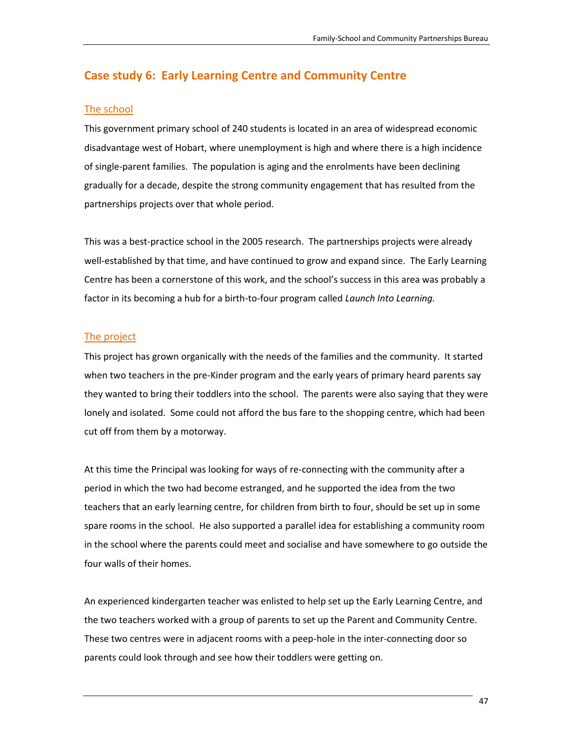## Case study 6: Early Learning Centre and Community Centre

### The school

This government primary school of 240 students is located in an area of widespread economic disadvantage west of Hobart, where unemployment is high and where there is a high incidence of single-parent families. The population is aging and the enrolments have been declining gradually for a decade, despite the strong community engagement that has resulted from the partnerships projects over that whole period.

This was a best-practice school in the 2005 research. The partnerships projects were already well-established by that time, and have continued to grow and expand since. The Early Learning Centre has been a cornerstone of this work, and the school's success in this area was probably a factor in its becoming a hub for a birth-to-four program called *Launch Into Learning.*

### The project

This project has grown organically with the needs of the families and the community. It started when two teachers in the pre-Kinder program and the early years of primary heard parents say they wanted to bring their toddlers into the school. The parents were also saying that they were lonely and isolated. Some could not afford the bus fare to the shopping centre, which had been cut off from them by a motorway.

At this time the Principal was looking for ways of re-connecting with the community after a period in which the two had become estranged, and he supported the idea from the two teachers that an early learning centre, for children from birth to four, should be set up in some spare rooms in the school. He also supported a parallel idea for establishing a community room in the school where the parents could meet and socialise and have somewhere to go outside the four walls of their homes.

An experienced kindergarten teacher was enlisted to help set up the Early Learning Centre, and the two teachers worked with a group of parents to set up the Parent and Community Centre. These two centres were in adjacent rooms with a peep-hole in the inter-connecting door so parents could look through and see how their toddlers were getting on.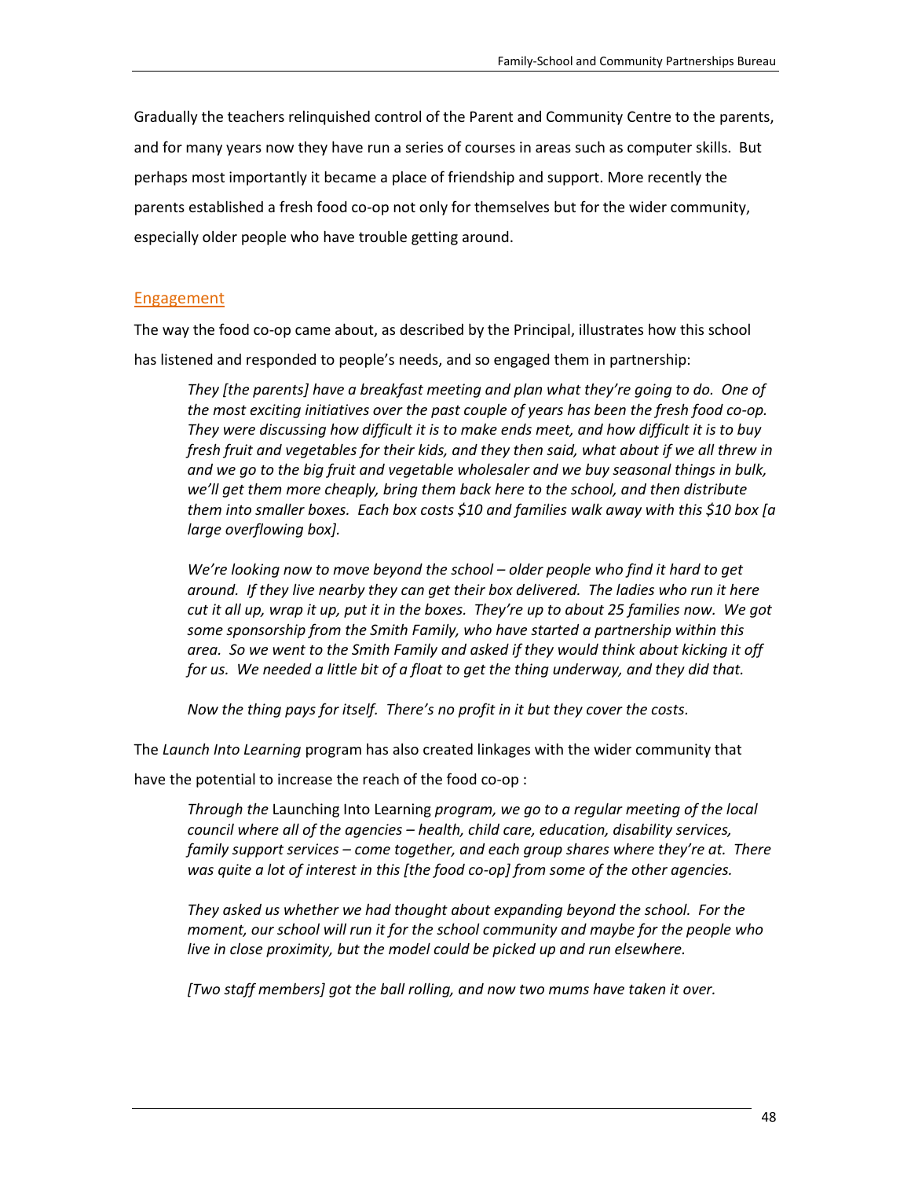Gradually the teachers relinquished control of the Parent and Community Centre to the parents, and for many years now they have run a series of courses in areas such as computer skills. But perhaps most importantly it became a place of friendship and support. More recently the parents established a fresh food co-op not only for themselves but for the wider community, especially older people who have trouble getting around.

## Engagement

The way the food co-op came about, as described by the Principal, illustrates how this school has listened and responded to people's needs, and so engaged them in partnership:

> *They [the parents] have a breakfast meeting and plan what they're going to do. One of the most exciting initiatives over the past couple of years has been the fresh food co-op. They were discussing how difficult it is to make ends meet, and how difficult it is to buy fresh fruit and vegetables for their kids, and they then said, what about if we all threw in and we go to the big fruit and vegetable wholesaler and we buy seasonal things in bulk, we'll get them more cheaply, bring them back here to the school, and then distribute them into smaller boxes. Each box costs $10 and families walk away with this $10 box [a large overflowing box].*
>
> *We're looking now to move beyond the school – older people who find it hard to get around. If they live nearby they can get their box delivered. The ladies who run it here cut it all up, wrap it up, put it in the boxes. They're up to about 25 families now. We got some sponsorship from the Smith Family, who have started a partnership within this area. So we went to the Smith Family and asked if they would think about kicking it off for us. We needed a little bit of a float to get the thing underway, and they did that.*
>
> *Now the thing pays for itself. There's no profit in it but they cover the costs.*

The *Launch Into Learning* program has also created linkages with the wider community that have the potential to increase the reach of the food co-op :

> *Through the* Launching Into Learning *program, we go to a regular meeting of the local council where all of the agencies – health, child care, education, disability services, family support services – come together, and each group shares where they're at. There was quite a lot of interest in this [the food co-op] from some of the other agencies.*
>
> *They asked us whether we had thought about expanding beyond the school. For the moment, our school will run it for the school community and maybe for the people who live in close proximity, but the model could be picked up and run elsewhere.*
>
> *[Two staff members] got the ball rolling, and now two mums have taken it over.*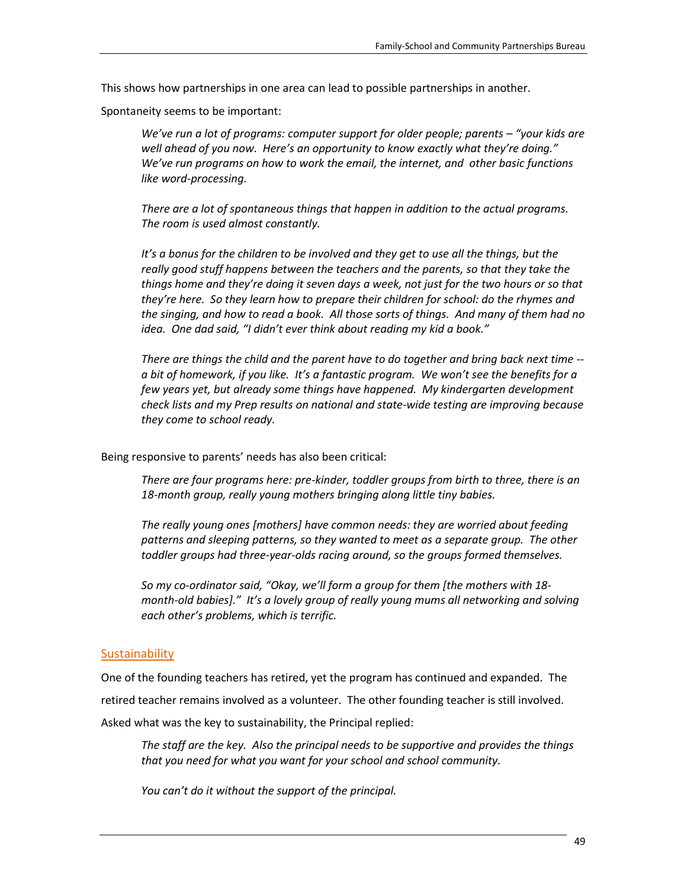This shows how partnerships in one area can lead to possible partnerships in another.

Spontaneity seems to be important:

> *We've run a lot of programs: computer support for older people; parents – "your kids are well ahead of you now. Here's an opportunity to know exactly what they're doing." We've run programs on how to work the email, the internet, and other basic functions like word-processing.*
>
> *There are a lot of spontaneous things that happen in addition to the actual programs. The room is used almost constantly.*
>
> *It's a bonus for the children to be involved and they get to use all the things, but the really good stuff happens between the teachers and the parents, so that they take the things home and they're doing it seven days a week, not just for the two hours or so that they're here. So they learn how to prepare their children for school: do the rhymes and the singing, and how to read a book. All those sorts of things. And many of them had no idea. One dad said, "I didn't ever think about reading my kid a book."*
>
> *There are things the child and the parent have to do together and bring back next time -- a bit of homework, if you like. It's a fantastic program. We won't see the benefits for a few years yet, but already some things have happened. My kindergarten development check lists and my Prep results on national and state-wide testing are improving because they come to school ready.*

Being responsive to parents' needs has also been critical:

> *There are four programs here: pre-kinder, toddler groups from birth to three, there is an 18-month group, really young mothers bringing along little tiny babies.*
>
> *The really young ones [mothers] have common needs: they are worried about feeding patterns and sleeping patterns, so they wanted to meet as a separate group. The other toddler groups had three-year-olds racing around, so the groups formed themselves.*
>
> *So my co-ordinator said, "Okay, we'll form a group for them [the mothers with 18-month-old babies]." It's a lovely group of really young mums all networking and solving each other's problems, which is terrific.*

## Sustainability

One of the founding teachers has retired, yet the program has continued and expanded. The retired teacher remains involved as a volunteer. The other founding teacher is still involved. Asked what was the key to sustainability, the Principal replied:

> *The staff are the key. Also the principal needs to be supportive and provides the things that you need for what you want for your school and school community.*
>
> *You can't do it without the support of the principal.*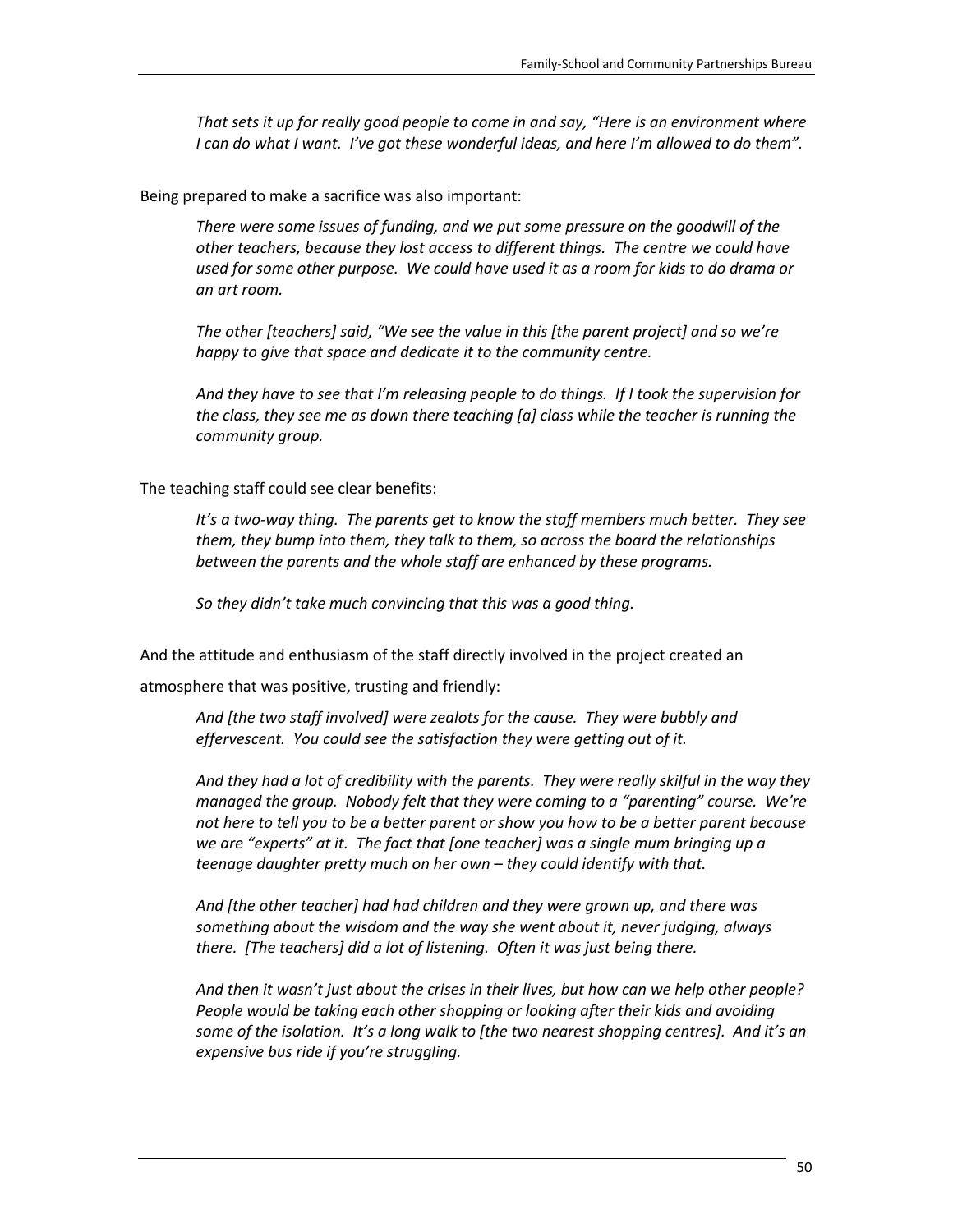*That sets it up for really good people to come in and say, "Here is an environment where I can do what I want. I've got these wonderful ideas, and here I'm allowed to do them".*

Being prepared to make a sacrifice was also important:

> *There were some issues of funding, and we put some pressure on the goodwill of the other teachers, because they lost access to different things. The centre we could have used for some other purpose. We could have used it as a room for kids to do drama or an art room.*
>
> *The other [teachers] said, "We see the value in this [the parent project] and so we're happy to give that space and dedicate it to the community centre.*
>
> *And they have to see that I'm releasing people to do things. If I took the supervision for the class, they see me as down there teaching [a] class while the teacher is running the community group.*

The teaching staff could see clear benefits:

> *It's a two-way thing. The parents get to know the staff members much better. They see them, they bump into them, they talk to them, so across the board the relationships between the parents and the whole staff are enhanced by these programs.*
>
> *So they didn't take much convincing that this was a good thing.*

And the attitude and enthusiasm of the staff directly involved in the project created an atmosphere that was positive, trusting and friendly:

> *And [the two staff involved] were zealots for the cause. They were bubbly and effervescent. You could see the satisfaction they were getting out of it.*
>
> *And they had a lot of credibility with the parents. They were really skilful in the way they managed the group. Nobody felt that they were coming to a "parenting" course. We're not here to tell you to be a better parent or show you how to be a better parent because we are "experts" at it. The fact that [one teacher] was a single mum bringing up a teenage daughter pretty much on her own – they could identify with that.*
>
> *And [the other teacher] had had children and they were grown up, and there was something about the wisdom and the way she went about it, never judging, always there. [The teachers] did a lot of listening. Often it was just being there.*
>
> *And then it wasn't just about the crises in their lives, but how can we help other people? People would be taking each other shopping or looking after their kids and avoiding some of the isolation. It's a long walk to [the two nearest shopping centres]. And it's an expensive bus ride if you're struggling.*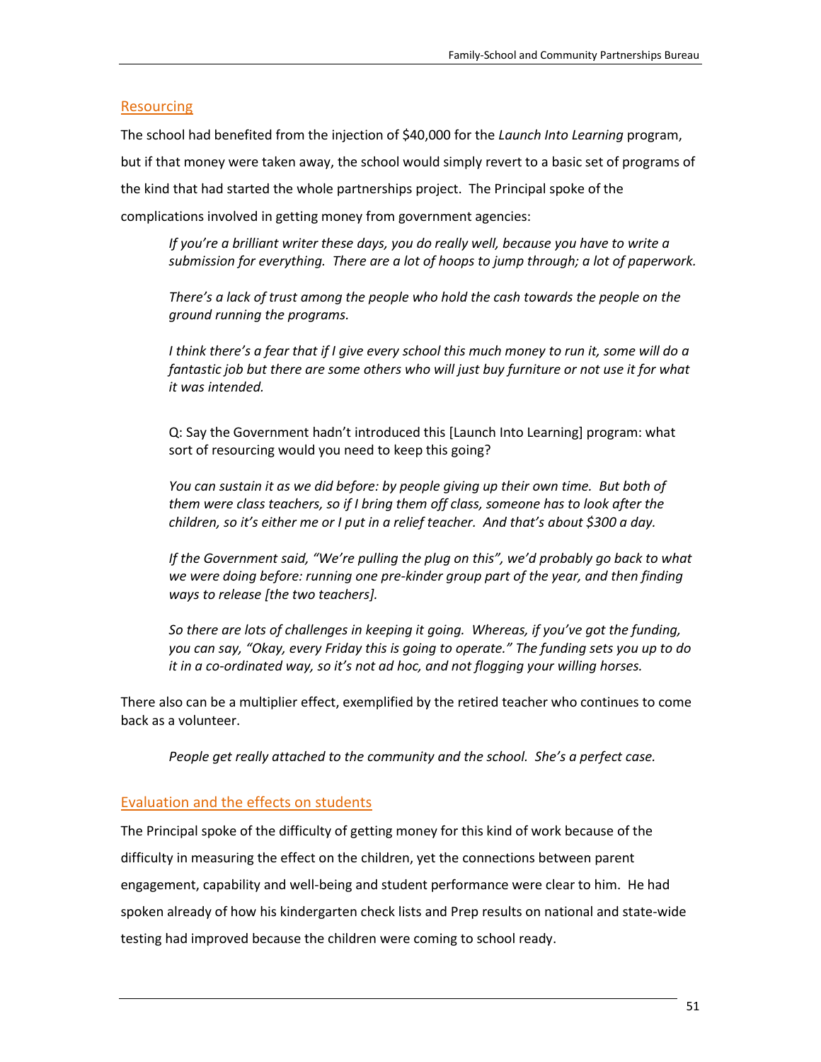## Resourcing

The school had benefited from the injection of $40,000 for the *Launch Into Learning* program, but if that money were taken away, the school would simply revert to a basic set of programs of the kind that had started the whole partnerships project. The Principal spoke of the complications involved in getting money from government agencies:

> *If you're a brilliant writer these days, you do really well, because you have to write a submission for everything. There are a lot of hoops to jump through; a lot of paperwork.*
>
> *There's a lack of trust among the people who hold the cash towards the people on the ground running the programs.*
>
> *I think there's a fear that if I give every school this much money to run it, some will do a fantastic job but there are some others who will just buy furniture or not use it for what it was intended.*
>
> Q: Say the Government hadn't introduced this [Launch Into Learning] program: what sort of resourcing would you need to keep this going?
>
> *You can sustain it as we did before: by people giving up their own time. But both of them were class teachers, so if I bring them off class, someone has to look after the children, so it's either me or I put in a relief teacher. And that's about $300 a day.*
>
> *If the Government said, "We're pulling the plug on this", we'd probably go back to what we were doing before: running one pre-kinder group part of the year, and then finding ways to release [the two teachers].*
>
> *So there are lots of challenges in keeping it going. Whereas, if you've got the funding, you can say, "Okay, every Friday this is going to operate." The funding sets you up to do it in a co-ordinated way, so it's not ad hoc, and not flogging your willing horses.*

There also can be a multiplier effect, exemplified by the retired teacher who continues to come back as a volunteer.

> *People get really attached to the community and the school. She's a perfect case.*

## Evaluation and the effects on students

The Principal spoke of the difficulty of getting money for this kind of work because of the difficulty in measuring the effect on the children, yet the connections between parent engagement, capability and well-being and student performance were clear to him. He had spoken already of how his kindergarten check lists and Prep results on national and state-wide testing had improved because the children were coming to school ready.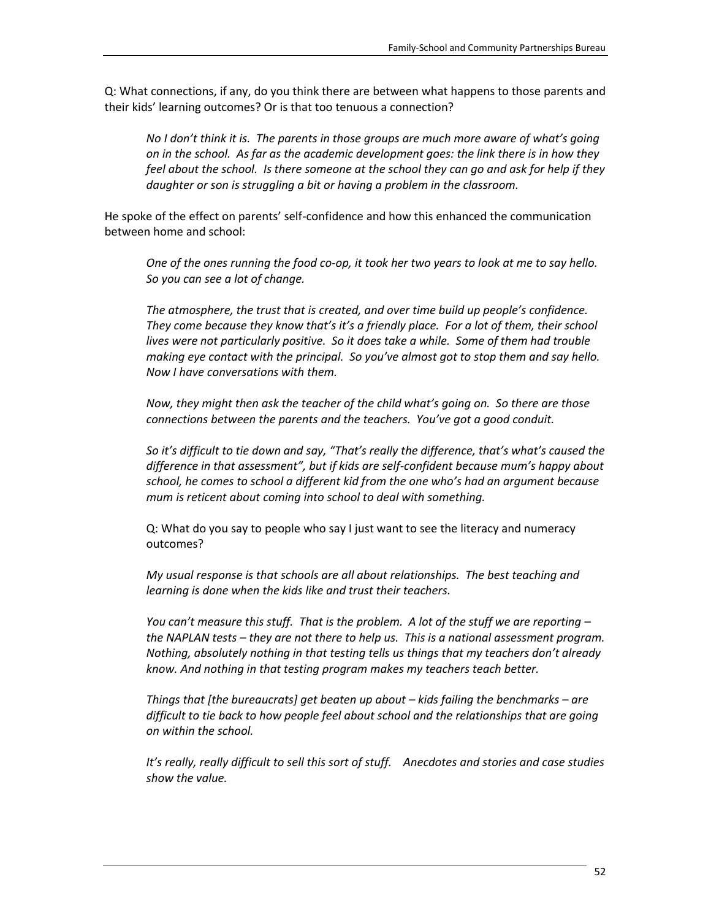Q: What connections, if any, do you think there are between what happens to those parents and their kids' learning outcomes? Or is that too tenuous a connection?

> *No I don't think it is. The parents in those groups are much more aware of what's going on in the school. As far as the academic development goes: the link there is in how they feel about the school. Is there someone at the school they can go and ask for help if they daughter or son is struggling a bit or having a problem in the classroom.*

He spoke of the effect on parents' self-confidence and how this enhanced the communication between home and school:

> *One of the ones running the food co-op, it took her two years to look at me to say hello. So you can see a lot of change.*
>
> *The atmosphere, the trust that is created, and over time build up people's confidence. They come because they know that's it's a friendly place. For a lot of them, their school lives were not particularly positive. So it does take a while. Some of them had trouble making eye contact with the principal. So you've almost got to stop them and say hello. Now I have conversations with them.*
>
> *Now, they might then ask the teacher of the child what's going on. So there are those connections between the parents and the teachers. You've got a good conduit.*
>
> *So it's difficult to tie down and say, "That's really the difference, that's what's caused the difference in that assessment", but if kids are self-confident because mum's happy about school, he comes to school a different kid from the one who's had an argument because mum is reticent about coming into school to deal with something.*
>
> Q: What do you say to people who say I just want to see the literacy and numeracy outcomes?
>
> *My usual response is that schools are all about relationships. The best teaching and learning is done when the kids like and trust their teachers.*
>
> *You can't measure this stuff. That is the problem. A lot of the stuff we are reporting – the NAPLAN tests – they are not there to help us. This is a national assessment program. Nothing, absolutely nothing in that testing tells us things that my teachers don't already know. And nothing in that testing program makes my teachers teach better.*
>
> *Things that [the bureaucrats] get beaten up about – kids failing the benchmarks – are difficult to tie back to how people feel about school and the relationships that are going on within the school.*
>
> *It's really, really difficult to sell this sort of stuff. Anecdotes and stories and case studies show the value.*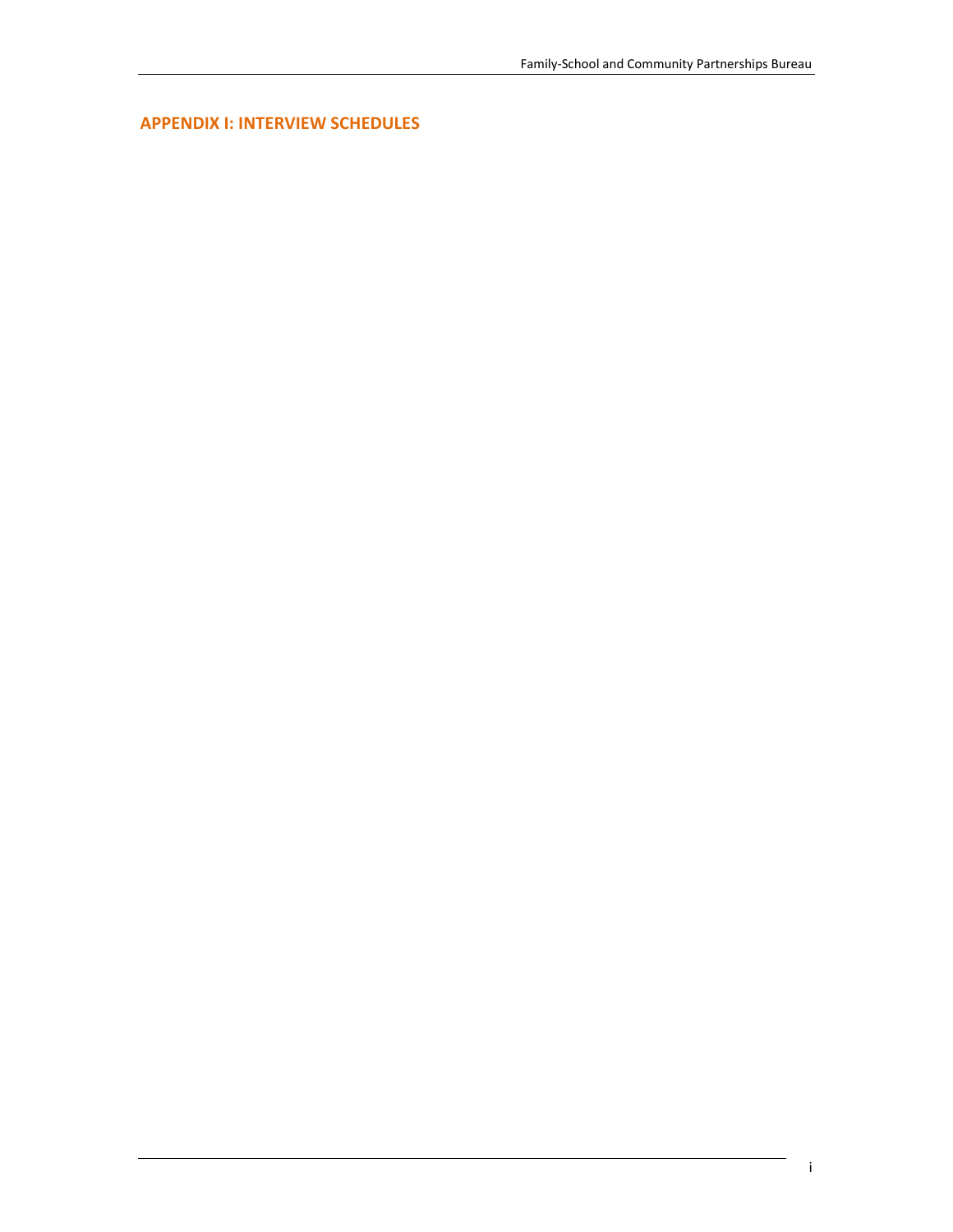## APPENDIX I: INTERVIEW SCHEDULES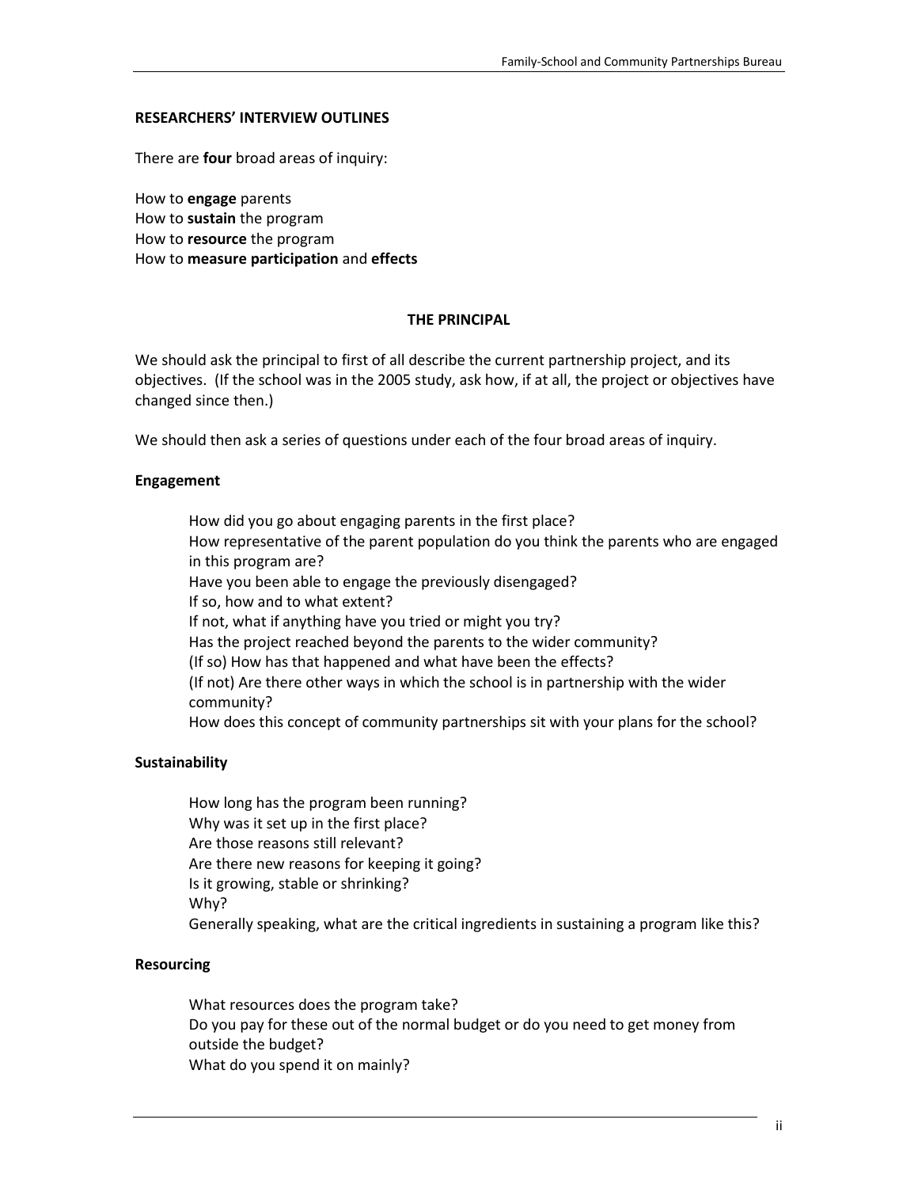## RESEARCHERS' INTERVIEW OUTLINES

There are **four** broad areas of inquiry:

How to **engage** parents
How to **sustain** the program
How to **resource** the program
How to **measure participation** and **effects**

### THE PRINCIPAL

We should ask the principal to first of all describe the current partnership project, and its objectives. (If the school was in the 2005 study, ask how, if at all, the project or objectives have changed since then.)

We should then ask a series of questions under each of the four broad areas of inquiry.

#### Engagement

How did you go about engaging parents in the first place?
How representative of the parent population do you think the parents who are engaged in this program are?
Have you been able to engage the previously disengaged?
If so, how and to what extent?
If not, what if anything have you tried or might you try?
Has the project reached beyond the parents to the wider community?
(If so) How has that happened and what have been the effects?
(If not) Are there other ways in which the school is in partnership with the wider community?
How does this concept of community partnerships sit with your plans for the school?

#### Sustainability

How long has the program been running?
Why was it set up in the first place?
Are those reasons still relevant?
Are there new reasons for keeping it going?
Is it growing, stable or shrinking?
Why?
Generally speaking, what are the critical ingredients in sustaining a program like this?

#### Resourcing

What resources does the program take?
Do you pay for these out of the normal budget or do you need to get money from outside the budget?
What do you spend it on mainly?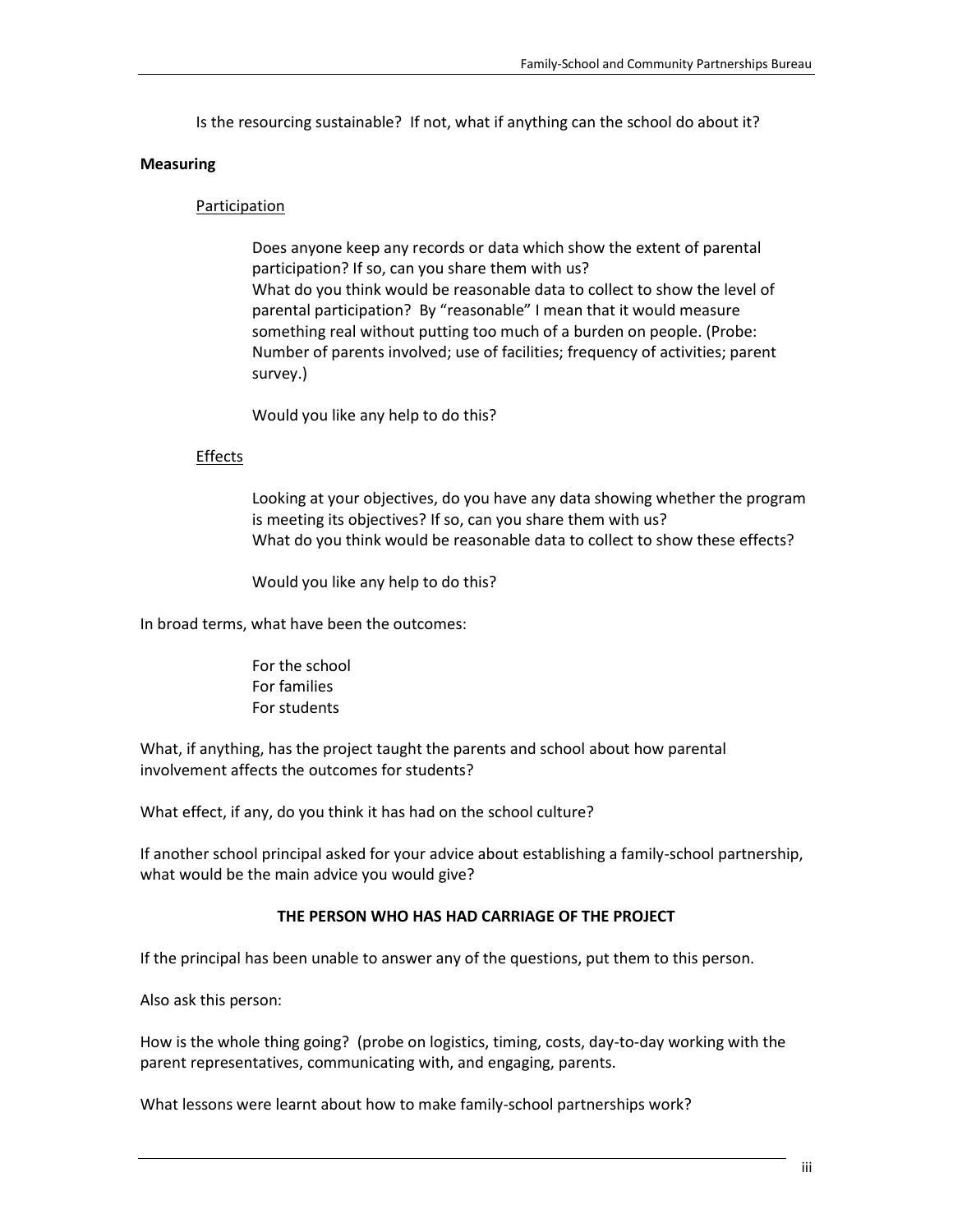Is the resourcing sustainable? If not, what if anything can the school do about it?

**Measuring**

Participation

Does anyone keep any records or data which show the extent of parental participation? If so, can you share them with us?
What do you think would be reasonable data to collect to show the level of parental participation? By "reasonable" I mean that it would measure something real without putting too much of a burden on people. (Probe: Number of parents involved; use of facilities; frequency of activities; parent survey.)

Would you like any help to do this?

Effects

Looking at your objectives, do you have any data showing whether the program is meeting its objectives? If so, can you share them with us?
What do you think would be reasonable data to collect to show these effects?

Would you like any help to do this?

In broad terms, what have been the outcomes:

For the school
For families
For students

What, if anything, has the project taught the parents and school about how parental involvement affects the outcomes for students?

What effect, if any, do you think it has had on the school culture?

If another school principal asked for your advice about establishing a family-school partnership, what would be the main advice you would give?

**THE PERSON WHO HAS HAD CARRIAGE OF THE PROJECT**

If the principal has been unable to answer any of the questions, put them to this person.

Also ask this person:

How is the whole thing going? (probe on logistics, timing, costs, day-to-day working with the parent representatives, communicating with, and engaging, parents.

What lessons were learnt about how to make family-school partnerships work?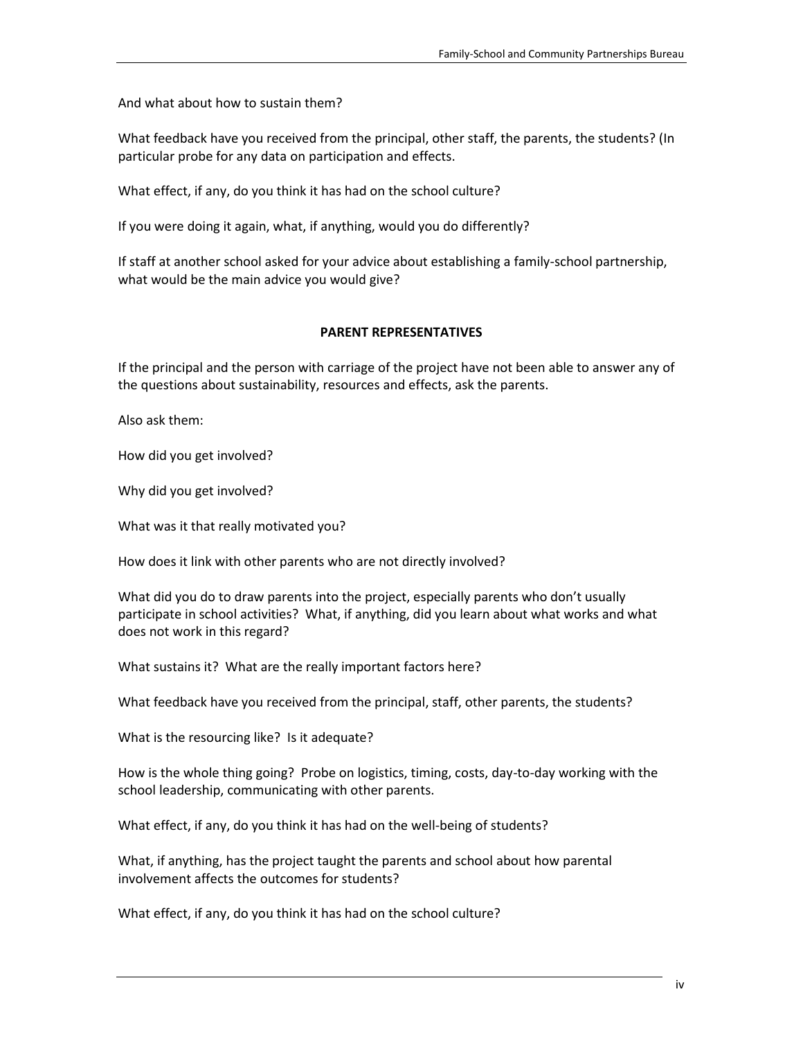And what about how to sustain them?

What feedback have you received from the principal, other staff, the parents, the students? (In particular probe for any data on participation and effects.

What effect, if any, do you think it has had on the school culture?

If you were doing it again, what, if anything, would you do differently?

If staff at another school asked for your advice about establishing a family-school partnership, what would be the main advice you would give?

**PARENT REPRESENTATIVES**

If the principal and the person with carriage of the project have not been able to answer any of the questions about sustainability, resources and effects, ask the parents.

Also ask them:

How did you get involved?

Why did you get involved?

What was it that really motivated you?

How does it link with other parents who are not directly involved?

What did you do to draw parents into the project, especially parents who don't usually participate in school activities? What, if anything, did you learn about what works and what does not work in this regard?

What sustains it? What are the really important factors here?

What feedback have you received from the principal, staff, other parents, the students?

What is the resourcing like? Is it adequate?

How is the whole thing going? Probe on logistics, timing, costs, day-to-day working with the school leadership, communicating with other parents.

What effect, if any, do you think it has had on the well-being of students?

What, if anything, has the project taught the parents and school about how parental involvement affects the outcomes for students?

What effect, if any, do you think it has had on the school culture?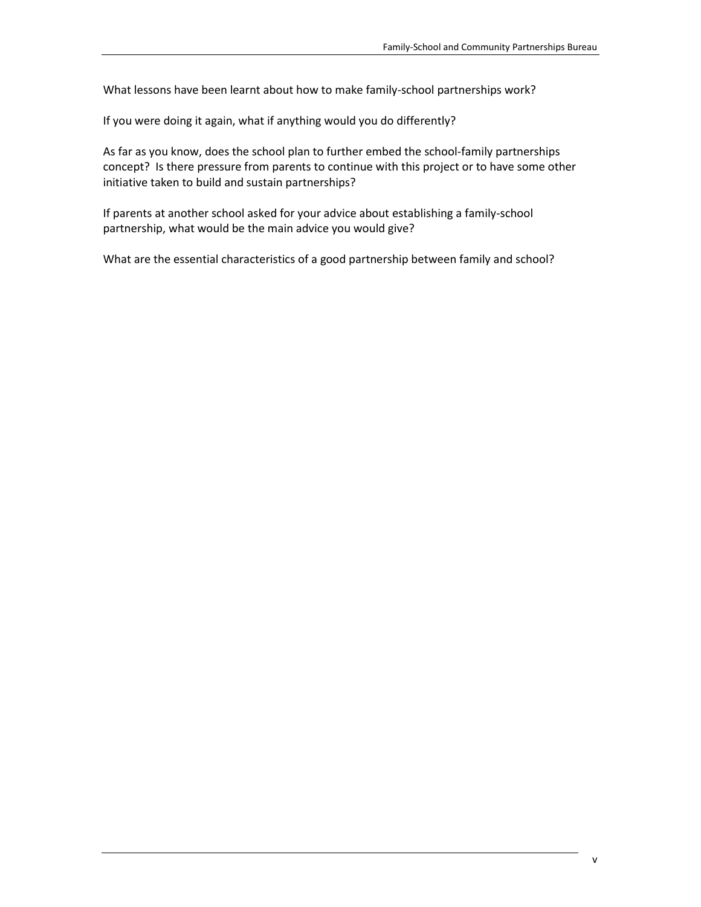What lessons have been learnt about how to make family-school partnerships work?

If you were doing it again, what if anything would you do differently?

As far as you know, does the school plan to further embed the school-family partnerships concept? Is there pressure from parents to continue with this project or to have some other initiative taken to build and sustain partnerships?

If parents at another school asked for your advice about establishing a family-school partnership, what would be the main advice you would give?

What are the essential characteristics of a good partnership between family and school?